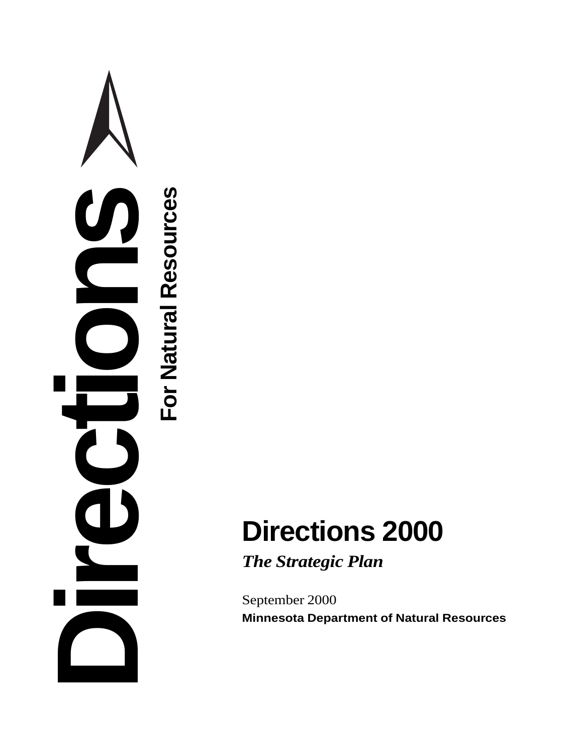Directions

For Natural Resources

# Directions 2000

***The Strategic Plan***

September 2000

**Minnesota Department of Natural Resources**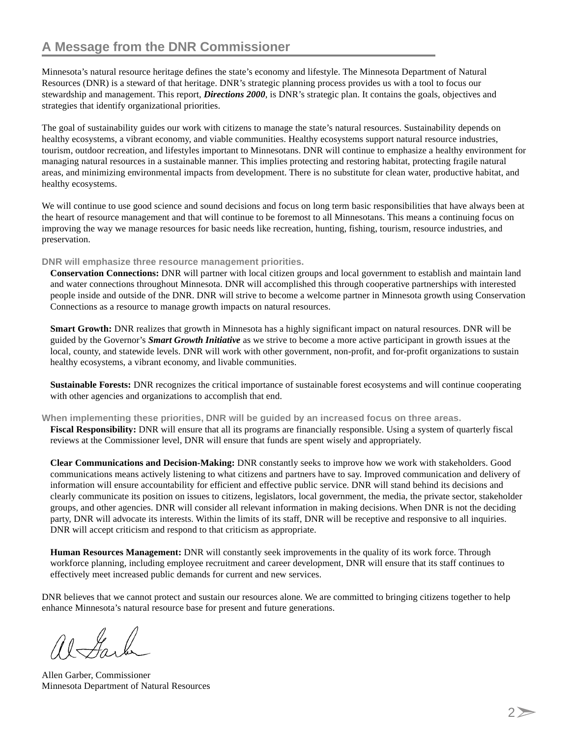## A Message from the DNR Commissioner

Minnesota's natural resource heritage defines the state's economy and lifestyle. The Minnesota Department of Natural Resources (DNR) is a steward of that heritage. DNR's strategic planning process provides us with a tool to focus our stewardship and management. This report, ***Directions 2000***, is DNR's strategic plan. It contains the goals, objectives and strategies that identify organizational priorities.

The goal of sustainability guides our work with citizens to manage the state's natural resources. Sustainability depends on healthy ecosystems, a vibrant economy, and viable communities. Healthy ecosystems support natural resource industries, tourism, outdoor recreation, and lifestyles important to Minnesotans. DNR will continue to emphasize a healthy environment for managing natural resources in a sustainable manner. This implies protecting and restoring habitat, protecting fragile natural areas, and minimizing environmental impacts from development. There is no substitute for clean water, productive habitat, and healthy ecosystems.

We will continue to use good science and sound decisions and focus on long term basic responsibilities that have always been at the heart of resource management and that will continue to be foremost to all Minnesotans. This means a continuing focus on improving the way we manage resources for basic needs like recreation, hunting, fishing, tourism, resource industries, and preservation.

### DNR will emphasize three resource management priorities.

**Conservation Connections:** DNR will partner with local citizen groups and local government to establish and maintain land and water connections throughout Minnesota. DNR will accomplished this through cooperative partnerships with interested people inside and outside of the DNR. DNR will strive to become a welcome partner in Minnesota growth using Conservation Connections as a resource to manage growth impacts on natural resources.

**Smart Growth:** DNR realizes that growth in Minnesota has a highly significant impact on natural resources. DNR will be guided by the Governor's ***Smart Growth Initiative*** as we strive to become a more active participant in growth issues at the local, county, and statewide levels. DNR will work with other government, non-profit, and for-profit organizations to sustain healthy ecosystems, a vibrant economy, and livable communities.

**Sustainable Forests:** DNR recognizes the critical importance of sustainable forest ecosystems and will continue cooperating with other agencies and organizations to accomplish that end.

### When implementing these priorities, DNR will be guided by an increased focus on three areas.

**Fiscal Responsibility:** DNR will ensure that all its programs are financially responsible. Using a system of quarterly fiscal reviews at the Commissioner level, DNR will ensure that funds are spent wisely and appropriately.

**Clear Communications and Decision-Making:** DNR constantly seeks to improve how we work with stakeholders. Good communications means actively listening to what citizens and partners have to say. Improved communication and delivery of information will ensure accountability for efficient and effective public service. DNR will stand behind its decisions and clearly communicate its position on issues to citizens, legislators, local government, the media, the private sector, stakeholder groups, and other agencies. DNR will consider all relevant information in making decisions. When DNR is not the deciding party, DNR will advocate its interests. Within the limits of its staff, DNR will be receptive and responsive to all inquiries. DNR will accept criticism and respond to that criticism as appropriate.

**Human Resources Management:** DNR will constantly seek improvements in the quality of its work force. Through workforce planning, including employee recruitment and career development, DNR will ensure that its staff continues to effectively meet increased public demands for current and new services.

DNR believes that we cannot protect and sustain our resources alone. We are committed to bringing citizens together to help enhance Minnesota's natural resource base for present and future generations.

Allen Garber, Commissioner
Minnesota Department of Natural Resources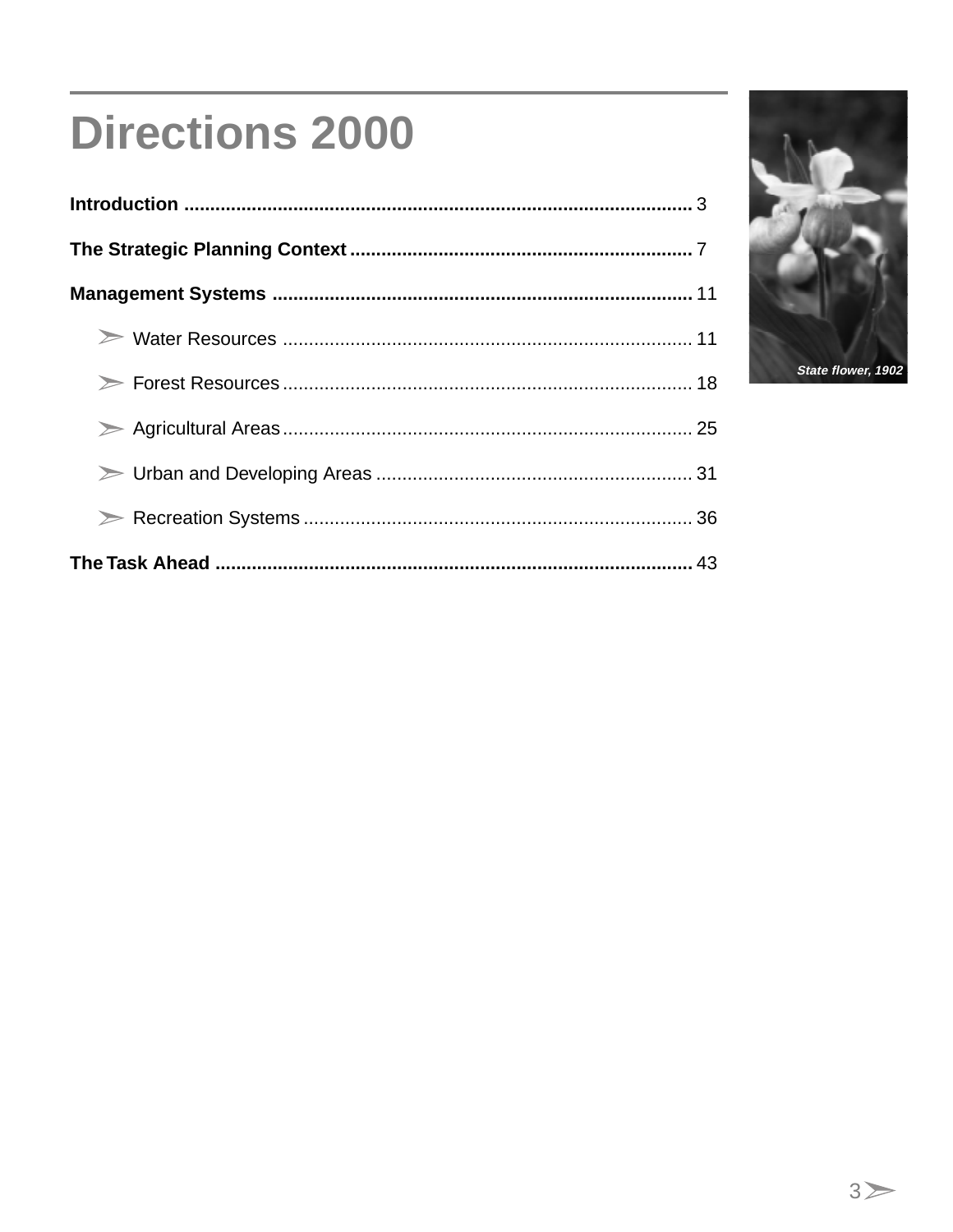# Directions 2000

**Introduction** .......... 3

**The Strategic Planning Context** .......... 7

**Management Systems** .......... 11

- Water Resources .......... 11
- Forest Resources .......... 18
- Agricultural Areas .......... 25
- Urban and Developing Areas .......... 31
- Recreation Systems .......... 36

**The Task Ahead** .......... 43

*State flower, 1902*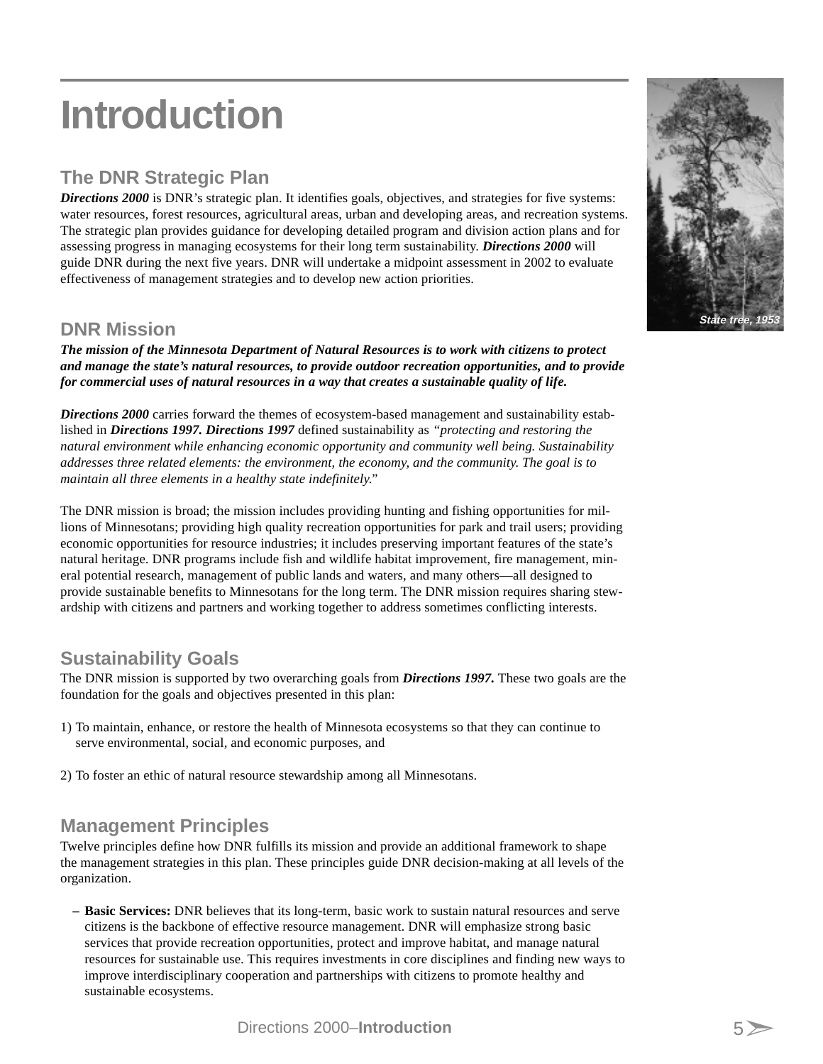# Introduction

## The DNR Strategic Plan

***Directions 2000*** is DNR's strategic plan. It identifies goals, objectives, and strategies for five systems: water resources, forest resources, agricultural areas, urban and developing areas, and recreation systems. The strategic plan provides guidance for developing detailed program and division action plans and for assessing progress in managing ecosystems for their long term sustainability. ***Directions 2000*** will guide DNR during the next five years. DNR will undertake a midpoint assessment in 2002 to evaluate effectiveness of management strategies and to develop new action priorities.

State tree, 1953

## DNR Mission

***The mission of the Minnesota Department of Natural Resources is to work with citizens to protect and manage the state's natural resources, to provide outdoor recreation opportunities, and to provide for commercial uses of natural resources in a way that creates a sustainable quality of life.***

***Directions 2000*** carries forward the themes of ecosystem-based management and sustainability established in ***Directions 1997. Directions 1997*** defined sustainability as *"protecting and restoring the natural environment while enhancing economic opportunity and community well being. Sustainability addresses three related elements: the environment, the economy, and the community. The goal is to maintain all three elements in a healthy state indefinitely."*

The DNR mission is broad; the mission includes providing hunting and fishing opportunities for millions of Minnesotans; providing high quality recreation opportunities for park and trail users; providing economic opportunities for resource industries; it includes preserving important features of the state's natural heritage. DNR programs include fish and wildlife habitat improvement, fire management, mineral potential research, management of public lands and waters, and many others—all designed to provide sustainable benefits to Minnesotans for the long term. The DNR mission requires sharing stewardship with citizens and partners and working together to address sometimes conflicting interests.

## Sustainability Goals

The DNR mission is supported by two overarching goals from ***Directions 1997.*** These two goals are the foundation for the goals and objectives presented in this plan:

1) To maintain, enhance, or restore the health of Minnesota ecosystems so that they can continue to serve environmental, social, and economic purposes, and

2) To foster an ethic of natural resource stewardship among all Minnesotans.

## Management Principles

Twelve principles define how DNR fulfills its mission and provide an additional framework to shape the management strategies in this plan. These principles guide DNR decision-making at all levels of the organization.

- **Basic Services:** DNR believes that its long-term, basic work to sustain natural resources and serve citizens is the backbone of effective resource management. DNR will emphasize strong basic services that provide recreation opportunities, protect and improve habitat, and manage natural resources for sustainable use. This requires investments in core disciplines and finding new ways to improve interdisciplinary cooperation and partnerships with citizens to promote healthy and sustainable ecosystems.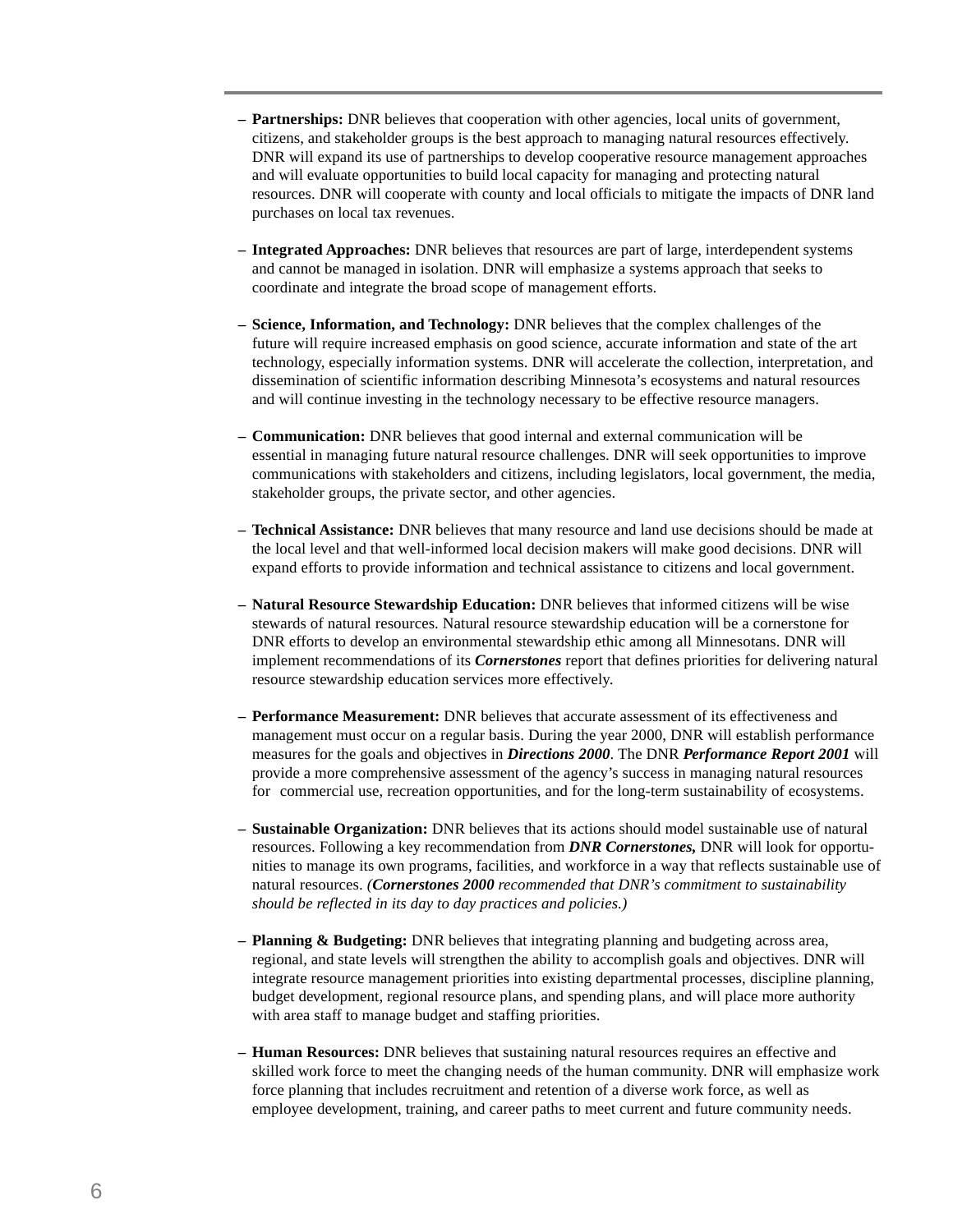- **Partnerships:** DNR believes that cooperation with other agencies, local units of government, citizens, and stakeholder groups is the best approach to managing natural resources effectively. DNR will expand its use of partnerships to develop cooperative resource management approaches and will evaluate opportunities to build local capacity for managing and protecting natural resources. DNR will cooperate with county and local officials to mitigate the impacts of DNR land purchases on local tax revenues.

- **Integrated Approaches:** DNR believes that resources are part of large, interdependent systems and cannot be managed in isolation. DNR will emphasize a systems approach that seeks to coordinate and integrate the broad scope of management efforts.

- **Science, Information, and Technology:** DNR believes that the complex challenges of the future will require increased emphasis on good science, accurate information and state of the art technology, especially information systems. DNR will accelerate the collection, interpretation, and dissemination of scientific information describing Minnesota's ecosystems and natural resources and will continue investing in the technology necessary to be effective resource managers.

- **Communication:** DNR believes that good internal and external communication will be essential in managing future natural resource challenges. DNR will seek opportunities to improve communications with stakeholders and citizens, including legislators, local government, the media, stakeholder groups, the private sector, and other agencies.

- **Technical Assistance:** DNR believes that many resource and land use decisions should be made at the local level and that well-informed local decision makers will make good decisions. DNR will expand efforts to provide information and technical assistance to citizens and local government.

- **Natural Resource Stewardship Education:** DNR believes that informed citizens will be wise stewards of natural resources. Natural resource stewardship education will be a cornerstone for DNR efforts to develop an environmental stewardship ethic among all Minnesotans. DNR will implement recommendations of its ***Cornerstones*** report that defines priorities for delivering natural resource stewardship education services more effectively.

- **Performance Measurement:** DNR believes that accurate assessment of its effectiveness and management must occur on a regular basis. During the year 2000, DNR will establish performance measures for the goals and objectives in ***Directions 2000***. The DNR ***Performance Report 2001*** will provide a more comprehensive assessment of the agency's success in managing natural resources for commercial use, recreation opportunities, and for the long-term sustainability of ecosystems.

- **Sustainable Organization:** DNR believes that its actions should model sustainable use of natural resources. Following a key recommendation from ***DNR Cornerstones,*** DNR will look for opportunities to manage its own programs, facilities, and workforce in a way that reflects sustainable use of natural resources. *(**Cornerstones 2000** recommended that DNR's commitment to sustainability should be reflected in its day to day practices and policies.)*

- **Planning & Budgeting:** DNR believes that integrating planning and budgeting across area, regional, and state levels will strengthen the ability to accomplish goals and objectives. DNR will integrate resource management priorities into existing departmental processes, discipline planning, budget development, regional resource plans, and spending plans, and will place more authority with area staff to manage budget and staffing priorities.

- **Human Resources:** DNR believes that sustaining natural resources requires an effective and skilled work force to meet the changing needs of the human community. DNR will emphasize work force planning that includes recruitment and retention of a diverse work force, as well as employee development, training, and career paths to meet current and future community needs.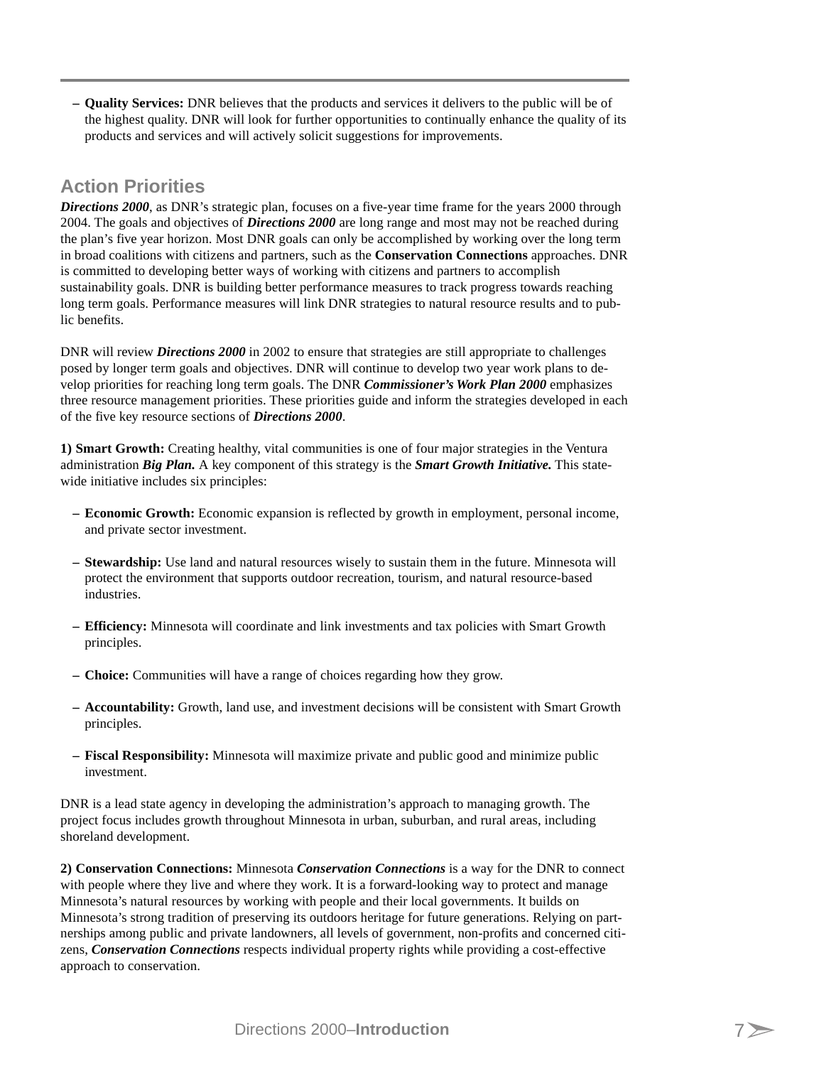- **Quality Services:** DNR believes that the products and services it delivers to the public will be of the highest quality. DNR will look for further opportunities to continually enhance the quality of its products and services and will actively solicit suggestions for improvements.

## Action Priorities

***Directions 2000***, as DNR's strategic plan, focuses on a five-year time frame for the years 2000 through 2004. The goals and objectives of ***Directions 2000*** are long range and most may not be reached during the plan's five year horizon. Most DNR goals can only be accomplished by working over the long term in broad coalitions with citizens and partners, such as the **Conservation Connections** approaches. DNR is committed to developing better ways of working with citizens and partners to accomplish sustainability goals. DNR is building better performance measures to track progress towards reaching long term goals. Performance measures will link DNR strategies to natural resource results and to public benefits.

DNR will review ***Directions 2000*** in 2002 to ensure that strategies are still appropriate to challenges posed by longer term goals and objectives. DNR will continue to develop two year work plans to develop priorities for reaching long term goals. The DNR ***Commissioner's Work Plan 2000*** emphasizes three resource management priorities. These priorities guide and inform the strategies developed in each of the five key resource sections of ***Directions 2000***.

**1) Smart Growth:** Creating healthy, vital communities is one of four major strategies in the Ventura administration ***Big Plan.*** A key component of this strategy is the ***Smart Growth Initiative.*** This statewide initiative includes six principles:

- **Economic Growth:** Economic expansion is reflected by growth in employment, personal income, and private sector investment.
- **Stewardship:** Use land and natural resources wisely to sustain them in the future. Minnesota will protect the environment that supports outdoor recreation, tourism, and natural resource-based industries.
- **Efficiency:** Minnesota will coordinate and link investments and tax policies with Smart Growth principles.
- **Choice:** Communities will have a range of choices regarding how they grow.
- **Accountability:** Growth, land use, and investment decisions will be consistent with Smart Growth principles.
- **Fiscal Responsibility:** Minnesota will maximize private and public good and minimize public investment.

DNR is a lead state agency in developing the administration's approach to managing growth. The project focus includes growth throughout Minnesota in urban, suburban, and rural areas, including shoreland development.

**2) Conservation Connections:** Minnesota ***Conservation Connections*** is a way for the DNR to connect with people where they live and where they work. It is a forward-looking way to protect and manage Minnesota's natural resources by working with people and their local governments. It builds on Minnesota's strong tradition of preserving its outdoors heritage for future generations. Relying on partnerships among public and private landowners, all levels of government, non-profits and concerned citizens, ***Conservation Connections*** respects individual property rights while providing a cost-effective approach to conservation.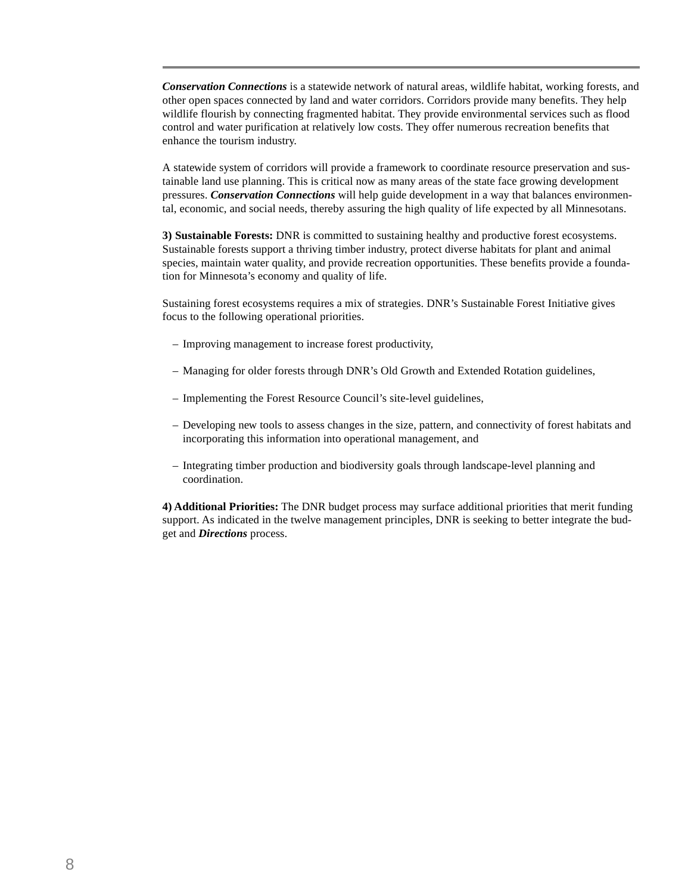***Conservation Connections*** is a statewide network of natural areas, wildlife habitat, working forests, and other open spaces connected by land and water corridors. Corridors provide many benefits. They help wildlife flourish by connecting fragmented habitat. They provide environmental services such as flood control and water purification at relatively low costs. They offer numerous recreation benefits that enhance the tourism industry.

A statewide system of corridors will provide a framework to coordinate resource preservation and sustainable land use planning. This is critical now as many areas of the state face growing development pressures. ***Conservation Connections*** will help guide development in a way that balances environmental, economic, and social needs, thereby assuring the high quality of life expected by all Minnesotans.

**3) Sustainable Forests:** DNR is committed to sustaining healthy and productive forest ecosystems. Sustainable forests support a thriving timber industry, protect diverse habitats for plant and animal species, maintain water quality, and provide recreation opportunities. These benefits provide a foundation for Minnesota's economy and quality of life.

Sustaining forest ecosystems requires a mix of strategies. DNR's Sustainable Forest Initiative gives focus to the following operational priorities.

- Improving management to increase forest productivity,
- Managing for older forests through DNR's Old Growth and Extended Rotation guidelines,
- Implementing the Forest Resource Council's site-level guidelines,
- Developing new tools to assess changes in the size, pattern, and connectivity of forest habitats and incorporating this information into operational management, and
- Integrating timber production and biodiversity goals through landscape-level planning and coordination.

**4) Additional Priorities:** The DNR budget process may surface additional priorities that merit funding support. As indicated in the twelve management principles, DNR is seeking to better integrate the budget and ***Directions*** process.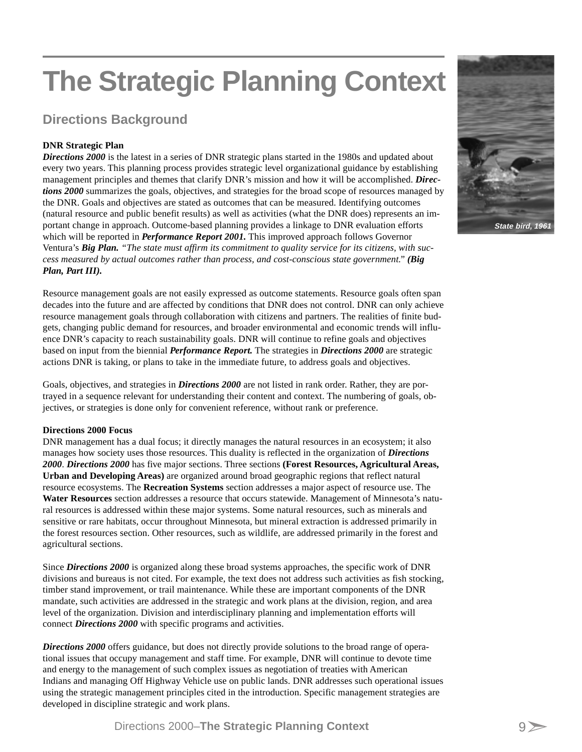# The Strategic Planning Context

## Directions Background

**DNR Strategic Plan**

***Directions 2000*** is the latest in a series of DNR strategic plans started in the 1980s and updated about every two years. This planning process provides strategic level organizational guidance by establishing management principles and themes that clarify DNR's mission and how it will be accomplished. ***Directions 2000*** summarizes the goals, objectives, and strategies for the broad scope of resources managed by the DNR. Goals and objectives are stated as outcomes that can be measured. Identifying outcomes (natural resource and public benefit results) as well as activities (what the DNR does) represents an important change in approach. Outcome-based planning provides a linkage to DNR evaluation efforts which will be reported in ***Performance Report 2001.*** This improved approach follows Governor Ventura's ***Big Plan.*** *"The state must affirm its commitment to quality service for its citizens, with success measured by actual outcomes rather than process, and cost-conscious state government."* ***(Big Plan, Part III).***

Resource management goals are not easily expressed as outcome statements. Resource goals often span decades into the future and are affected by conditions that DNR does not control. DNR can only achieve resource management goals through collaboration with citizens and partners. The realities of finite budgets, changing public demand for resources, and broader environmental and economic trends will influence DNR's capacity to reach sustainability goals. DNR will continue to refine goals and objectives based on input from the biennial ***Performance Report.*** The strategies in ***Directions 2000*** are strategic actions DNR is taking, or plans to take in the immediate future, to address goals and objectives.

Goals, objectives, and strategies in ***Directions 2000*** are not listed in rank order. Rather, they are portrayed in a sequence relevant for understanding their content and context. The numbering of goals, objectives, or strategies is done only for convenient reference, without rank or preference.

**Directions 2000 Focus**

DNR management has a dual focus; it directly manages the natural resources in an ecosystem; it also manages how society uses those resources. This duality is reflected in the organization of ***Directions 2000***. ***Directions 2000*** has five major sections. Three sections **(Forest Resources, Agricultural Areas, Urban and Developing Areas)** are organized around broad geographic regions that reflect natural resource ecosystems. The **Recreation Systems** section addresses a major aspect of resource use. The **Water Resources** section addresses a resource that occurs statewide. Management of Minnesota's natural resources is addressed within these major systems. Some natural resources, such as minerals and sensitive or rare habitats, occur throughout Minnesota, but mineral extraction is addressed primarily in the forest resources section. Other resources, such as wildlife, are addressed primarily in the forest and agricultural sections.

Since ***Directions 2000*** is organized along these broad systems approaches, the specific work of DNR divisions and bureaus is not cited. For example, the text does not address such activities as fish stocking, timber stand improvement, or trail maintenance. While these are important components of the DNR mandate, such activities are addressed in the strategic and work plans at the division, region, and area level of the organization. Division and interdisciplinary planning and implementation efforts will connect ***Directions 2000*** with specific programs and activities.

***Directions 2000*** offers guidance, but does not directly provide solutions to the broad range of operational issues that occupy management and staff time. For example, DNR will continue to devote time and energy to the management of such complex issues as negotiation of treaties with American Indians and managing Off Highway Vehicle use on public lands. DNR addresses such operational issues using the strategic management principles cited in the introduction. Specific management strategies are developed in discipline strategic and work plans.

*State bird, 1961*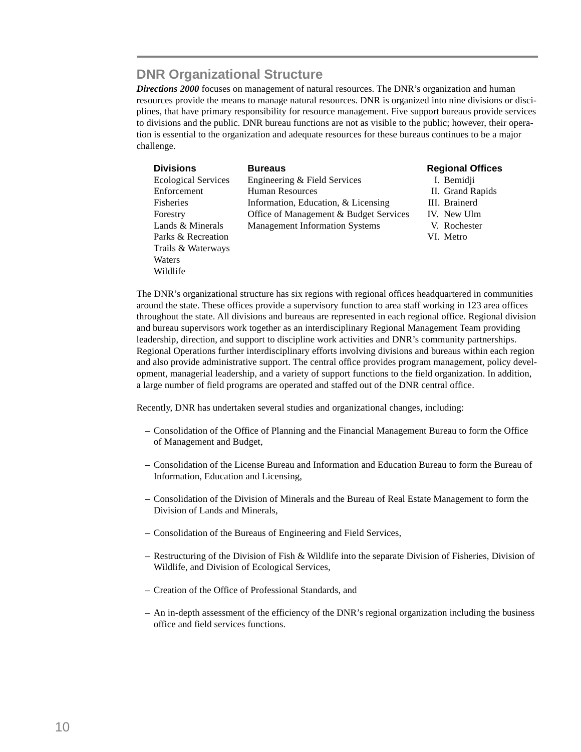## DNR Organizational Structure

***Directions 2000*** focuses on management of natural resources. The DNR's organization and human resources provide the means to manage natural resources. DNR is organized into nine divisions or disciplines, that have primary responsibility for resource management. Five support bureaus provide services to divisions and the public. DNR bureau functions are not as visible to the public; however, their operation is essential to the organization and adequate resources for these bureaus continues to be a major challenge.

| Divisions | Bureaus | Regional Offices |
|---|---|---|
| Ecological Services | Engineering & Field Services | I. Bemidji |
| Enforcement | Human Resources | II. Grand Rapids |
| Fisheries | Information, Education, & Licensing | III. Brainerd |
| Forestry | Office of Management & Budget Services | IV. New Ulm |
| Lands & Minerals | Management Information Systems | V. Rochester |
| Parks & Recreation | | VI. Metro |
| Trails & Waterways | | |
| Waters | | |
| Wildlife | | |

The DNR's organizational structure has six regions with regional offices headquartered in communities around the state. These offices provide a supervisory function to area staff working in 123 area offices throughout the state. All divisions and bureaus are represented in each regional office. Regional division and bureau supervisors work together as an interdisciplinary Regional Management Team providing leadership, direction, and support to discipline work activities and DNR's community partnerships. Regional Operations further interdisciplinary efforts involving divisions and bureaus within each region and also provide administrative support. The central office provides program management, policy development, managerial leadership, and a variety of support functions to the field organization. In addition, a large number of field programs are operated and staffed out of the DNR central office.

Recently, DNR has undertaken several studies and organizational changes, including:

- Consolidation of the Office of Planning and the Financial Management Bureau to form the Office of Management and Budget,
- Consolidation of the License Bureau and Information and Education Bureau to form the Bureau of Information, Education and Licensing,
- Consolidation of the Division of Minerals and the Bureau of Real Estate Management to form the Division of Lands and Minerals,
- Consolidation of the Bureaus of Engineering and Field Services,
- Restructuring of the Division of Fish & Wildlife into the separate Division of Fisheries, Division of Wildlife, and Division of Ecological Services,
- Creation of the Office of Professional Standards, and
- An in-depth assessment of the efficiency of the DNR's regional organization including the business office and field services functions.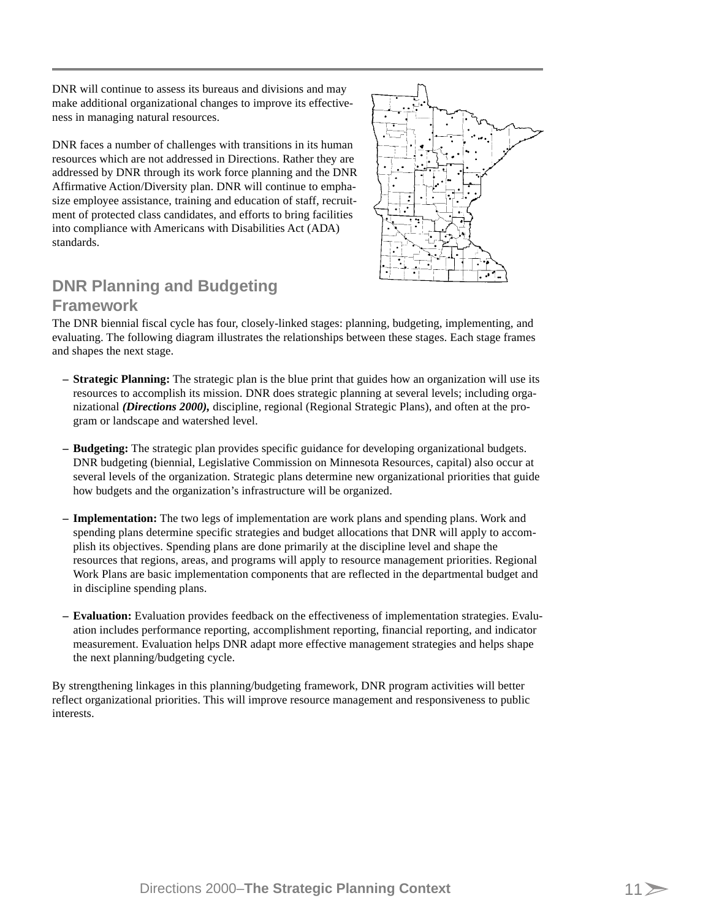DNR will continue to assess its bureaus and divisions and may make additional organizational changes to improve its effectiveness in managing natural resources.

DNR faces a number of challenges with transitions in its human resources which are not addressed in Directions. Rather they are addressed by DNR through its work force planning and the DNR Affirmative Action/Diversity plan. DNR will continue to emphasize employee assistance, training and education of staff, recruitment of protected class candidates, and efforts to bring facilities into compliance with Americans with Disabilities Act (ADA) standards.

## DNR Planning and Budgeting Framework

The DNR biennial fiscal cycle has four, closely-linked stages: planning, budgeting, implementing, and evaluating. The following diagram illustrates the relationships between these stages. Each stage frames and shapes the next stage.

- **Strategic Planning:** The strategic plan is the blue print that guides how an organization will use its resources to accomplish its mission. DNR does strategic planning at several levels; including organizational ***(Directions 2000)***, discipline, regional (Regional Strategic Plans), and often at the program or landscape and watershed level.

- **Budgeting:** The strategic plan provides specific guidance for developing organizational budgets. DNR budgeting (biennial, Legislative Commission on Minnesota Resources, capital) also occur at several levels of the organization. Strategic plans determine new organizational priorities that guide how budgets and the organization's infrastructure will be organized.

- **Implementation:** The two legs of implementation are work plans and spending plans. Work and spending plans determine specific strategies and budget allocations that DNR will apply to accomplish its objectives. Spending plans are done primarily at the discipline level and shape the resources that regions, areas, and programs will apply to resource management priorities. Regional Work Plans are basic implementation components that are reflected in the departmental budget and in discipline spending plans.

- **Evaluation:** Evaluation provides feedback on the effectiveness of implementation strategies. Evaluation includes performance reporting, accomplishment reporting, financial reporting, and indicator measurement. Evaluation helps DNR adapt more effective management strategies and helps shape the next planning/budgeting cycle.

By strengthening linkages in this planning/budgeting framework, DNR program activities will better reflect organizational priorities. This will improve resource management and responsiveness to public interests.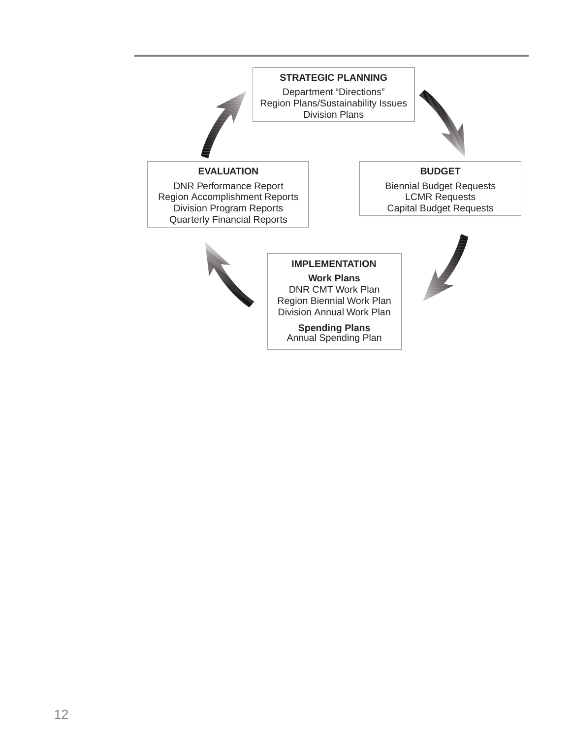**STRATEGIC PLANNING**

Department "Directions"
Region Plans/Sustainability Issues
Division Plans

**BUDGET**

Biennial Budget Requests
LCMR Requests
Capital Budget Requests

**IMPLEMENTATION**

**Work Plans**
DNR CMT Work Plan
Region Biennial Work Plan
Division Annual Work Plan

**Spending Plans**
Annual Spending Plan

**EVALUATION**

DNR Performance Report
Region Accomplishment Reports
Division Program Reports
Quarterly Financial Reports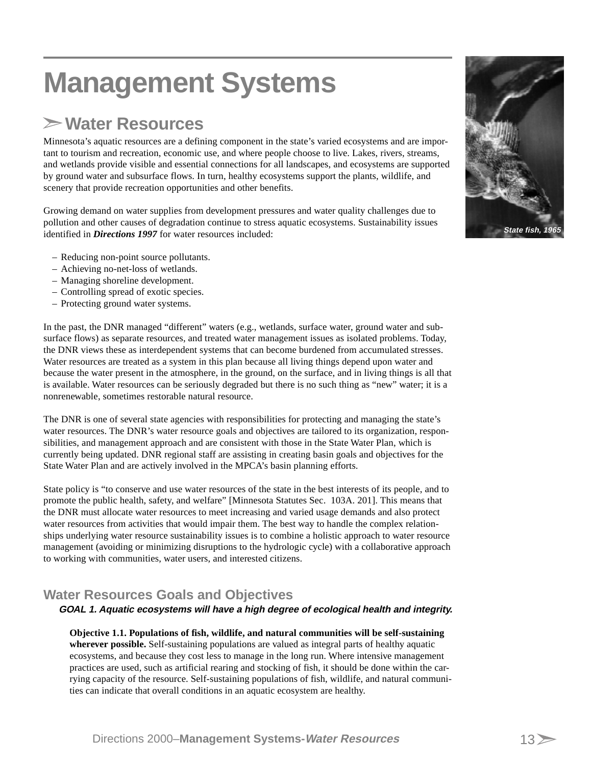# Management Systems

## ➢ Water Resources

Minnesota's aquatic resources are a defining component in the state's varied ecosystems and are important to tourism and recreation, economic use, and where people choose to live. Lakes, rivers, streams, and wetlands provide visible and essential connections for all landscapes, and ecosystems are supported by ground water and subsurface flows. In turn, healthy ecosystems support the plants, wildlife, and scenery that provide recreation opportunities and other benefits.

Growing demand on water supplies from development pressures and water quality challenges due to pollution and other causes of degradation continue to stress aquatic ecosystems. Sustainability issues identified in ***Directions 1997*** for water resources included:

- Reducing non-point source pollutants.
- Achieving no-net-loss of wetlands.
- Managing shoreline development.
- Controlling spread of exotic species.
- Protecting ground water systems.

*State fish, 1965*

In the past, the DNR managed "different" waters (e.g., wetlands, surface water, ground water and subsurface flows) as separate resources, and treated water management issues as isolated problems. Today, the DNR views these as interdependent systems that can become burdened from accumulated stresses. Water resources are treated as a system in this plan because all living things depend upon water and because the water present in the atmosphere, in the ground, on the surface, and in living things is all that is available. Water resources can be seriously degraded but there is no such thing as "new" water; it is a nonrenewable, sometimes restorable natural resource.

The DNR is one of several state agencies with responsibilities for protecting and managing the state's water resources. The DNR's water resource goals and objectives are tailored to its organization, responsibilities, and management approach and are consistent with those in the State Water Plan, which is currently being updated. DNR regional staff are assisting in creating basin goals and objectives for the State Water Plan and are actively involved in the MPCA's basin planning efforts.

State policy is "to conserve and use water resources of the state in the best interests of its people, and to promote the public health, safety, and welfare" [Minnesota Statutes Sec. 103A. 201]. This means that the DNR must allocate water resources to meet increasing and varied usage demands and also protect water resources from activities that would impair them. The best way to handle the complex relationships underlying water resource sustainability issues is to combine a holistic approach to water resource management (avoiding or minimizing disruptions to the hydrologic cycle) with a collaborative approach to working with communities, water users, and interested citizens.

### Water Resources Goals and Objectives

***GOAL 1. Aquatic ecosystems will have a high degree of ecological health and integrity.***

**Objective 1.1. Populations of fish, wildlife, and natural communities will be self-sustaining wherever possible.** Self-sustaining populations are valued as integral parts of healthy aquatic ecosystems, and because they cost less to manage in the long run. Where intensive management practices are used, such as artificial rearing and stocking of fish, it should be done within the carrying capacity of the resource. Self-sustaining populations of fish, wildlife, and natural communities can indicate that overall conditions in an aquatic ecosystem are healthy.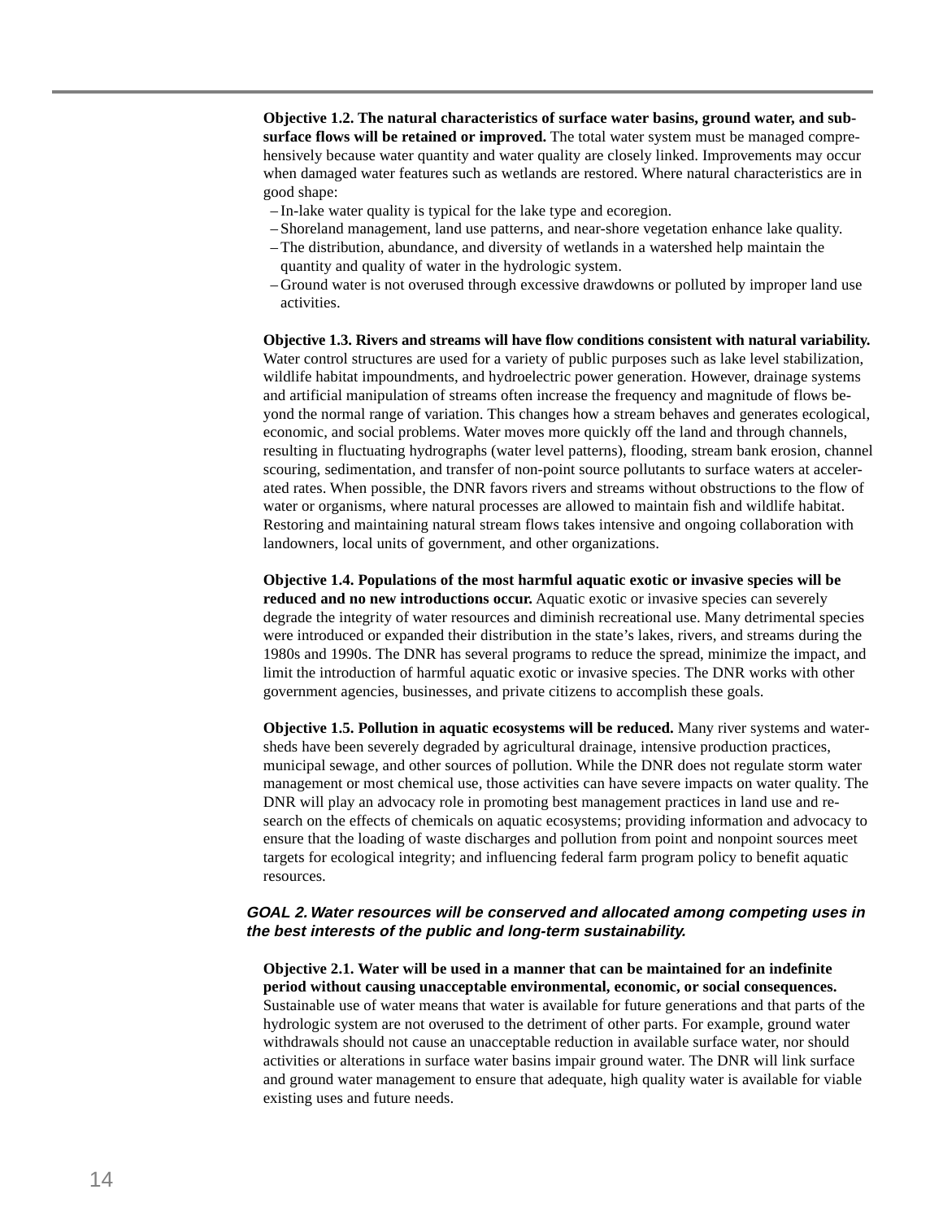**Objective 1.2. The natural characteristics of surface water basins, ground water, and sub-surface flows will be retained or improved.** The total water system must be managed comprehensively because water quantity and water quality are closely linked. Improvements may occur when damaged water features such as wetlands are restored. Where natural characteristics are in good shape:

- In-lake water quality is typical for the lake type and ecoregion.
- Shoreland management, land use patterns, and near-shore vegetation enhance lake quality.
- The distribution, abundance, and diversity of wetlands in a watershed help maintain the quantity and quality of water in the hydrologic system.
- Ground water is not overused through excessive drawdowns or polluted by improper land use activities.

**Objective 1.3. Rivers and streams will have flow conditions consistent with natural variability.** Water control structures are used for a variety of public purposes such as lake level stabilization, wildlife habitat impoundments, and hydroelectric power generation. However, drainage systems and artificial manipulation of streams often increase the frequency and magnitude of flows beyond the normal range of variation. This changes how a stream behaves and generates ecological, economic, and social problems. Water moves more quickly off the land and through channels, resulting in fluctuating hydrographs (water level patterns), flooding, stream bank erosion, channel scouring, sedimentation, and transfer of non-point source pollutants to surface waters at accelerated rates. When possible, the DNR favors rivers and streams without obstructions to the flow of water or organisms, where natural processes are allowed to maintain fish and wildlife habitat. Restoring and maintaining natural stream flows takes intensive and ongoing collaboration with landowners, local units of government, and other organizations.

**Objective 1.4. Populations of the most harmful aquatic exotic or invasive species will be reduced and no new introductions occur.** Aquatic exotic or invasive species can severely degrade the integrity of water resources and diminish recreational use. Many detrimental species were introduced or expanded their distribution in the state's lakes, rivers, and streams during the 1980s and 1990s. The DNR has several programs to reduce the spread, minimize the impact, and limit the introduction of harmful aquatic exotic or invasive species. The DNR works with other government agencies, businesses, and private citizens to accomplish these goals.

**Objective 1.5. Pollution in aquatic ecosystems will be reduced.** Many river systems and watersheds have been severely degraded by agricultural drainage, intensive production practices, municipal sewage, and other sources of pollution. While the DNR does not regulate storm water management or most chemical use, those activities can have severe impacts on water quality. The DNR will play an advocacy role in promoting best management practices in land use and research on the effects of chemicals on aquatic ecosystems; providing information and advocacy to ensure that the loading of waste discharges and pollution from point and nonpoint sources meet targets for ecological integrity; and influencing federal farm program policy to benefit aquatic resources.

### *GOAL 2. Water resources will be conserved and allocated among competing uses in the best interests of the public and long-term sustainability.*

**Objective 2.1. Water will be used in a manner that can be maintained for an indefinite period without causing unacceptable environmental, economic, or social consequences.** Sustainable use of water means that water is available for future generations and that parts of the hydrologic system are not overused to the detriment of other parts. For example, ground water withdrawals should not cause an unacceptable reduction in available surface water, nor should activities or alterations in surface water basins impair ground water. The DNR will link surface and ground water management to ensure that adequate, high quality water is available for viable existing uses and future needs.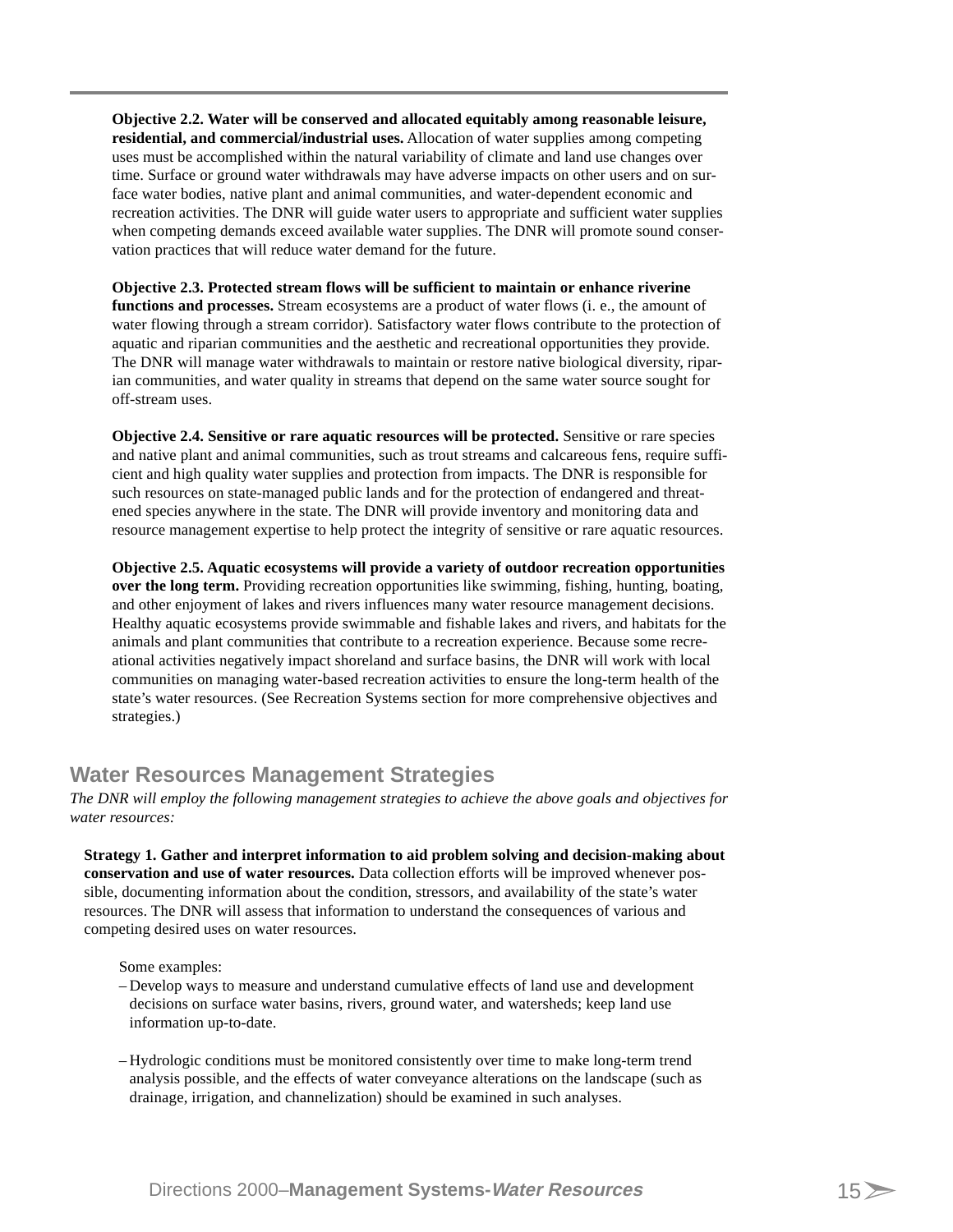**Objective 2.2. Water will be conserved and allocated equitably among reasonable leisure, residential, and commercial/industrial uses.** Allocation of water supplies among competing uses must be accomplished within the natural variability of climate and land use changes over time. Surface or ground water withdrawals may have adverse impacts on other users and on surface water bodies, native plant and animal communities, and water-dependent economic and recreation activities. The DNR will guide water users to appropriate and sufficient water supplies when competing demands exceed available water supplies. The DNR will promote sound conservation practices that will reduce water demand for the future.

**Objective 2.3. Protected stream flows will be sufficient to maintain or enhance riverine functions and processes.** Stream ecosystems are a product of water flows (i. e., the amount of water flowing through a stream corridor). Satisfactory water flows contribute to the protection of aquatic and riparian communities and the aesthetic and recreational opportunities they provide. The DNR will manage water withdrawals to maintain or restore native biological diversity, riparian communities, and water quality in streams that depend on the same water source sought for off-stream uses.

**Objective 2.4. Sensitive or rare aquatic resources will be protected.** Sensitive or rare species and native plant and animal communities, such as trout streams and calcareous fens, require sufficient and high quality water supplies and protection from impacts. The DNR is responsible for such resources on state-managed public lands and for the protection of endangered and threatened species anywhere in the state. The DNR will provide inventory and monitoring data and resource management expertise to help protect the integrity of sensitive or rare aquatic resources.

**Objective 2.5. Aquatic ecosystems will provide a variety of outdoor recreation opportunities over the long term.** Providing recreation opportunities like swimming, fishing, hunting, boating, and other enjoyment of lakes and rivers influences many water resource management decisions. Healthy aquatic ecosystems provide swimmable and fishable lakes and rivers, and habitats for the animals and plant communities that contribute to a recreation experience. Because some recreational activities negatively impact shoreland and surface basins, the DNR will work with local communities on managing water-based recreation activities to ensure the long-term health of the state's water resources. (See Recreation Systems section for more comprehensive objectives and strategies.)

## Water Resources Management Strategies

*The DNR will employ the following management strategies to achieve the above goals and objectives for water resources:*

**Strategy 1. Gather and interpret information to aid problem solving and decision-making about conservation and use of water resources.** Data collection efforts will be improved whenever possible, documenting information about the condition, stressors, and availability of the state's water resources. The DNR will assess that information to understand the consequences of various and competing desired uses on water resources.

Some examples:

- Develop ways to measure and understand cumulative effects of land use and development decisions on surface water basins, rivers, ground water, and watersheds; keep land use information up-to-date.

- Hydrologic conditions must be monitored consistently over time to make long-term trend analysis possible, and the effects of water conveyance alterations on the landscape (such as drainage, irrigation, and channelization) should be examined in such analyses.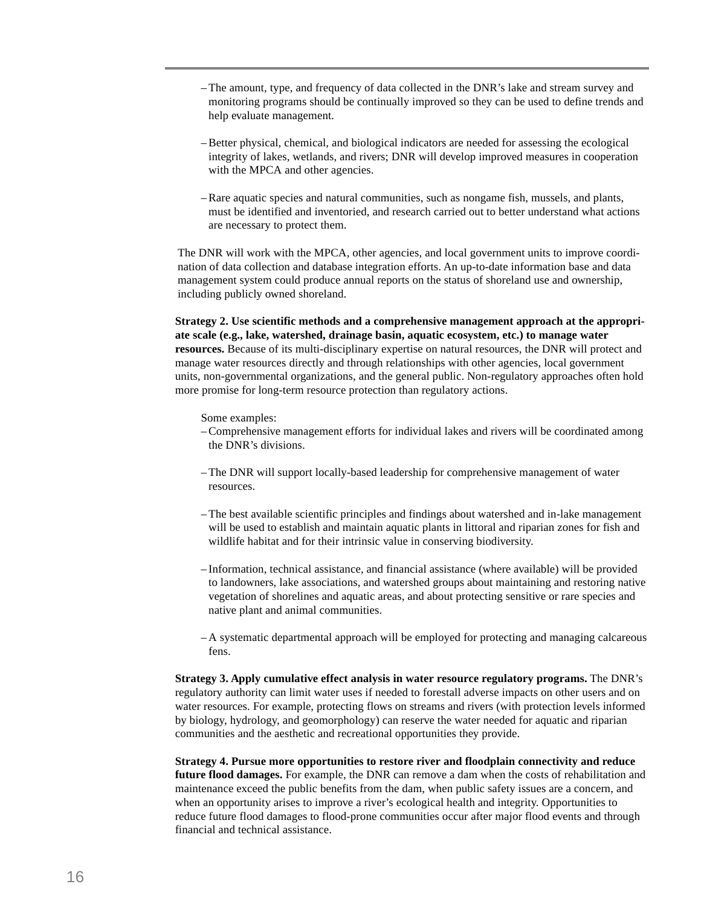- The amount, type, and frequency of data collected in the DNR's lake and stream survey and monitoring programs should be continually improved so they can be used to define trends and help evaluate management.

- Better physical, chemical, and biological indicators are needed for assessing the ecological integrity of lakes, wetlands, and rivers; DNR will develop improved measures in cooperation with the MPCA and other agencies.

- Rare aquatic species and natural communities, such as nongame fish, mussels, and plants, must be identified and inventoried, and research carried out to better understand what actions are necessary to protect them.

The DNR will work with the MPCA, other agencies, and local government units to improve coordination of data collection and database integration efforts. An up-to-date information base and data management system could produce annual reports on the status of shoreland use and ownership, including publicly owned shoreland.

**Strategy 2. Use scientific methods and a comprehensive management approach at the appropriate scale (e.g., lake, watershed, drainage basin, aquatic ecosystem, etc.) to manage water resources.** Because of its multi-disciplinary expertise on natural resources, the DNR will protect and manage water resources directly and through relationships with other agencies, local government units, non-governmental organizations, and the general public. Non-regulatory approaches often hold more promise for long-term resource protection than regulatory actions.

Some examples:

- Comprehensive management efforts for individual lakes and rivers will be coordinated among the DNR's divisions.

- The DNR will support locally-based leadership for comprehensive management of water resources.

- The best available scientific principles and findings about watershed and in-lake management will be used to establish and maintain aquatic plants in littoral and riparian zones for fish and wildlife habitat and for their intrinsic value in conserving biodiversity.

- Information, technical assistance, and financial assistance (where available) will be provided to landowners, lake associations, and watershed groups about maintaining and restoring native vegetation of shorelines and aquatic areas, and about protecting sensitive or rare species and native plant and animal communities.

- A systematic departmental approach will be employed for protecting and managing calcareous fens.

**Strategy 3. Apply cumulative effect analysis in water resource regulatory programs.** The DNR's regulatory authority can limit water uses if needed to forestall adverse impacts on other users and on water resources. For example, protecting flows on streams and rivers (with protection levels informed by biology, hydrology, and geomorphology) can reserve the water needed for aquatic and riparian communities and the aesthetic and recreational opportunities they provide.

**Strategy 4. Pursue more opportunities to restore river and floodplain connectivity and reduce future flood damages.** For example, the DNR can remove a dam when the costs of rehabilitation and maintenance exceed the public benefits from the dam, when public safety issues are a concern, and when an opportunity arises to improve a river's ecological health and integrity. Opportunities to reduce future flood damages to flood-prone communities occur after major flood events and through financial and technical assistance.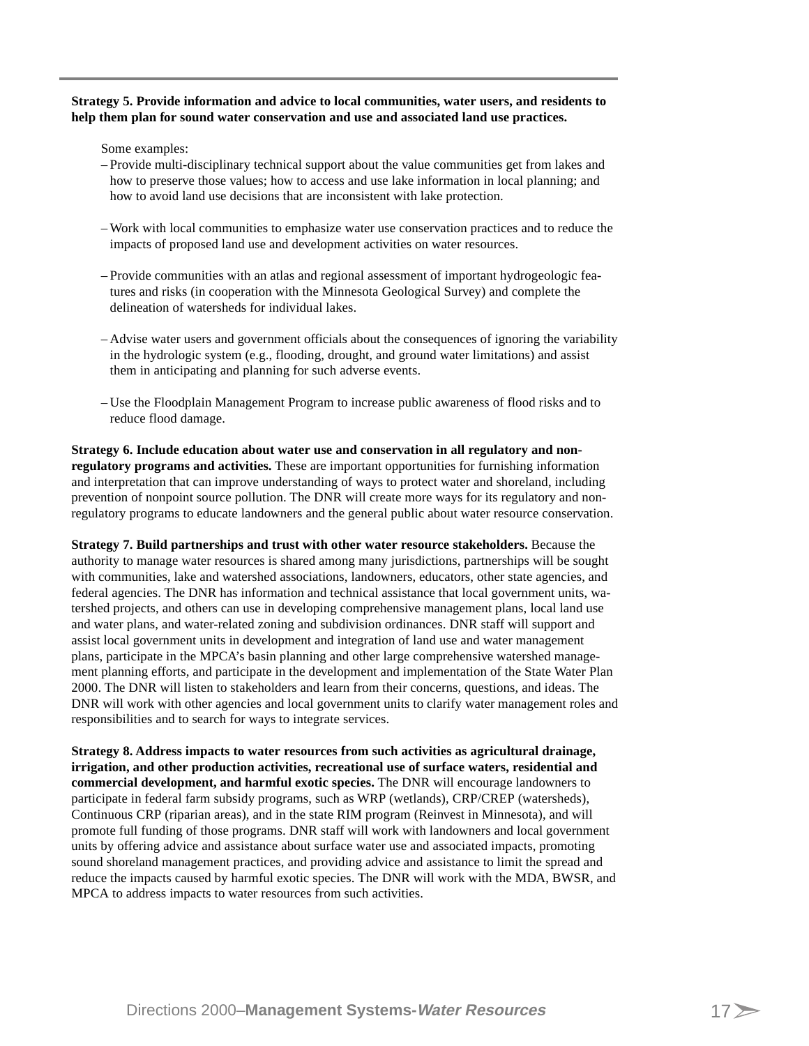**Strategy 5. Provide information and advice to local communities, water users, and residents to help them plan for sound water conservation and use and associated land use practices.**

Some examples:

- Provide multi-disciplinary technical support about the value communities get from lakes and how to preserve those values; how to access and use lake information in local planning; and how to avoid land use decisions that are inconsistent with lake protection.

- Work with local communities to emphasize water use conservation practices and to reduce the impacts of proposed land use and development activities on water resources.

- Provide communities with an atlas and regional assessment of important hydrogeologic features and risks (in cooperation with the Minnesota Geological Survey) and complete the delineation of watersheds for individual lakes.

- Advise water users and government officials about the consequences of ignoring the variability in the hydrologic system (e.g., flooding, drought, and ground water limitations) and assist them in anticipating and planning for such adverse events.

- Use the Floodplain Management Program to increase public awareness of flood risks and to reduce flood damage.

**Strategy 6. Include education about water use and conservation in all regulatory and non-regulatory programs and activities.** These are important opportunities for furnishing information and interpretation that can improve understanding of ways to protect water and shoreland, including prevention of nonpoint source pollution. The DNR will create more ways for its regulatory and non-regulatory programs to educate landowners and the general public about water resource conservation.

**Strategy 7. Build partnerships and trust with other water resource stakeholders.** Because the authority to manage water resources is shared among many jurisdictions, partnerships will be sought with communities, lake and watershed associations, landowners, educators, other state agencies, and federal agencies. The DNR has information and technical assistance that local government units, watershed projects, and others can use in developing comprehensive management plans, local land use and water plans, and water-related zoning and subdivision ordinances. DNR staff will support and assist local government units in development and integration of land use and water management plans, participate in the MPCA's basin planning and other large comprehensive watershed management planning efforts, and participate in the development and implementation of the State Water Plan 2000. The DNR will listen to stakeholders and learn from their concerns, questions, and ideas. The DNR will work with other agencies and local government units to clarify water management roles and responsibilities and to search for ways to integrate services.

**Strategy 8. Address impacts to water resources from such activities as agricultural drainage, irrigation, and other production activities, recreational use of surface waters, residential and commercial development, and harmful exotic species.** The DNR will encourage landowners to participate in federal farm subsidy programs, such as WRP (wetlands), CRP/CREP (watersheds), Continuous CRP (riparian areas), and in the state RIM program (Reinvest in Minnesota), and will promote full funding of those programs. DNR staff will work with landowners and local government units by offering advice and assistance about surface water use and associated impacts, promoting sound shoreland management practices, and providing advice and assistance to limit the spread and reduce the impacts caused by harmful exotic species. The DNR will work with the MDA, BWSR, and MPCA to address impacts to water resources from such activities.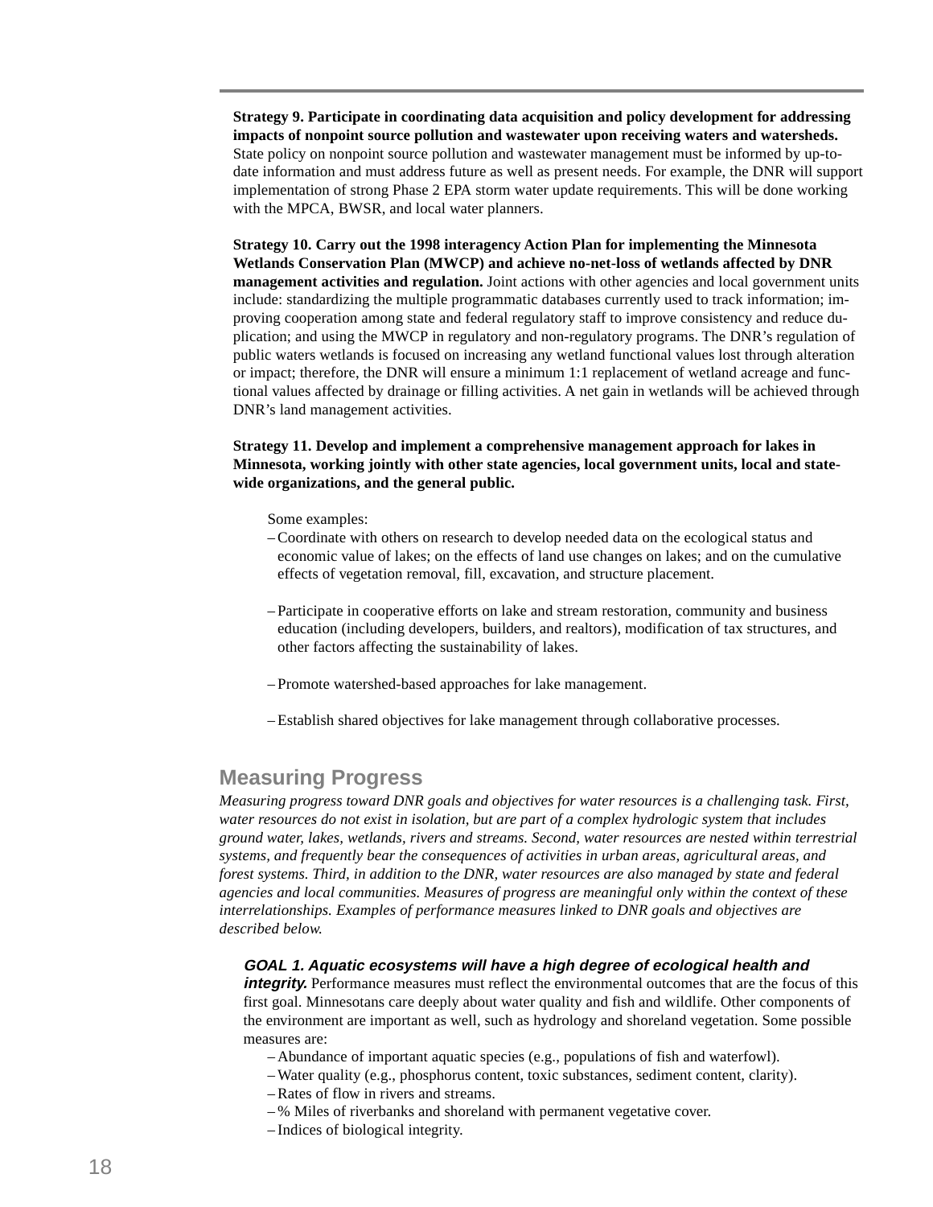**Strategy 9. Participate in coordinating data acquisition and policy development for addressing impacts of nonpoint source pollution and wastewater upon receiving waters and watersheds.** State policy on nonpoint source pollution and wastewater management must be informed by up-to-date information and must address future as well as present needs. For example, the DNR will support implementation of strong Phase 2 EPA storm water update requirements. This will be done working with the MPCA, BWSR, and local water planners.

**Strategy 10. Carry out the 1998 interagency Action Plan for implementing the Minnesota Wetlands Conservation Plan (MWCP) and achieve no-net-loss of wetlands affected by DNR management activities and regulation.** Joint actions with other agencies and local government units include: standardizing the multiple programmatic databases currently used to track information; improving cooperation among state and federal regulatory staff to improve consistency and reduce duplication; and using the MWCP in regulatory and non-regulatory programs. The DNR's regulation of public waters wetlands is focused on increasing any wetland functional values lost through alteration or impact; therefore, the DNR will ensure a minimum 1:1 replacement of wetland acreage and functional values affected by drainage or filling activities. A net gain in wetlands will be achieved through DNR's land management activities.

**Strategy 11. Develop and implement a comprehensive management approach for lakes in Minnesota, working jointly with other state agencies, local government units, local and statewide organizations, and the general public.**

Some examples:

- Coordinate with others on research to develop needed data on the ecological status and economic value of lakes; on the effects of land use changes on lakes; and on the cumulative effects of vegetation removal, fill, excavation, and structure placement.
- Participate in cooperative efforts on lake and stream restoration, community and business education (including developers, builders, and realtors), modification of tax structures, and other factors affecting the sustainability of lakes.
- Promote watershed-based approaches for lake management.
- Establish shared objectives for lake management through collaborative processes.

## Measuring Progress

*Measuring progress toward DNR goals and objectives for water resources is a challenging task. First, water resources do not exist in isolation, but are part of a complex hydrologic system that includes ground water, lakes, wetlands, rivers and streams. Second, water resources are nested within terrestrial systems, and frequently bear the consequences of activities in urban areas, agricultural areas, and forest systems. Third, in addition to the DNR, water resources are also managed by state and federal agencies and local communities. Measures of progress are meaningful only within the context of these interrelationships. Examples of performance measures linked to DNR goals and objectives are described below.*

***GOAL 1. Aquatic ecosystems will have a high degree of ecological health and integrity.*** Performance measures must reflect the environmental outcomes that are the focus of this first goal. Minnesotans care deeply about water quality and fish and wildlife. Other components of the environment are important as well, such as hydrology and shoreland vegetation. Some possible measures are:

- Abundance of important aquatic species (e.g., populations of fish and waterfowl).
- Water quality (e.g., phosphorus content, toxic substances, sediment content, clarity).
- Rates of flow in rivers and streams.
- % Miles of riverbanks and shoreland with permanent vegetative cover.
- Indices of biological integrity.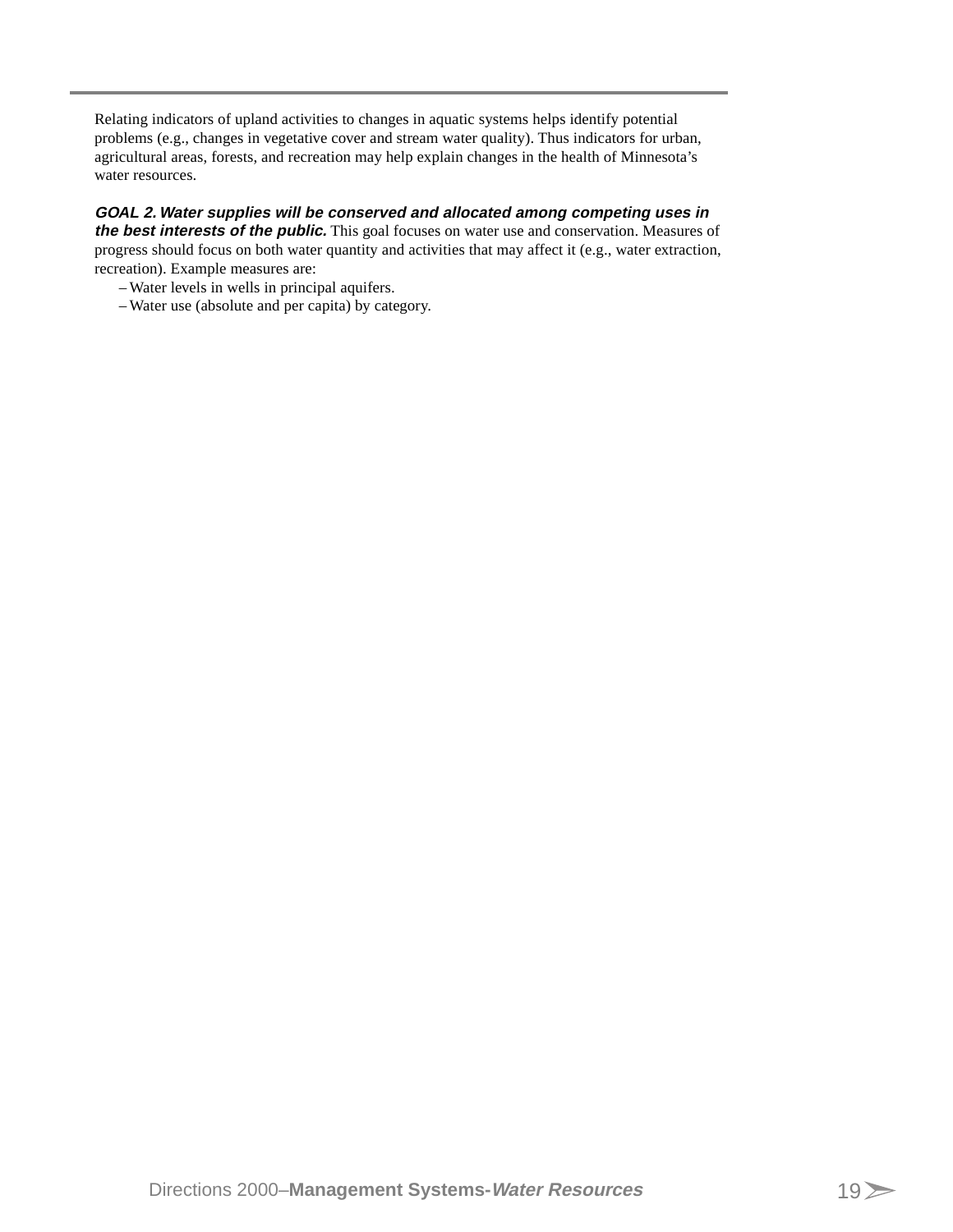Relating indicators of upland activities to changes in aquatic systems helps identify potential problems (e.g., changes in vegetative cover and stream water quality). Thus indicators for urban, agricultural areas, forests, and recreation may help explain changes in the health of Minnesota's water resources.

***GOAL 2. Water supplies will be conserved and allocated among competing uses in the best interests of the public.*** This goal focuses on water use and conservation. Measures of progress should focus on both water quantity and activities that may affect it (e.g., water extraction, recreation). Example measures are:

- Water levels in wells in principal aquifers.
- Water use (absolute and per capita) by category.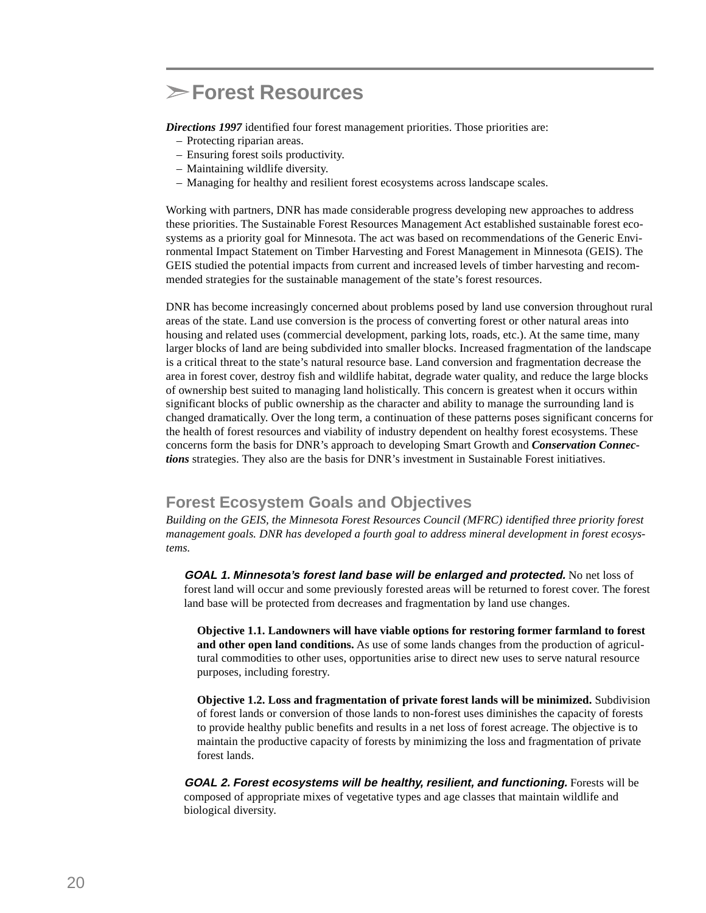# ➢Forest Resources

***Directions 1997*** identified four forest management priorities. Those priorities are:

- Protecting riparian areas.
- Ensuring forest soils productivity.
- Maintaining wildlife diversity.
- Managing for healthy and resilient forest ecosystems across landscape scales.

Working with partners, DNR has made considerable progress developing new approaches to address these priorities. The Sustainable Forest Resources Management Act established sustainable forest ecosystems as a priority goal for Minnesota. The act was based on recommendations of the Generic Environmental Impact Statement on Timber Harvesting and Forest Management in Minnesota (GEIS). The GEIS studied the potential impacts from current and increased levels of timber harvesting and recommended strategies for the sustainable management of the state's forest resources.

DNR has become increasingly concerned about problems posed by land use conversion throughout rural areas of the state. Land use conversion is the process of converting forest or other natural areas into housing and related uses (commercial development, parking lots, roads, etc.). At the same time, many larger blocks of land are being subdivided into smaller blocks. Increased fragmentation of the landscape is a critical threat to the state's natural resource base. Land conversion and fragmentation decrease the area in forest cover, destroy fish and wildlife habitat, degrade water quality, and reduce the large blocks of ownership best suited to managing land holistically. This concern is greatest when it occurs within significant blocks of public ownership as the character and ability to manage the surrounding land is changed dramatically. Over the long term, a continuation of these patterns poses significant concerns for the health of forest resources and viability of industry dependent on healthy forest ecosystems. These concerns form the basis for DNR's approach to developing Smart Growth and ***Conservation Connections*** strategies. They also are the basis for DNR's investment in Sustainable Forest initiatives.

## Forest Ecosystem Goals and Objectives

*Building on the GEIS, the Minnesota Forest Resources Council (MFRC) identified three priority forest management goals. DNR has developed a fourth goal to address mineral development in forest ecosystems.*

***GOAL 1. Minnesota's forest land base will be enlarged and protected.*** No net loss of forest land will occur and some previously forested areas will be returned to forest cover. The forest land base will be protected from decreases and fragmentation by land use changes.

**Objective 1.1. Landowners will have viable options for restoring former farmland to forest and other open land conditions.** As use of some lands changes from the production of agricultural commodities to other uses, opportunities arise to direct new uses to serve natural resource purposes, including forestry.

**Objective 1.2. Loss and fragmentation of private forest lands will be minimized.** Subdivision of forest lands or conversion of those lands to non-forest uses diminishes the capacity of forests to provide healthy public benefits and results in a net loss of forest acreage. The objective is to maintain the productive capacity of forests by minimizing the loss and fragmentation of private forest lands.

***GOAL 2. Forest ecosystems will be healthy, resilient, and functioning.*** Forests will be composed of appropriate mixes of vegetative types and age classes that maintain wildlife and biological diversity.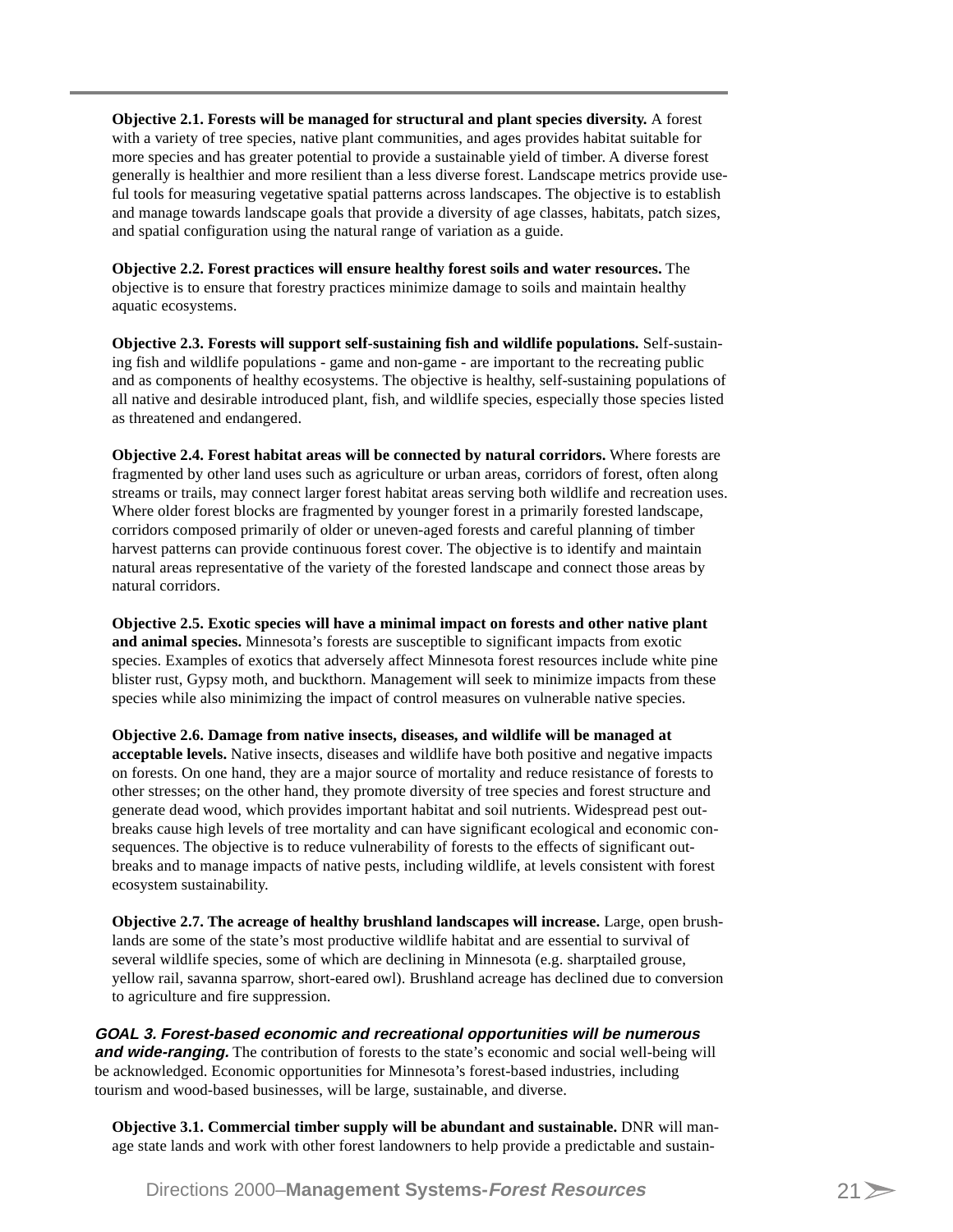**Objective 2.1. Forests will be managed for structural and plant species diversity.** A forest with a variety of tree species, native plant communities, and ages provides habitat suitable for more species and has greater potential to provide a sustainable yield of timber. A diverse forest generally is healthier and more resilient than a less diverse forest. Landscape metrics provide useful tools for measuring vegetative spatial patterns across landscapes. The objective is to establish and manage towards landscape goals that provide a diversity of age classes, habitats, patch sizes, and spatial configuration using the natural range of variation as a guide.

**Objective 2.2. Forest practices will ensure healthy forest soils and water resources.** The objective is to ensure that forestry practices minimize damage to soils and maintain healthy aquatic ecosystems.

**Objective 2.3. Forests will support self-sustaining fish and wildlife populations.** Self-sustaining fish and wildlife populations - game and non-game - are important to the recreating public and as components of healthy ecosystems. The objective is healthy, self-sustaining populations of all native and desirable introduced plant, fish, and wildlife species, especially those species listed as threatened and endangered.

**Objective 2.4. Forest habitat areas will be connected by natural corridors.** Where forests are fragmented by other land uses such as agriculture or urban areas, corridors of forest, often along streams or trails, may connect larger forest habitat areas serving both wildlife and recreation uses. Where older forest blocks are fragmented by younger forest in a primarily forested landscape, corridors composed primarily of older or uneven-aged forests and careful planning of timber harvest patterns can provide continuous forest cover. The objective is to identify and maintain natural areas representative of the variety of the forested landscape and connect those areas by natural corridors.

**Objective 2.5. Exotic species will have a minimal impact on forests and other native plant and animal species.** Minnesota's forests are susceptible to significant impacts from exotic species. Examples of exotics that adversely affect Minnesota forest resources include white pine blister rust, Gypsy moth, and buckthorn. Management will seek to minimize impacts from these species while also minimizing the impact of control measures on vulnerable native species.

**Objective 2.6. Damage from native insects, diseases, and wildlife will be managed at acceptable levels.** Native insects, diseases and wildlife have both positive and negative impacts on forests. On one hand, they are a major source of mortality and reduce resistance of forests to other stresses; on the other hand, they promote diversity of tree species and forest structure and generate dead wood, which provides important habitat and soil nutrients. Widespread pest outbreaks cause high levels of tree mortality and can have significant ecological and economic consequences. The objective is to reduce vulnerability of forests to the effects of significant outbreaks and to manage impacts of native pests, including wildlife, at levels consistent with forest ecosystem sustainability.

**Objective 2.7. The acreage of healthy brushland landscapes will increase.** Large, open brushlands are some of the state's most productive wildlife habitat and are essential to survival of several wildlife species, some of which are declining in Minnesota (e.g. sharptailed grouse, yellow rail, savanna sparrow, short-eared owl). Brushland acreage has declined due to conversion to agriculture and fire suppression.

***GOAL 3. Forest-based economic and recreational opportunities will be numerous and wide-ranging.*** The contribution of forests to the state's economic and social well-being will be acknowledged. Economic opportunities for Minnesota's forest-based industries, including tourism and wood-based businesses, will be large, sustainable, and diverse.

**Objective 3.1. Commercial timber supply will be abundant and sustainable.** DNR will manage state lands and work with other forest landowners to help provide a predictable and sustain-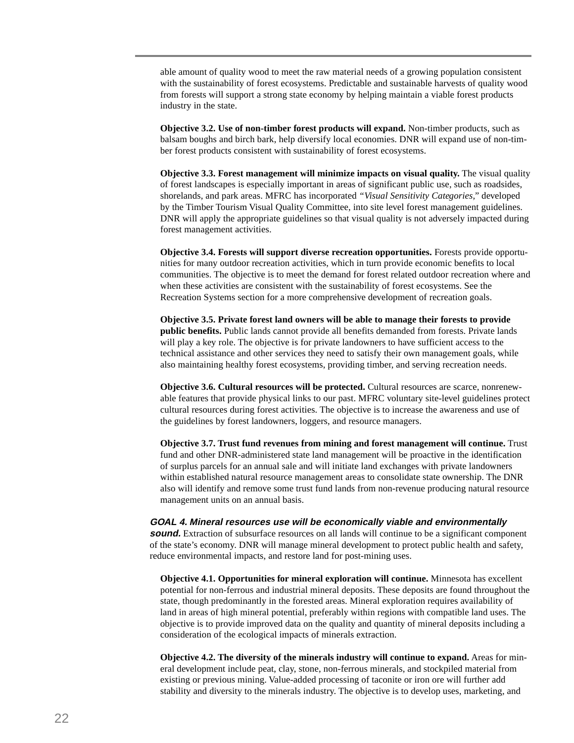able amount of quality wood to meet the raw material needs of a growing population consistent with the sustainability of forest ecosystems. Predictable and sustainable harvests of quality wood from forests will support a strong state economy by helping maintain a viable forest products industry in the state.

**Objective 3.2. Use of non-timber forest products will expand.** Non-timber products, such as balsam boughs and birch bark, help diversify local economies. DNR will expand use of non-timber forest products consistent with sustainability of forest ecosystems.

**Objective 3.3. Forest management will minimize impacts on visual quality.** The visual quality of forest landscapes is especially important in areas of significant public use, such as roadsides, shorelands, and park areas. MFRC has incorporated *"Visual Sensitivity Categories*," developed by the Timber Tourism Visual Quality Committee, into site level forest management guidelines. DNR will apply the appropriate guidelines so that visual quality is not adversely impacted during forest management activities.

**Objective 3.4. Forests will support diverse recreation opportunities.** Forests provide opportunities for many outdoor recreation activities, which in turn provide economic benefits to local communities. The objective is to meet the demand for forest related outdoor recreation where and when these activities are consistent with the sustainability of forest ecosystems. See the Recreation Systems section for a more comprehensive development of recreation goals.

**Objective 3.5. Private forest land owners will be able to manage their forests to provide public benefits.** Public lands cannot provide all benefits demanded from forests. Private lands will play a key role. The objective is for private landowners to have sufficient access to the technical assistance and other services they need to satisfy their own management goals, while also maintaining healthy forest ecosystems, providing timber, and serving recreation needs.

**Objective 3.6. Cultural resources will be protected.** Cultural resources are scarce, nonrenewable features that provide physical links to our past. MFRC voluntary site-level guidelines protect cultural resources during forest activities. The objective is to increase the awareness and use of the guidelines by forest landowners, loggers, and resource managers.

**Objective 3.7. Trust fund revenues from mining and forest management will continue.** Trust fund and other DNR-administered state land management will be proactive in the identification of surplus parcels for an annual sale and will initiate land exchanges with private landowners within established natural resource management areas to consolidate state ownership. The DNR also will identify and remove some trust fund lands from non-revenue producing natural resource management units on an annual basis.

***GOAL 4. Mineral resources use will be economically viable and environmentally sound.*** Extraction of subsurface resources on all lands will continue to be a significant component of the state's economy. DNR will manage mineral development to protect public health and safety, reduce environmental impacts, and restore land for post-mining uses.

**Objective 4.1. Opportunities for mineral exploration will continue.** Minnesota has excellent potential for non-ferrous and industrial mineral deposits. These deposits are found throughout the state, though predominantly in the forested areas. Mineral exploration requires availability of land in areas of high mineral potential, preferably within regions with compatible land uses. The objective is to provide improved data on the quality and quantity of mineral deposits including a consideration of the ecological impacts of minerals extraction.

**Objective 4.2. The diversity of the minerals industry will continue to expand.** Areas for mineral development include peat, clay, stone, non-ferrous minerals, and stockpiled material from existing or previous mining. Value-added processing of taconite or iron ore will further add stability and diversity to the minerals industry. The objective is to develop uses, marketing, and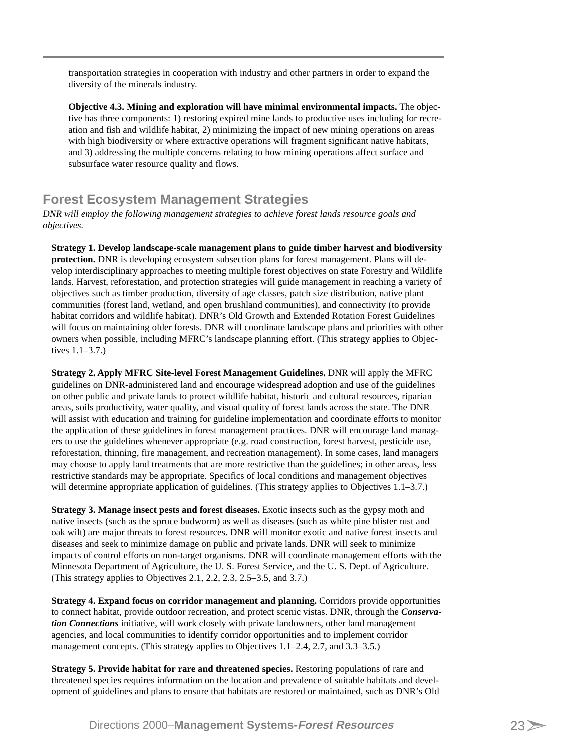transportation strategies in cooperation with industry and other partners in order to expand the diversity of the minerals industry.

**Objective 4.3. Mining and exploration will have minimal environmental impacts.** The objective has three components: 1) restoring expired mine lands to productive uses including for recreation and fish and wildlife habitat, 2) minimizing the impact of new mining operations on areas with high biodiversity or where extractive operations will fragment significant native habitats, and 3) addressing the multiple concerns relating to how mining operations affect surface and subsurface water resource quality and flows.

## Forest Ecosystem Management Strategies

*DNR will employ the following management strategies to achieve forest lands resource goals and objectives.*

**Strategy 1. Develop landscape-scale management plans to guide timber harvest and biodiversity protection.** DNR is developing ecosystem subsection plans for forest management. Plans will develop interdisciplinary approaches to meeting multiple forest objectives on state Forestry and Wildlife lands. Harvest, reforestation, and protection strategies will guide management in reaching a variety of objectives such as timber production, diversity of age classes, patch size distribution, native plant communities (forest land, wetland, and open brushland communities), and connectivity (to provide habitat corridors and wildlife habitat). DNR's Old Growth and Extended Rotation Forest Guidelines will focus on maintaining older forests. DNR will coordinate landscape plans and priorities with other owners when possible, including MFRC's landscape planning effort. (This strategy applies to Objectives 1.1–3.7.)

**Strategy 2. Apply MFRC Site-level Forest Management Guidelines.** DNR will apply the MFRC guidelines on DNR-administered land and encourage widespread adoption and use of the guidelines on other public and private lands to protect wildlife habitat, historic and cultural resources, riparian areas, soils productivity, water quality, and visual quality of forest lands across the state. The DNR will assist with education and training for guideline implementation and coordinate efforts to monitor the application of these guidelines in forest management practices. DNR will encourage land managers to use the guidelines whenever appropriate (e.g. road construction, forest harvest, pesticide use, reforestation, thinning, fire management, and recreation management). In some cases, land managers may choose to apply land treatments that are more restrictive than the guidelines; in other areas, less restrictive standards may be appropriate. Specifics of local conditions and management objectives will determine appropriate application of guidelines. (This strategy applies to Objectives 1.1–3.7.)

**Strategy 3. Manage insect pests and forest diseases.** Exotic insects such as the gypsy moth and native insects (such as the spruce budworm) as well as diseases (such as white pine blister rust and oak wilt) are major threats to forest resources. DNR will monitor exotic and native forest insects and diseases and seek to minimize damage on public and private lands. DNR will seek to minimize impacts of control efforts on non-target organisms. DNR will coordinate management efforts with the Minnesota Department of Agriculture, the U. S. Forest Service, and the U. S. Dept. of Agriculture. (This strategy applies to Objectives 2.1, 2.2, 2.3, 2.5–3.5, and 3.7.)

**Strategy 4. Expand focus on corridor management and planning.** Corridors provide opportunities to connect habitat, provide outdoor recreation, and protect scenic vistas. DNR, through the ***Conservation Connections*** initiative, will work closely with private landowners, other land management agencies, and local communities to identify corridor opportunities and to implement corridor management concepts. (This strategy applies to Objectives 1.1–2.4, 2.7, and 3.3–3.5.)

**Strategy 5. Provide habitat for rare and threatened species.** Restoring populations of rare and threatened species requires information on the location and prevalence of suitable habitats and development of guidelines and plans to ensure that habitats are restored or maintained, such as DNR's Old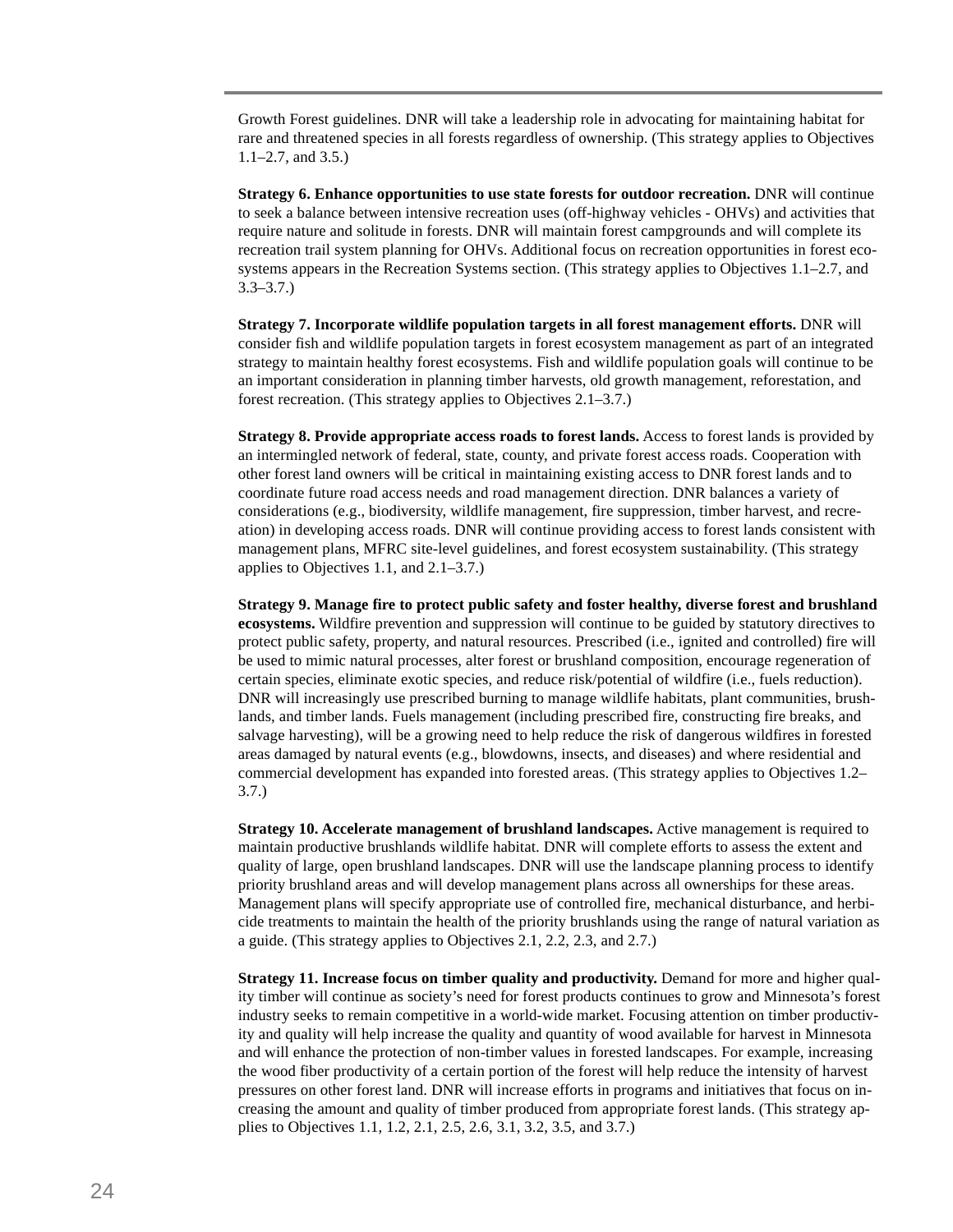Growth Forest guidelines. DNR will take a leadership role in advocating for maintaining habitat for rare and threatened species in all forests regardless of ownership. (This strategy applies to Objectives 1.1–2.7, and 3.5.)

**Strategy 6. Enhance opportunities to use state forests for outdoor recreation.** DNR will continue to seek a balance between intensive recreation uses (off-highway vehicles - OHVs) and activities that require nature and solitude in forests. DNR will maintain forest campgrounds and will complete its recreation trail system planning for OHVs. Additional focus on recreation opportunities in forest ecosystems appears in the Recreation Systems section. (This strategy applies to Objectives 1.1–2.7, and 3.3–3.7.)

**Strategy 7. Incorporate wildlife population targets in all forest management efforts.** DNR will consider fish and wildlife population targets in forest ecosystem management as part of an integrated strategy to maintain healthy forest ecosystems. Fish and wildlife population goals will continue to be an important consideration in planning timber harvests, old growth management, reforestation, and forest recreation. (This strategy applies to Objectives 2.1–3.7.)

**Strategy 8. Provide appropriate access roads to forest lands.** Access to forest lands is provided by an intermingled network of federal, state, county, and private forest access roads. Cooperation with other forest land owners will be critical in maintaining existing access to DNR forest lands and to coordinate future road access needs and road management direction. DNR balances a variety of considerations (e.g., biodiversity, wildlife management, fire suppression, timber harvest, and recreation) in developing access roads. DNR will continue providing access to forest lands consistent with management plans, MFRC site-level guidelines, and forest ecosystem sustainability. (This strategy applies to Objectives 1.1, and 2.1–3.7.)

**Strategy 9. Manage fire to protect public safety and foster healthy, diverse forest and brushland ecosystems.** Wildfire prevention and suppression will continue to be guided by statutory directives to protect public safety, property, and natural resources. Prescribed (i.e., ignited and controlled) fire will be used to mimic natural processes, alter forest or brushland composition, encourage regeneration of certain species, eliminate exotic species, and reduce risk/potential of wildfire (i.e., fuels reduction). DNR will increasingly use prescribed burning to manage wildlife habitats, plant communities, brushlands, and timber lands. Fuels management (including prescribed fire, constructing fire breaks, and salvage harvesting), will be a growing need to help reduce the risk of dangerous wildfires in forested areas damaged by natural events (e.g., blowdowns, insects, and diseases) and where residential and commercial development has expanded into forested areas. (This strategy applies to Objectives 1.2–3.7.)

**Strategy 10. Accelerate management of brushland landscapes.** Active management is required to maintain productive brushlands wildlife habitat. DNR will complete efforts to assess the extent and quality of large, open brushland landscapes. DNR will use the landscape planning process to identify priority brushland areas and will develop management plans across all ownerships for these areas. Management plans will specify appropriate use of controlled fire, mechanical disturbance, and herbicide treatments to maintain the health of the priority brushlands using the range of natural variation as a guide. (This strategy applies to Objectives 2.1, 2.2, 2.3, and 2.7.)

**Strategy 11. Increase focus on timber quality and productivity.** Demand for more and higher quality timber will continue as society's need for forest products continues to grow and Minnesota's forest industry seeks to remain competitive in a world-wide market. Focusing attention on timber productivity and quality will help increase the quality and quantity of wood available for harvest in Minnesota and will enhance the protection of non-timber values in forested landscapes. For example, increasing the wood fiber productivity of a certain portion of the forest will help reduce the intensity of harvest pressures on other forest land. DNR will increase efforts in programs and initiatives that focus on increasing the amount and quality of timber produced from appropriate forest lands. (This strategy applies to Objectives 1.1, 1.2, 2.1, 2.5, 2.6, 3.1, 3.2, 3.5, and 3.7.)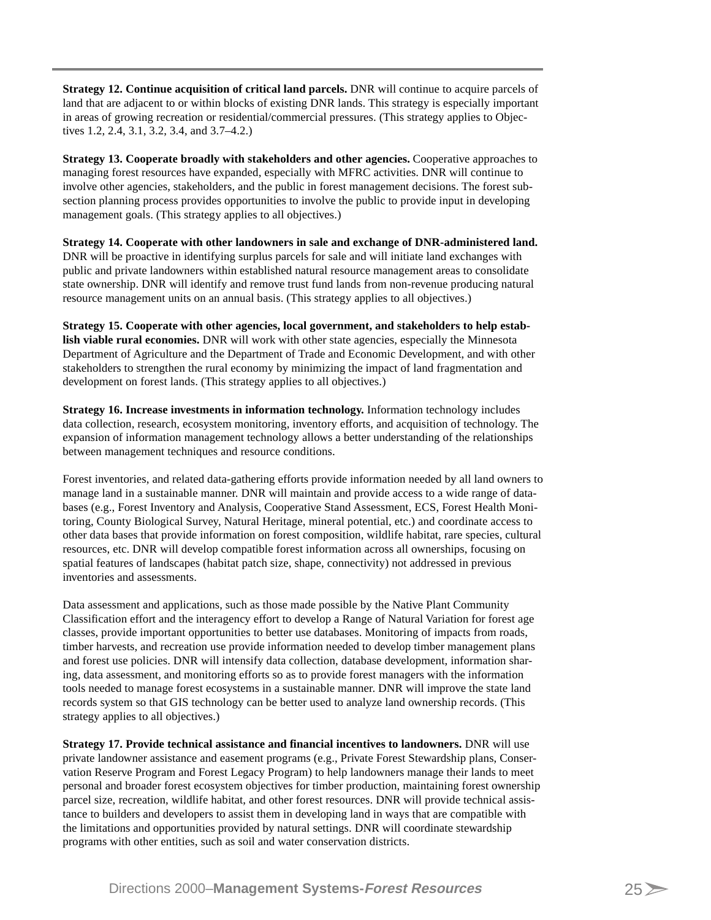**Strategy 12. Continue acquisition of critical land parcels.** DNR will continue to acquire parcels of land that are adjacent to or within blocks of existing DNR lands. This strategy is especially important in areas of growing recreation or residential/commercial pressures. (This strategy applies to Objectives 1.2, 2.4, 3.1, 3.2, 3.4, and 3.7–4.2.)

**Strategy 13. Cooperate broadly with stakeholders and other agencies.** Cooperative approaches to managing forest resources have expanded, especially with MFRC activities. DNR will continue to involve other agencies, stakeholders, and the public in forest management decisions. The forest subsection planning process provides opportunities to involve the public to provide input in developing management goals. (This strategy applies to all objectives.)

**Strategy 14. Cooperate with other landowners in sale and exchange of DNR-administered land.** DNR will be proactive in identifying surplus parcels for sale and will initiate land exchanges with public and private landowners within established natural resource management areas to consolidate state ownership. DNR will identify and remove trust fund lands from non-revenue producing natural resource management units on an annual basis. (This strategy applies to all objectives.)

**Strategy 15. Cooperate with other agencies, local government, and stakeholders to help establish viable rural economies.** DNR will work with other state agencies, especially the Minnesota Department of Agriculture and the Department of Trade and Economic Development, and with other stakeholders to strengthen the rural economy by minimizing the impact of land fragmentation and development on forest lands. (This strategy applies to all objectives.)

**Strategy 16. Increase investments in information technology.** Information technology includes data collection, research, ecosystem monitoring, inventory efforts, and acquisition of technology. The expansion of information management technology allows a better understanding of the relationships between management techniques and resource conditions.

Forest inventories, and related data-gathering efforts provide information needed by all land owners to manage land in a sustainable manner. DNR will maintain and provide access to a wide range of databases (e.g., Forest Inventory and Analysis, Cooperative Stand Assessment, ECS, Forest Health Monitoring, County Biological Survey, Natural Heritage, mineral potential, etc.) and coordinate access to other data bases that provide information on forest composition, wildlife habitat, rare species, cultural resources, etc. DNR will develop compatible forest information across all ownerships, focusing on spatial features of landscapes (habitat patch size, shape, connectivity) not addressed in previous inventories and assessments.

Data assessment and applications, such as those made possible by the Native Plant Community Classification effort and the interagency effort to develop a Range of Natural Variation for forest age classes, provide important opportunities to better use databases. Monitoring of impacts from roads, timber harvests, and recreation use provide information needed to develop timber management plans and forest use policies. DNR will intensify data collection, database development, information sharing, data assessment, and monitoring efforts so as to provide forest managers with the information tools needed to manage forest ecosystems in a sustainable manner. DNR will improve the state land records system so that GIS technology can be better used to analyze land ownership records. (This strategy applies to all objectives.)

**Strategy 17. Provide technical assistance and financial incentives to landowners.** DNR will use private landowner assistance and easement programs (e.g., Private Forest Stewardship plans, Conservation Reserve Program and Forest Legacy Program) to help landowners manage their lands to meet personal and broader forest ecosystem objectives for timber production, maintaining forest ownership parcel size, recreation, wildlife habitat, and other forest resources. DNR will provide technical assistance to builders and developers to assist them in developing land in ways that are compatible with the limitations and opportunities provided by natural settings. DNR will coordinate stewardship programs with other entities, such as soil and water conservation districts.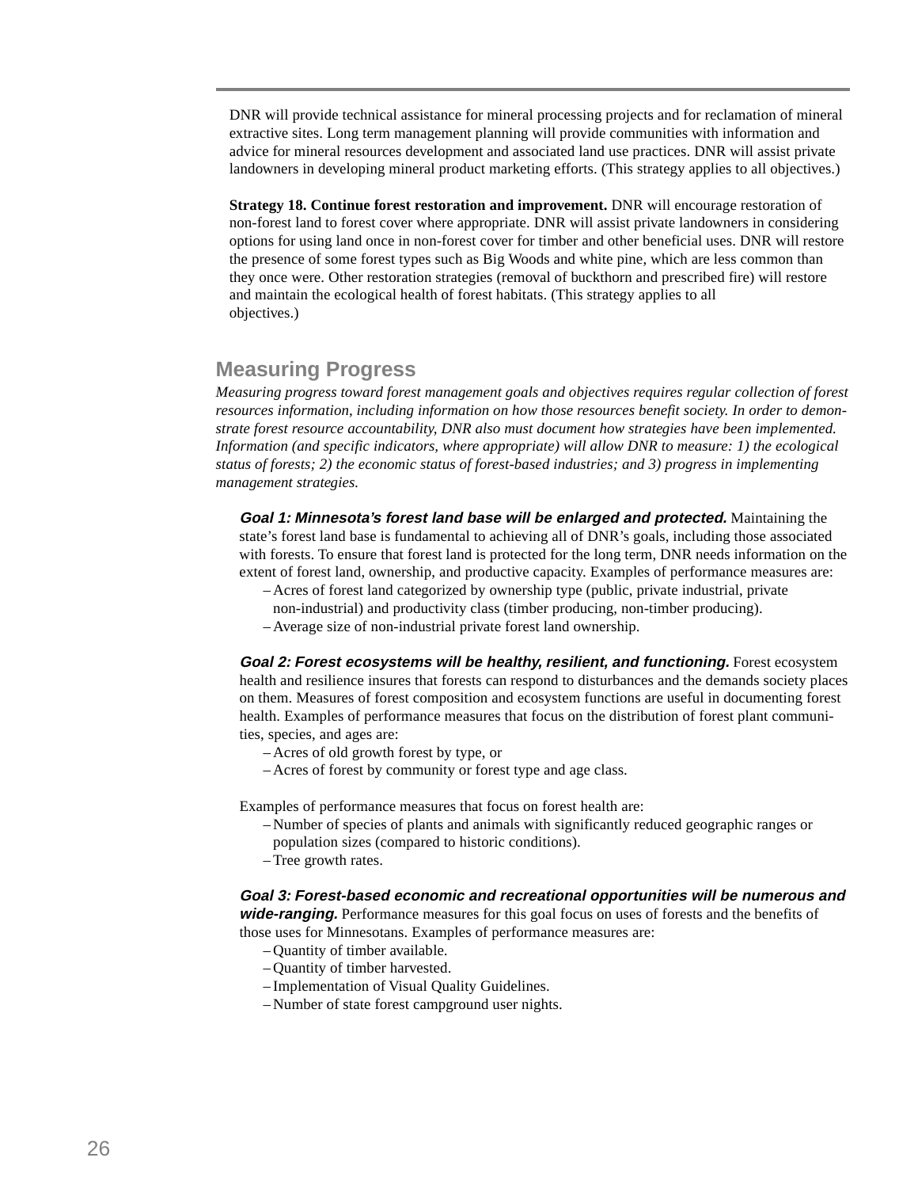DNR will provide technical assistance for mineral processing projects and for reclamation of mineral extractive sites. Long term management planning will provide communities with information and advice for mineral resources development and associated land use practices. DNR will assist private landowners in developing mineral product marketing efforts. (This strategy applies to all objectives.)

**Strategy 18. Continue forest restoration and improvement.** DNR will encourage restoration of non-forest land to forest cover where appropriate. DNR will assist private landowners in considering options for using land once in non-forest cover for timber and other beneficial uses. DNR will restore the presence of some forest types such as Big Woods and white pine, which are less common than they once were. Other restoration strategies (removal of buckthorn and prescribed fire) will restore and maintain the ecological health of forest habitats. (This strategy applies to all objectives.)

## Measuring Progress

*Measuring progress toward forest management goals and objectives requires regular collection of forest resources information, including information on how those resources benefit society. In order to demonstrate forest resource accountability, DNR also must document how strategies have been implemented. Information (and specific indicators, where appropriate) will allow DNR to measure: 1) the ecological status of forests; 2) the economic status of forest-based industries; and 3) progress in implementing management strategies.*

***Goal 1: Minnesota's forest land base will be enlarged and protected.*** Maintaining the state's forest land base is fundamental to achieving all of DNR's goals, including those associated with forests. To ensure that forest land is protected for the long term, DNR needs information on the extent of forest land, ownership, and productive capacity. Examples of performance measures are:

- Acres of forest land categorized by ownership type (public, private industrial, private non-industrial) and productivity class (timber producing, non-timber producing).
- Average size of non-industrial private forest land ownership.

***Goal 2: Forest ecosystems will be healthy, resilient, and functioning.*** Forest ecosystem health and resilience insures that forests can respond to disturbances and the demands society places on them. Measures of forest composition and ecosystem functions are useful in documenting forest health. Examples of performance measures that focus on the distribution of forest plant communities, species, and ages are:

- Acres of old growth forest by type, or
- Acres of forest by community or forest type and age class.

Examples of performance measures that focus on forest health are:

- Number of species of plants and animals with significantly reduced geographic ranges or population sizes (compared to historic conditions).
- Tree growth rates.

***Goal 3: Forest-based economic and recreational opportunities will be numerous and wide-ranging.*** Performance measures for this goal focus on uses of forests and the benefits of those uses for Minnesotans. Examples of performance measures are:

- Quantity of timber available.
- Quantity of timber harvested.
- Implementation of Visual Quality Guidelines.
- Number of state forest campground user nights.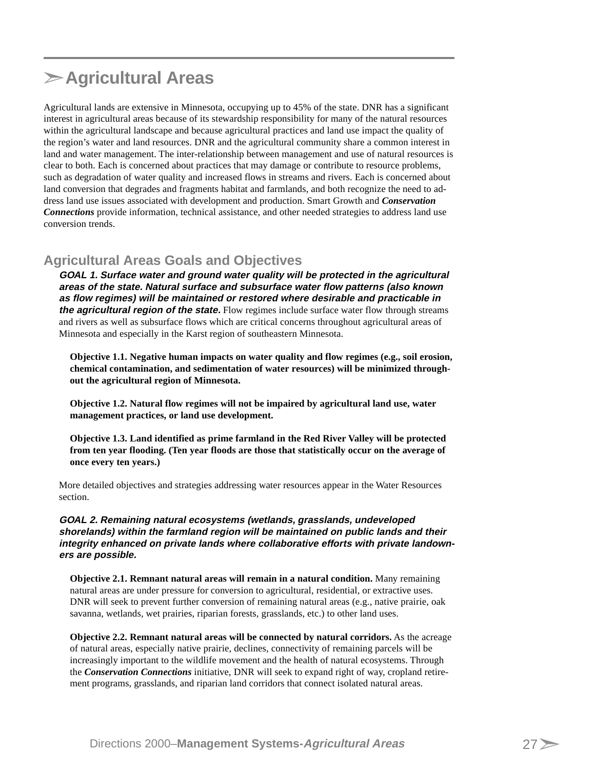# ➢Agricultural Areas

Agricultural lands are extensive in Minnesota, occupying up to 45% of the state. DNR has a significant interest in agricultural areas because of its stewardship responsibility for many of the natural resources within the agricultural landscape and because agricultural practices and land use impact the quality of the region's water and land resources. DNR and the agricultural community share a common interest in land and water management. The inter-relationship between management and use of natural resources is clear to both. Each is concerned about practices that may damage or contribute to resource problems, such as degradation of water quality and increased flows in streams and rivers. Each is concerned about land conversion that degrades and fragments habitat and farmlands, and both recognize the need to address land use issues associated with development and production. Smart Growth and ***Conservation Connections*** provide information, technical assistance, and other needed strategies to address land use conversion trends.

## Agricultural Areas Goals and Objectives

***GOAL 1. Surface water and ground water quality will be protected in the agricultural areas of the state. Natural surface and subsurface water flow patterns (also known as flow regimes) will be maintained or restored where desirable and practicable in the agricultural region of the state.*** Flow regimes include surface water flow through streams and rivers as well as subsurface flows which are critical concerns throughout agricultural areas of Minnesota and especially in the Karst region of southeastern Minnesota.

**Objective 1.1. Negative human impacts on water quality and flow regimes (e.g., soil erosion, chemical contamination, and sedimentation of water resources) will be minimized throughout the agricultural region of Minnesota.**

**Objective 1.2. Natural flow regimes will not be impaired by agricultural land use, water management practices, or land use development.**

**Objective 1.3. Land identified as prime farmland in the Red River Valley will be protected from ten year flooding. (Ten year floods are those that statistically occur on the average of once every ten years.)**

More detailed objectives and strategies addressing water resources appear in the Water Resources section.

***GOAL 2. Remaining natural ecosystems (wetlands, grasslands, undeveloped shorelands) within the farmland region will be maintained on public lands and their integrity enhanced on private lands where collaborative efforts with private landowners are possible.***

**Objective 2.1. Remnant natural areas will remain in a natural condition.** Many remaining natural areas are under pressure for conversion to agricultural, residential, or extractive uses. DNR will seek to prevent further conversion of remaining natural areas (e.g., native prairie, oak savanna, wetlands, wet prairies, riparian forests, grasslands, etc.) to other land uses.

**Objective 2.2. Remnant natural areas will be connected by natural corridors.** As the acreage of natural areas, especially native prairie, declines, connectivity of remaining parcels will be increasingly important to the wildlife movement and the health of natural ecosystems. Through the ***Conservation Connections*** initiative, DNR will seek to expand right of way, cropland retirement programs, grasslands, and riparian land corridors that connect isolated natural areas.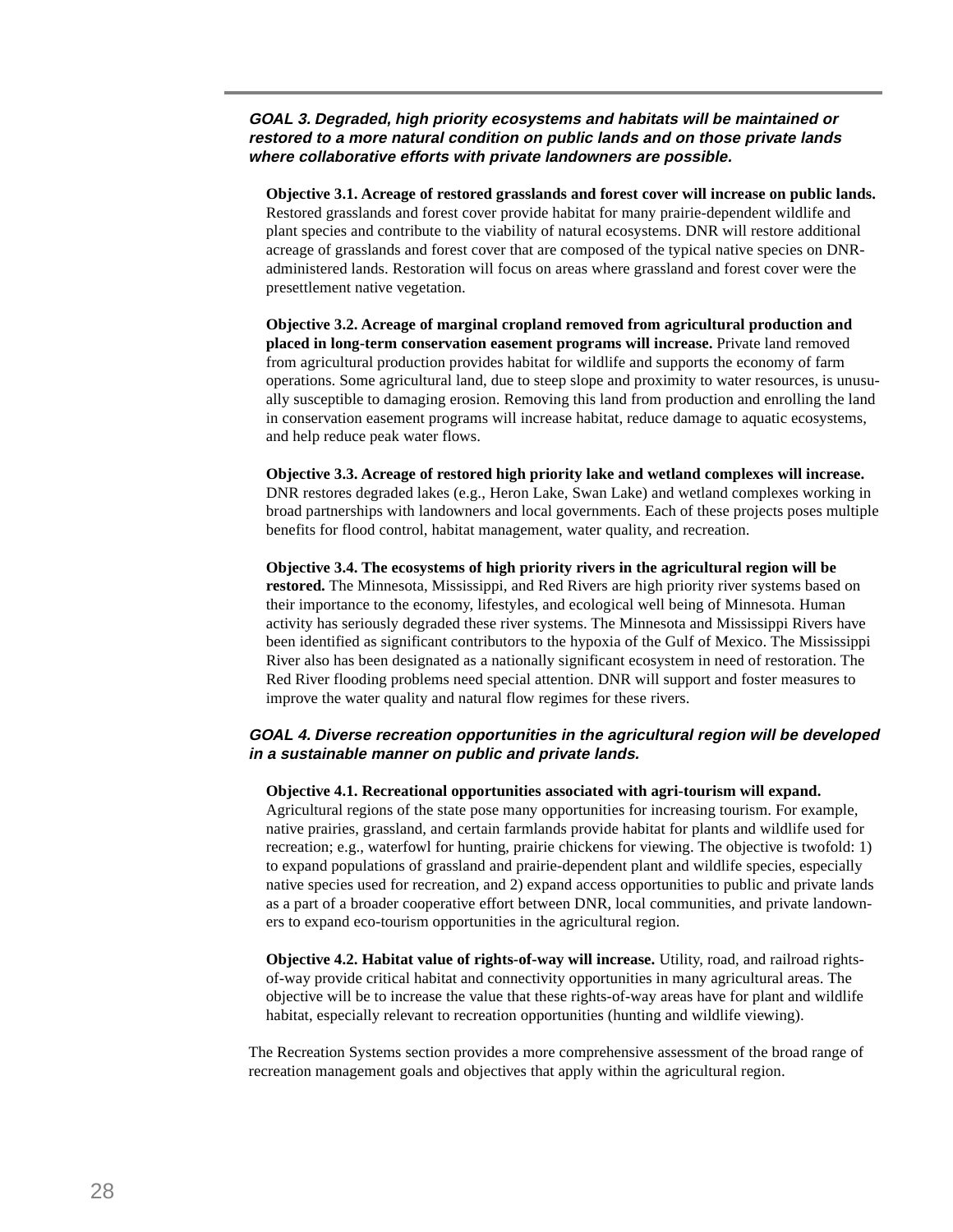***GOAL 3. Degraded, high priority ecosystems and habitats will be maintained or restored to a more natural condition on public lands and on those private lands where collaborative efforts with private landowners are possible.***

**Objective 3.1. Acreage of restored grasslands and forest cover will increase on public lands.** Restored grasslands and forest cover provide habitat for many prairie-dependent wildlife and plant species and contribute to the viability of natural ecosystems. DNR will restore additional acreage of grasslands and forest cover that are composed of the typical native species on DNR-administered lands. Restoration will focus on areas where grassland and forest cover were the presettlement native vegetation.

**Objective 3.2. Acreage of marginal cropland removed from agricultural production and placed in long-term conservation easement programs will increase.** Private land removed from agricultural production provides habitat for wildlife and supports the economy of farm operations. Some agricultural land, due to steep slope and proximity to water resources, is unusually susceptible to damaging erosion. Removing this land from production and enrolling the land in conservation easement programs will increase habitat, reduce damage to aquatic ecosystems, and help reduce peak water flows.

**Objective 3.3. Acreage of restored high priority lake and wetland complexes will increase.** DNR restores degraded lakes (e.g., Heron Lake, Swan Lake) and wetland complexes working in broad partnerships with landowners and local governments. Each of these projects poses multiple benefits for flood control, habitat management, water quality, and recreation.

**Objective 3.4. The ecosystems of high priority rivers in the agricultural region will be restored.** The Minnesota, Mississippi, and Red Rivers are high priority river systems based on their importance to the economy, lifestyles, and ecological well being of Minnesota. Human activity has seriously degraded these river systems. The Minnesota and Mississippi Rivers have been identified as significant contributors to the hypoxia of the Gulf of Mexico. The Mississippi River also has been designated as a nationally significant ecosystem in need of restoration. The Red River flooding problems need special attention. DNR will support and foster measures to improve the water quality and natural flow regimes for these rivers.

***GOAL 4. Diverse recreation opportunities in the agricultural region will be developed in a sustainable manner on public and private lands.***

**Objective 4.1. Recreational opportunities associated with agri-tourism will expand.** Agricultural regions of the state pose many opportunities for increasing tourism. For example, native prairies, grassland, and certain farmlands provide habitat for plants and wildlife used for recreation; e.g., waterfowl for hunting, prairie chickens for viewing. The objective is twofold: 1) to expand populations of grassland and prairie-dependent plant and wildlife species, especially native species used for recreation, and 2) expand access opportunities to public and private lands as a part of a broader cooperative effort between DNR, local communities, and private landowners to expand eco-tourism opportunities in the agricultural region.

**Objective 4.2. Habitat value of rights-of-way will increase.** Utility, road, and railroad rights-of-way provide critical habitat and connectivity opportunities in many agricultural areas. The objective will be to increase the value that these rights-of-way areas have for plant and wildlife habitat, especially relevant to recreation opportunities (hunting and wildlife viewing).

The Recreation Systems section provides a more comprehensive assessment of the broad range of recreation management goals and objectives that apply within the agricultural region.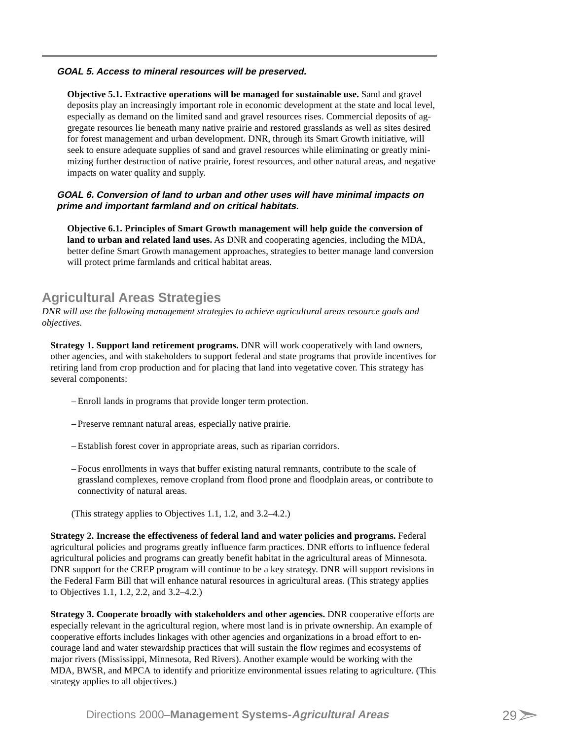**_GOAL 5. Access to mineral resources will be preserved._**

**Objective 5.1. Extractive operations will be managed for sustainable use.** Sand and gravel deposits play an increasingly important role in economic development at the state and local level, especially as demand on the limited sand and gravel resources rises. Commercial deposits of aggregate resources lie beneath many native prairie and restored grasslands as well as sites desired for forest management and urban development. DNR, through its Smart Growth initiative, will seek to ensure adequate supplies of sand and gravel resources while eliminating or greatly minimizing further destruction of native prairie, forest resources, and other natural areas, and negative impacts on water quality and supply.

**_GOAL 6. Conversion of land to urban and other uses will have minimal impacts on prime and important farmland and on critical habitats._**

**Objective 6.1. Principles of Smart Growth management will help guide the conversion of land to urban and related land uses.** As DNR and cooperating agencies, including the MDA, better define Smart Growth management approaches, strategies to better manage land conversion will protect prime farmlands and critical habitat areas.

## Agricultural Areas Strategies

*DNR will use the following management strategies to achieve agricultural areas resource goals and objectives.*

**Strategy 1. Support land retirement programs.** DNR will work cooperatively with land owners, other agencies, and with stakeholders to support federal and state programs that provide incentives for retiring land from crop production and for placing that land into vegetative cover. This strategy has several components:

- Enroll lands in programs that provide longer term protection.
- Preserve remnant natural areas, especially native prairie.
- Establish forest cover in appropriate areas, such as riparian corridors.
- Focus enrollments in ways that buffer existing natural remnants, contribute to the scale of grassland complexes, remove cropland from flood prone and floodplain areas, or contribute to connectivity of natural areas.

(This strategy applies to Objectives 1.1, 1.2, and 3.2–4.2.)

**Strategy 2. Increase the effectiveness of federal land and water policies and programs.** Federal agricultural policies and programs greatly influence farm practices. DNR efforts to influence federal agricultural policies and programs can greatly benefit habitat in the agricultural areas of Minnesota. DNR support for the CREP program will continue to be a key strategy. DNR will support revisions in the Federal Farm Bill that will enhance natural resources in agricultural areas. (This strategy applies to Objectives 1.1, 1.2, 2.2, and 3.2–4.2.)

**Strategy 3. Cooperate broadly with stakeholders and other agencies.** DNR cooperative efforts are especially relevant in the agricultural region, where most land is in private ownership. An example of cooperative efforts includes linkages with other agencies and organizations in a broad effort to encourage land and water stewardship practices that will sustain the flow regimes and ecosystems of major rivers (Mississippi, Minnesota, Red Rivers). Another example would be working with the MDA, BWSR, and MPCA to identify and prioritize environmental issues relating to agriculture. (This strategy applies to all objectives.)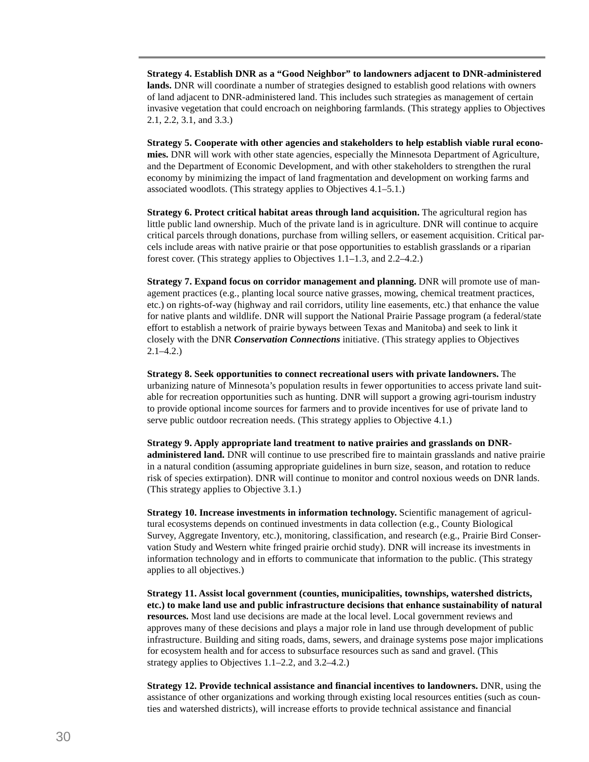**Strategy 4. Establish DNR as a "Good Neighbor" to landowners adjacent to DNR-administered lands.** DNR will coordinate a number of strategies designed to establish good relations with owners of land adjacent to DNR-administered land. This includes such strategies as management of certain invasive vegetation that could encroach on neighboring farmlands. (This strategy applies to Objectives 2.1, 2.2, 3.1, and 3.3.)

**Strategy 5. Cooperate with other agencies and stakeholders to help establish viable rural economies.** DNR will work with other state agencies, especially the Minnesota Department of Agriculture, and the Department of Economic Development, and with other stakeholders to strengthen the rural economy by minimizing the impact of land fragmentation and development on working farms and associated woodlots. (This strategy applies to Objectives 4.1–5.1.)

**Strategy 6. Protect critical habitat areas through land acquisition.** The agricultural region has little public land ownership. Much of the private land is in agriculture. DNR will continue to acquire critical parcels through donations, purchase from willing sellers, or easement acquisition. Critical parcels include areas with native prairie or that pose opportunities to establish grasslands or a riparian forest cover. (This strategy applies to Objectives 1.1–1.3, and 2.2–4.2.)

**Strategy 7. Expand focus on corridor management and planning.** DNR will promote use of management practices (e.g., planting local source native grasses, mowing, chemical treatment practices, etc.) on rights-of-way (highway and rail corridors, utility line easements, etc.) that enhance the value for native plants and wildlife. DNR will support the National Prairie Passage program (a federal/state effort to establish a network of prairie byways between Texas and Manitoba) and seek to link it closely with the DNR ***Conservation Connections*** initiative. (This strategy applies to Objectives 2.1–4.2.)

**Strategy 8. Seek opportunities to connect recreational users with private landowners.** The urbanizing nature of Minnesota's population results in fewer opportunities to access private land suitable for recreation opportunities such as hunting. DNR will support a growing agri-tourism industry to provide optional income sources for farmers and to provide incentives for use of private land to serve public outdoor recreation needs. (This strategy applies to Objective 4.1.)

**Strategy 9. Apply appropriate land treatment to native prairies and grasslands on DNR-administered land.** DNR will continue to use prescribed fire to maintain grasslands and native prairie in a natural condition (assuming appropriate guidelines in burn size, season, and rotation to reduce risk of species extirpation). DNR will continue to monitor and control noxious weeds on DNR lands. (This strategy applies to Objective 3.1.)

**Strategy 10. Increase investments in information technology.** Scientific management of agricultural ecosystems depends on continued investments in data collection (e.g., County Biological Survey, Aggregate Inventory, etc.), monitoring, classification, and research (e.g., Prairie Bird Conservation Study and Western white fringed prairie orchid study). DNR will increase its investments in information technology and in efforts to communicate that information to the public. (This strategy applies to all objectives.)

**Strategy 11. Assist local government (counties, municipalities, townships, watershed districts, etc.) to make land use and public infrastructure decisions that enhance sustainability of natural resources.** Most land use decisions are made at the local level. Local government reviews and approves many of these decisions and plays a major role in land use through development of public infrastructure. Building and siting roads, dams, sewers, and drainage systems pose major implications for ecosystem health and for access to subsurface resources such as sand and gravel. (This strategy applies to Objectives 1.1–2.2, and 3.2–4.2.)

**Strategy 12. Provide technical assistance and financial incentives to landowners.** DNR, using the assistance of other organizations and working through existing local resources entities (such as counties and watershed districts), will increase efforts to provide technical assistance and financial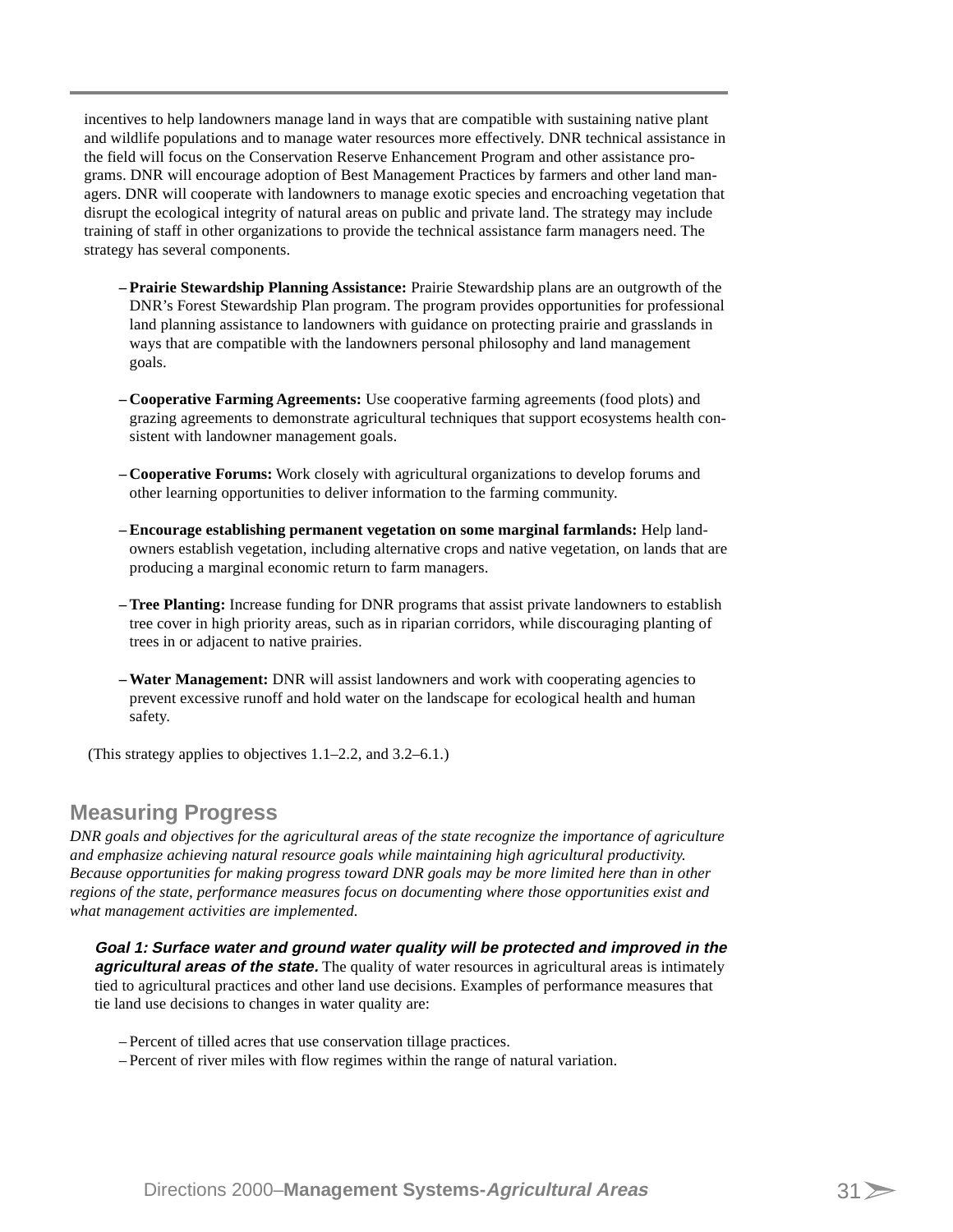incentives to help landowners manage land in ways that are compatible with sustaining native plant and wildlife populations and to manage water resources more effectively. DNR technical assistance in the field will focus on the Conservation Reserve Enhancement Program and other assistance programs. DNR will encourage adoption of Best Management Practices by farmers and other land managers. DNR will cooperate with landowners to manage exotic species and encroaching vegetation that disrupt the ecological integrity of natural areas on public and private land. The strategy may include training of staff in other organizations to provide the technical assistance farm managers need. The strategy has several components.

- **Prairie Stewardship Planning Assistance:** Prairie Stewardship plans are an outgrowth of the DNR's Forest Stewardship Plan program. The program provides opportunities for professional land planning assistance to landowners with guidance on protecting prairie and grasslands in ways that are compatible with the landowners personal philosophy and land management goals.

- **Cooperative Farming Agreements:** Use cooperative farming agreements (food plots) and grazing agreements to demonstrate agricultural techniques that support ecosystems health consistent with landowner management goals.

- **Cooperative Forums:** Work closely with agricultural organizations to develop forums and other learning opportunities to deliver information to the farming community.

- **Encourage establishing permanent vegetation on some marginal farmlands:** Help landowners establish vegetation, including alternative crops and native vegetation, on lands that are producing a marginal economic return to farm managers.

- **Tree Planting:** Increase funding for DNR programs that assist private landowners to establish tree cover in high priority areas, such as in riparian corridors, while discouraging planting of trees in or adjacent to native prairies.

- **Water Management:** DNR will assist landowners and work with cooperating agencies to prevent excessive runoff and hold water on the landscape for ecological health and human safety.

(This strategy applies to objectives 1.1–2.2, and 3.2–6.1.)

## Measuring Progress

*DNR goals and objectives for the agricultural areas of the state recognize the importance of agriculture and emphasize achieving natural resource goals while maintaining high agricultural productivity. Because opportunities for making progress toward DNR goals may be more limited here than in other regions of the state, performance measures focus on documenting where those opportunities exist and what management activities are implemented.*

***Goal 1: Surface water and ground water quality will be protected and improved in the agricultural areas of the state.*** The quality of water resources in agricultural areas is intimately tied to agricultural practices and other land use decisions. Examples of performance measures that tie land use decisions to changes in water quality are:

- Percent of tilled acres that use conservation tillage practices.
- Percent of river miles with flow regimes within the range of natural variation.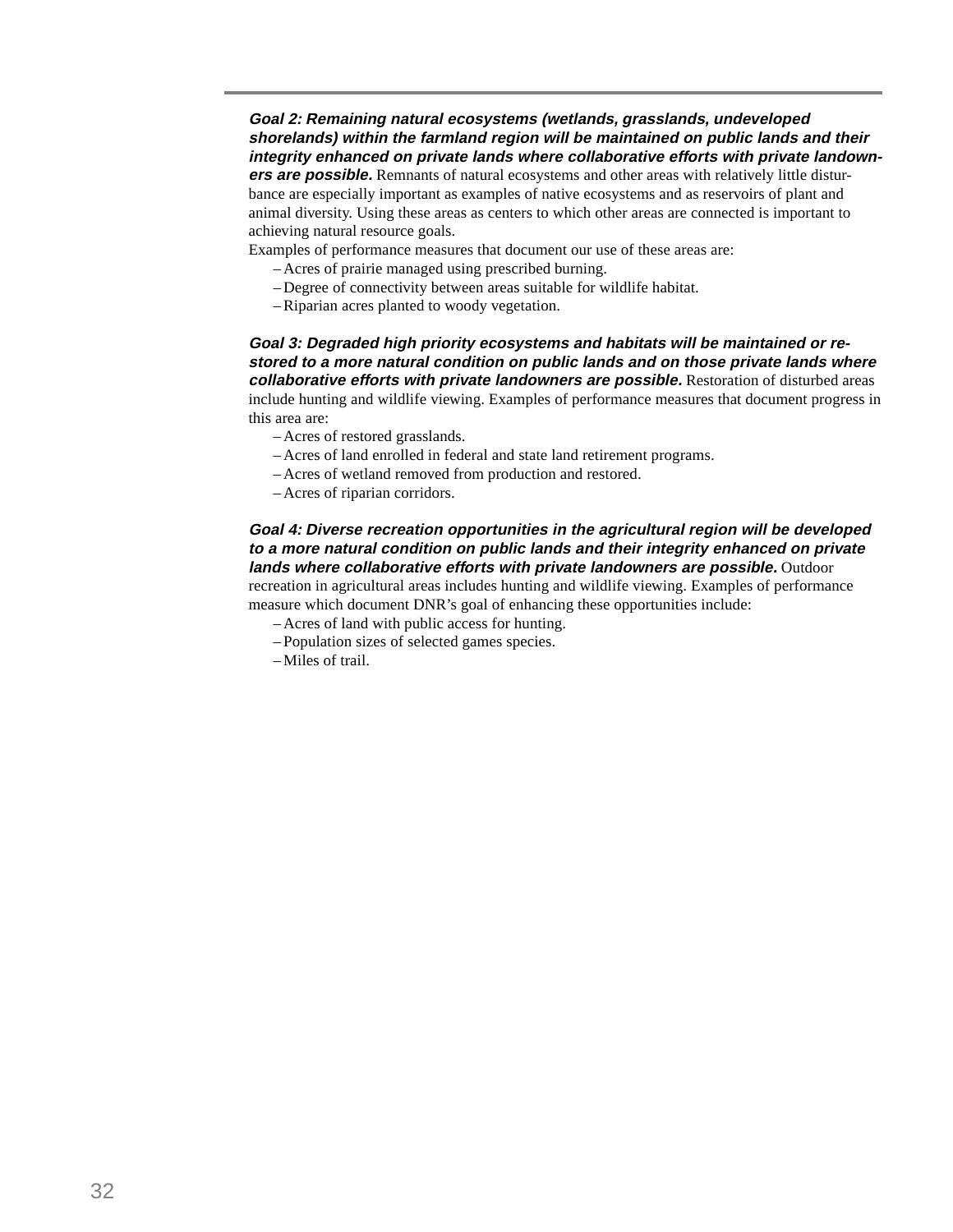***Goal 2: Remaining natural ecosystems (wetlands, grasslands, undeveloped shorelands) within the farmland region will be maintained on public lands and their integrity enhanced on private lands where collaborative efforts with private landowners are possible.*** Remnants of natural ecosystems and other areas with relatively little disturbance are especially important as examples of native ecosystems and as reservoirs of plant and animal diversity. Using these areas as centers to which other areas are connected is important to achieving natural resource goals.

Examples of performance measures that document our use of these areas are:

- Acres of prairie managed using prescribed burning.
- Degree of connectivity between areas suitable for wildlife habitat.
- Riparian acres planted to woody vegetation.

***Goal 3: Degraded high priority ecosystems and habitats will be maintained or restored to a more natural condition on public lands and on those private lands where collaborative efforts with private landowners are possible.*** Restoration of disturbed areas include hunting and wildlife viewing. Examples of performance measures that document progress in this area are:

- Acres of restored grasslands.
- Acres of land enrolled in federal and state land retirement programs.
- Acres of wetland removed from production and restored.
- Acres of riparian corridors.

***Goal 4: Diverse recreation opportunities in the agricultural region will be developed to a more natural condition on public lands and their integrity enhanced on private lands where collaborative efforts with private landowners are possible.*** Outdoor recreation in agricultural areas includes hunting and wildlife viewing. Examples of performance measure which document DNR's goal of enhancing these opportunities include:

- Acres of land with public access for hunting.
- Population sizes of selected games species.
- Miles of trail.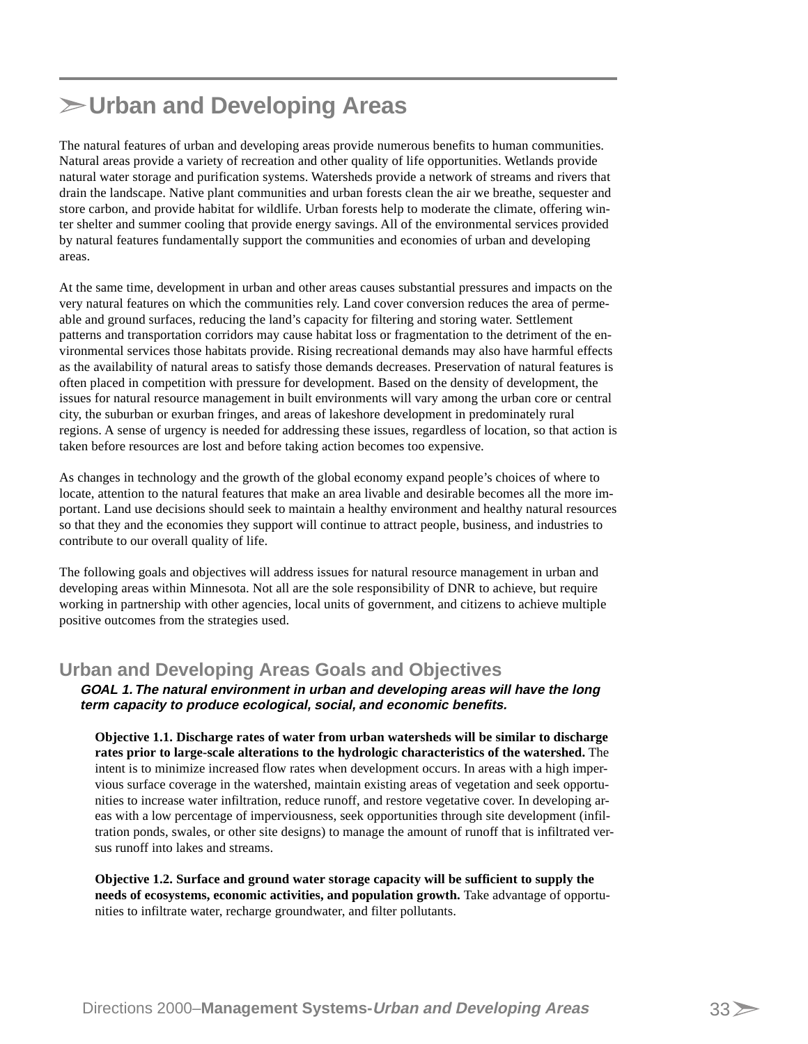# ➢Urban and Developing Areas

The natural features of urban and developing areas provide numerous benefits to human communities. Natural areas provide a variety of recreation and other quality of life opportunities. Wetlands provide natural water storage and purification systems. Watersheds provide a network of streams and rivers that drain the landscape. Native plant communities and urban forests clean the air we breathe, sequester and store carbon, and provide habitat for wildlife. Urban forests help to moderate the climate, offering winter shelter and summer cooling that provide energy savings. All of the environmental services provided by natural features fundamentally support the communities and economies of urban and developing areas.

At the same time, development in urban and other areas causes substantial pressures and impacts on the very natural features on which the communities rely. Land cover conversion reduces the area of permeable and ground surfaces, reducing the land's capacity for filtering and storing water. Settlement patterns and transportation corridors may cause habitat loss or fragmentation to the detriment of the environmental services those habitats provide. Rising recreational demands may also have harmful effects as the availability of natural areas to satisfy those demands decreases. Preservation of natural features is often placed in competition with pressure for development. Based on the density of development, the issues for natural resource management in built environments will vary among the urban core or central city, the suburban or exurban fringes, and areas of lakeshore development in predominately rural regions. A sense of urgency is needed for addressing these issues, regardless of location, so that action is taken before resources are lost and before taking action becomes too expensive.

As changes in technology and the growth of the global economy expand people's choices of where to locate, attention to the natural features that make an area livable and desirable becomes all the more important. Land use decisions should seek to maintain a healthy environment and healthy natural resources so that they and the economies they support will continue to attract people, business, and industries to contribute to our overall quality of life.

The following goals and objectives will address issues for natural resource management in urban and developing areas within Minnesota. Not all are the sole responsibility of DNR to achieve, but require working in partnership with other agencies, local units of government, and citizens to achieve multiple positive outcomes from the strategies used.

## Urban and Developing Areas Goals and Objectives

***GOAL 1. The natural environment in urban and developing areas will have the long term capacity to produce ecological, social, and economic benefits.***

**Objective 1.1. Discharge rates of water from urban watersheds will be similar to discharge rates prior to large-scale alterations to the hydrologic characteristics of the watershed.** The intent is to minimize increased flow rates when development occurs. In areas with a high impervious surface coverage in the watershed, maintain existing areas of vegetation and seek opportunities to increase water infiltration, reduce runoff, and restore vegetative cover. In developing areas with a low percentage of imperviousness, seek opportunities through site development (infiltration ponds, swales, or other site designs) to manage the amount of runoff that is infiltrated versus runoff into lakes and streams.

**Objective 1.2. Surface and ground water storage capacity will be sufficient to supply the needs of ecosystems, economic activities, and population growth.** Take advantage of opportunities to infiltrate water, recharge groundwater, and filter pollutants.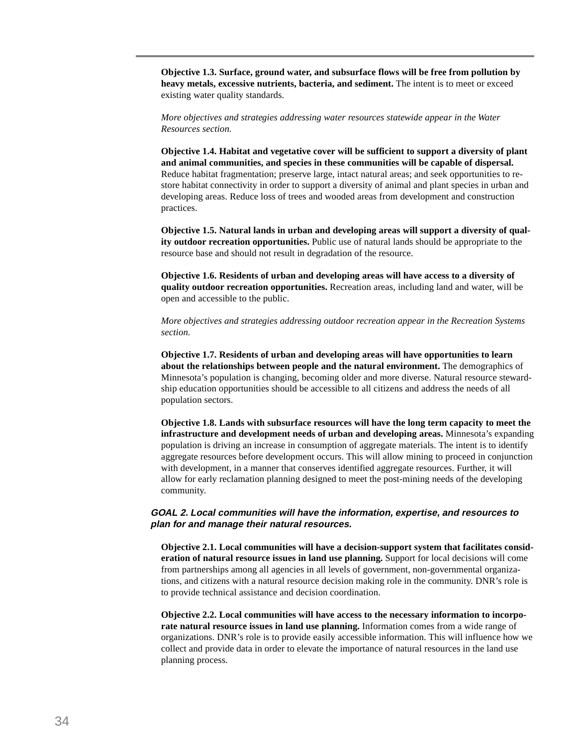**Objective 1.3. Surface, ground water, and subsurface flows will be free from pollution by heavy metals, excessive nutrients, bacteria, and sediment.** The intent is to meet or exceed existing water quality standards.

*More objectives and strategies addressing water resources statewide appear in the Water Resources section.*

**Objective 1.4. Habitat and vegetative cover will be sufficient to support a diversity of plant and animal communities, and species in these communities will be capable of dispersal.** Reduce habitat fragmentation; preserve large, intact natural areas; and seek opportunities to restore habitat connectivity in order to support a diversity of animal and plant species in urban and developing areas. Reduce loss of trees and wooded areas from development and construction practices.

**Objective 1.5. Natural lands in urban and developing areas will support a diversity of quality outdoor recreation opportunities.** Public use of natural lands should be appropriate to the resource base and should not result in degradation of the resource.

**Objective 1.6. Residents of urban and developing areas will have access to a diversity of quality outdoor recreation opportunities.** Recreation areas, including land and water, will be open and accessible to the public.

*More objectives and strategies addressing outdoor recreation appear in the Recreation Systems section.*

**Objective 1.7. Residents of urban and developing areas will have opportunities to learn about the relationships between people and the natural environment.** The demographics of Minnesota's population is changing, becoming older and more diverse. Natural resource stewardship education opportunities should be accessible to all citizens and address the needs of all population sectors.

**Objective 1.8. Lands with subsurface resources will have the long term capacity to meet the infrastructure and development needs of urban and developing areas.** Minnesota's expanding population is driving an increase in consumption of aggregate materials. The intent is to identify aggregate resources before development occurs. This will allow mining to proceed in conjunction with development, in a manner that conserves identified aggregate resources. Further, it will allow for early reclamation planning designed to meet the post-mining needs of the developing community.

### *GOAL 2. Local communities will have the information, expertise, and resources to plan for and manage their natural resources.*

**Objective 2.1. Local communities will have a decision-support system that facilitates consideration of natural resource issues in land use planning.** Support for local decisions will come from partnerships among all agencies in all levels of government, non-governmental organizations, and citizens with a natural resource decision making role in the community. DNR's role is to provide technical assistance and decision coordination.

**Objective 2.2. Local communities will have access to the necessary information to incorporate natural resource issues in land use planning.** Information comes from a wide range of organizations. DNR's role is to provide easily accessible information. This will influence how we collect and provide data in order to elevate the importance of natural resources in the land use planning process.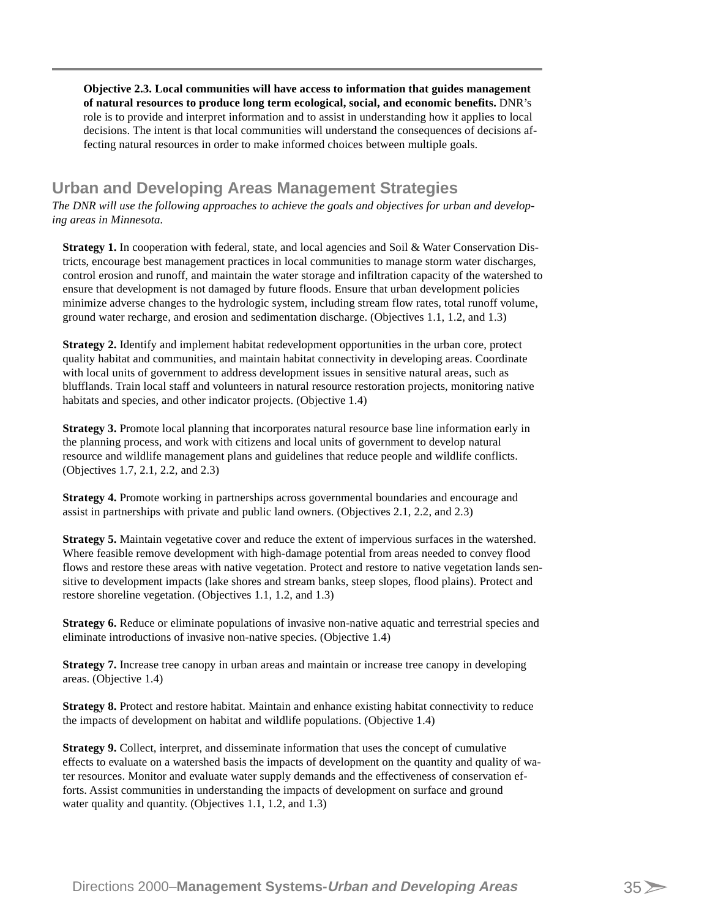**Objective 2.3. Local communities will have access to information that guides management of natural resources to produce long term ecological, social, and economic benefits.** DNR's role is to provide and interpret information and to assist in understanding how it applies to local decisions. The intent is that local communities will understand the consequences of decisions affecting natural resources in order to make informed choices between multiple goals.

## Urban and Developing Areas Management Strategies

*The DNR will use the following approaches to achieve the goals and objectives for urban and developing areas in Minnesota.*

**Strategy 1.** In cooperation with federal, state, and local agencies and Soil & Water Conservation Districts, encourage best management practices in local communities to manage storm water discharges, control erosion and runoff, and maintain the water storage and infiltration capacity of the watershed to ensure that development is not damaged by future floods. Ensure that urban development policies minimize adverse changes to the hydrologic system, including stream flow rates, total runoff volume, ground water recharge, and erosion and sedimentation discharge. (Objectives 1.1, 1.2, and 1.3)

**Strategy 2.** Identify and implement habitat redevelopment opportunities in the urban core, protect quality habitat and communities, and maintain habitat connectivity in developing areas. Coordinate with local units of government to address development issues in sensitive natural areas, such as blufflands. Train local staff and volunteers in natural resource restoration projects, monitoring native habitats and species, and other indicator projects. (Objective 1.4)

**Strategy 3.** Promote local planning that incorporates natural resource base line information early in the planning process, and work with citizens and local units of government to develop natural resource and wildlife management plans and guidelines that reduce people and wildlife conflicts. (Objectives 1.7, 2.1, 2.2, and 2.3)

**Strategy 4.** Promote working in partnerships across governmental boundaries and encourage and assist in partnerships with private and public land owners. (Objectives 2.1, 2.2, and 2.3)

**Strategy 5.** Maintain vegetative cover and reduce the extent of impervious surfaces in the watershed. Where feasible remove development with high-damage potential from areas needed to convey flood flows and restore these areas with native vegetation. Protect and restore to native vegetation lands sensitive to development impacts (lake shores and stream banks, steep slopes, flood plains). Protect and restore shoreline vegetation. (Objectives 1.1, 1.2, and 1.3)

**Strategy 6.** Reduce or eliminate populations of invasive non-native aquatic and terrestrial species and eliminate introductions of invasive non-native species. (Objective 1.4)

**Strategy 7.** Increase tree canopy in urban areas and maintain or increase tree canopy in developing areas. (Objective 1.4)

**Strategy 8.** Protect and restore habitat. Maintain and enhance existing habitat connectivity to reduce the impacts of development on habitat and wildlife populations. (Objective 1.4)

**Strategy 9.** Collect, interpret, and disseminate information that uses the concept of cumulative effects to evaluate on a watershed basis the impacts of development on the quantity and quality of water resources. Monitor and evaluate water supply demands and the effectiveness of conservation efforts. Assist communities in understanding the impacts of development on surface and ground water quality and quantity. (Objectives 1.1, 1.2, and 1.3)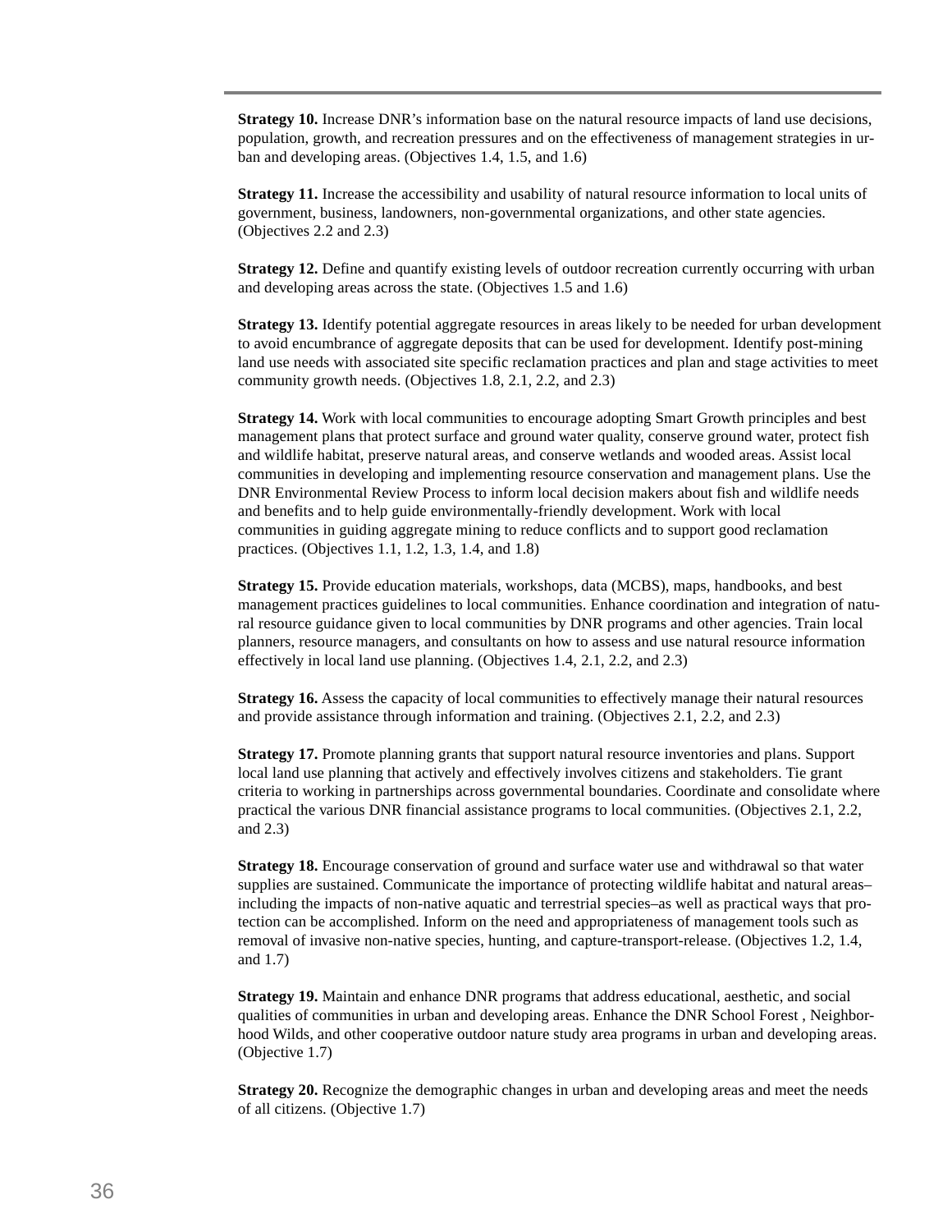**Strategy 10.** Increase DNR's information base on the natural resource impacts of land use decisions, population, growth, and recreation pressures and on the effectiveness of management strategies in urban and developing areas. (Objectives 1.4, 1.5, and 1.6)

**Strategy 11.** Increase the accessibility and usability of natural resource information to local units of government, business, landowners, non-governmental organizations, and other state agencies. (Objectives 2.2 and 2.3)

**Strategy 12.** Define and quantify existing levels of outdoor recreation currently occurring with urban and developing areas across the state. (Objectives 1.5 and 1.6)

**Strategy 13.** Identify potential aggregate resources in areas likely to be needed for urban development to avoid encumbrance of aggregate deposits that can be used for development. Identify post-mining land use needs with associated site specific reclamation practices and plan and stage activities to meet community growth needs. (Objectives 1.8, 2.1, 2.2, and 2.3)

**Strategy 14.** Work with local communities to encourage adopting Smart Growth principles and best management plans that protect surface and ground water quality, conserve ground water, protect fish and wildlife habitat, preserve natural areas, and conserve wetlands and wooded areas. Assist local communities in developing and implementing resource conservation and management plans. Use the DNR Environmental Review Process to inform local decision makers about fish and wildlife needs and benefits and to help guide environmentally-friendly development. Work with local communities in guiding aggregate mining to reduce conflicts and to support good reclamation practices. (Objectives 1.1, 1.2, 1.3, 1.4, and 1.8)

**Strategy 15.** Provide education materials, workshops, data (MCBS), maps, handbooks, and best management practices guidelines to local communities. Enhance coordination and integration of natural resource guidance given to local communities by DNR programs and other agencies. Train local planners, resource managers, and consultants on how to assess and use natural resource information effectively in local land use planning. (Objectives 1.4, 2.1, 2.2, and 2.3)

**Strategy 16.** Assess the capacity of local communities to effectively manage their natural resources and provide assistance through information and training. (Objectives 2.1, 2.2, and 2.3)

**Strategy 17.** Promote planning grants that support natural resource inventories and plans. Support local land use planning that actively and effectively involves citizens and stakeholders. Tie grant criteria to working in partnerships across governmental boundaries. Coordinate and consolidate where practical the various DNR financial assistance programs to local communities. (Objectives 2.1, 2.2, and 2.3)

**Strategy 18.** Encourage conservation of ground and surface water use and withdrawal so that water supplies are sustained. Communicate the importance of protecting wildlife habitat and natural areas–including the impacts of non-native aquatic and terrestrial species–as well as practical ways that protection can be accomplished. Inform on the need and appropriateness of management tools such as removal of invasive non-native species, hunting, and capture-transport-release. (Objectives 1.2, 1.4, and 1.7)

**Strategy 19.** Maintain and enhance DNR programs that address educational, aesthetic, and social qualities of communities in urban and developing areas. Enhance the DNR School Forest , Neighborhood Wilds, and other cooperative outdoor nature study area programs in urban and developing areas. (Objective 1.7)

**Strategy 20.** Recognize the demographic changes in urban and developing areas and meet the needs of all citizens. (Objective 1.7)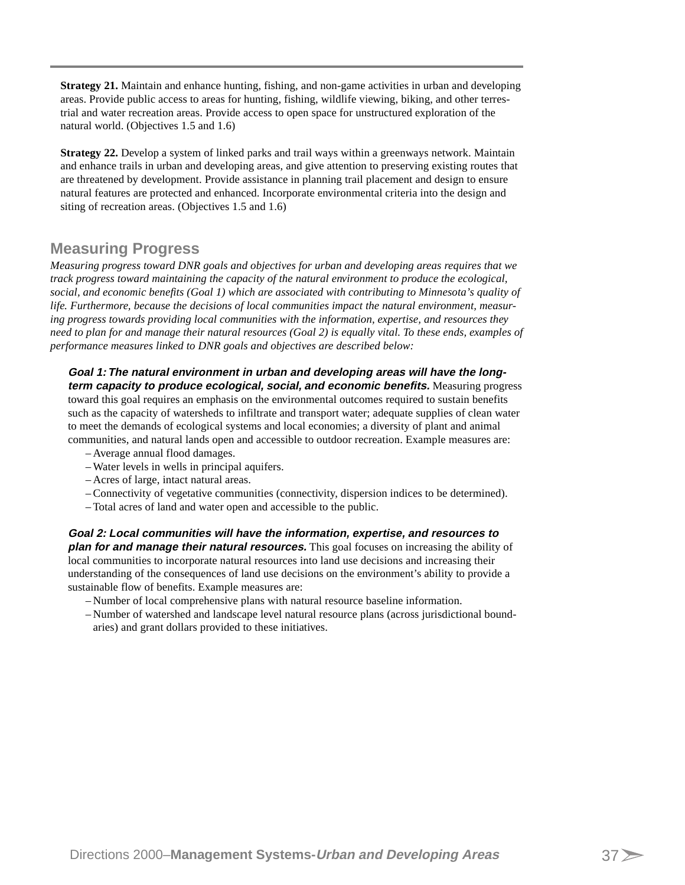**Strategy 21.** Maintain and enhance hunting, fishing, and non-game activities in urban and developing areas. Provide public access to areas for hunting, fishing, wildlife viewing, biking, and other terrestrial and water recreation areas. Provide access to open space for unstructured exploration of the natural world. (Objectives 1.5 and 1.6)

**Strategy 22.** Develop a system of linked parks and trail ways within a greenways network. Maintain and enhance trails in urban and developing areas, and give attention to preserving existing routes that are threatened by development. Provide assistance in planning trail placement and design to ensure natural features are protected and enhanced. Incorporate environmental criteria into the design and siting of recreation areas. (Objectives 1.5 and 1.6)

## Measuring Progress

*Measuring progress toward DNR goals and objectives for urban and developing areas requires that we track progress toward maintaining the capacity of the natural environment to produce the ecological, social, and economic benefits (Goal 1) which are associated with contributing to Minnesota's quality of life. Furthermore, because the decisions of local communities impact the natural environment, measuring progress towards providing local communities with the information, expertise, and resources they need to plan for and manage their natural resources (Goal 2) is equally vital. To these ends, examples of performance measures linked to DNR goals and objectives are described below:*

***Goal 1: The natural environment in urban and developing areas will have the long-term capacity to produce ecological, social, and economic benefits.*** Measuring progress toward this goal requires an emphasis on the environmental outcomes required to sustain benefits such as the capacity of watersheds to infiltrate and transport water; adequate supplies of clean water to meet the demands of ecological systems and local economies; a diversity of plant and animal communities, and natural lands open and accessible to outdoor recreation. Example measures are:

- Average annual flood damages.
- Water levels in wells in principal aquifers.
- Acres of large, intact natural areas.
- Connectivity of vegetative communities (connectivity, dispersion indices to be determined).
- Total acres of land and water open and accessible to the public.

***Goal 2: Local communities will have the information, expertise, and resources to plan for and manage their natural resources.*** This goal focuses on increasing the ability of local communities to incorporate natural resources into land use decisions and increasing their understanding of the consequences of land use decisions on the environment's ability to provide a sustainable flow of benefits. Example measures are:

- Number of local comprehensive plans with natural resource baseline information.
- Number of watershed and landscape level natural resource plans (across jurisdictional boundaries) and grant dollars provided to these initiatives.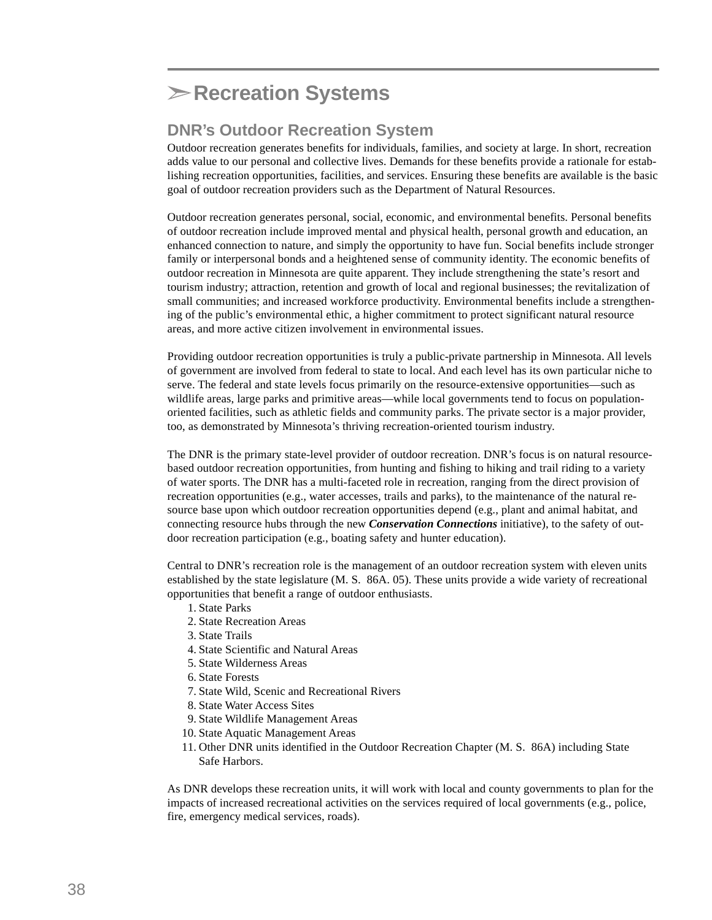# ➢Recreation Systems

## DNR's Outdoor Recreation System

Outdoor recreation generates benefits for individuals, families, and society at large. In short, recreation adds value to our personal and collective lives. Demands for these benefits provide a rationale for establishing recreation opportunities, facilities, and services. Ensuring these benefits are available is the basic goal of outdoor recreation providers such as the Department of Natural Resources.

Outdoor recreation generates personal, social, economic, and environmental benefits. Personal benefits of outdoor recreation include improved mental and physical health, personal growth and education, an enhanced connection to nature, and simply the opportunity to have fun. Social benefits include stronger family or interpersonal bonds and a heightened sense of community identity. The economic benefits of outdoor recreation in Minnesota are quite apparent. They include strengthening the state's resort and tourism industry; attraction, retention and growth of local and regional businesses; the revitalization of small communities; and increased workforce productivity. Environmental benefits include a strengthening of the public's environmental ethic, a higher commitment to protect significant natural resource areas, and more active citizen involvement in environmental issues.

Providing outdoor recreation opportunities is truly a public-private partnership in Minnesota. All levels of government are involved from federal to state to local. And each level has its own particular niche to serve. The federal and state levels focus primarily on the resource-extensive opportunities—such as wildlife areas, large parks and primitive areas—while local governments tend to focus on population-oriented facilities, such as athletic fields and community parks. The private sector is a major provider, too, as demonstrated by Minnesota's thriving recreation-oriented tourism industry.

The DNR is the primary state-level provider of outdoor recreation. DNR's focus is on natural resource-based outdoor recreation opportunities, from hunting and fishing to hiking and trail riding to a variety of water sports. The DNR has a multi-faceted role in recreation, ranging from the direct provision of recreation opportunities (e.g., water accesses, trails and parks), to the maintenance of the natural resource base upon which outdoor recreation opportunities depend (e.g., plant and animal habitat, and connecting resource hubs through the new ***Conservation Connections*** initiative), to the safety of outdoor recreation participation (e.g., boating safety and hunter education).

Central to DNR's recreation role is the management of an outdoor recreation system with eleven units established by the state legislature (M. S. 86A. 05). These units provide a wide variety of recreational opportunities that benefit a range of outdoor enthusiasts.

1. State Parks
2. State Recreation Areas
3. State Trails
4. State Scientific and Natural Areas
5. State Wilderness Areas
6. State Forests
7. State Wild, Scenic and Recreational Rivers
8. State Water Access Sites
9. State Wildlife Management Areas
10. State Aquatic Management Areas
11. Other DNR units identified in the Outdoor Recreation Chapter (M. S. 86A) including State Safe Harbors.

As DNR develops these recreation units, it will work with local and county governments to plan for the impacts of increased recreational activities on the services required of local governments (e.g., police, fire, emergency medical services, roads).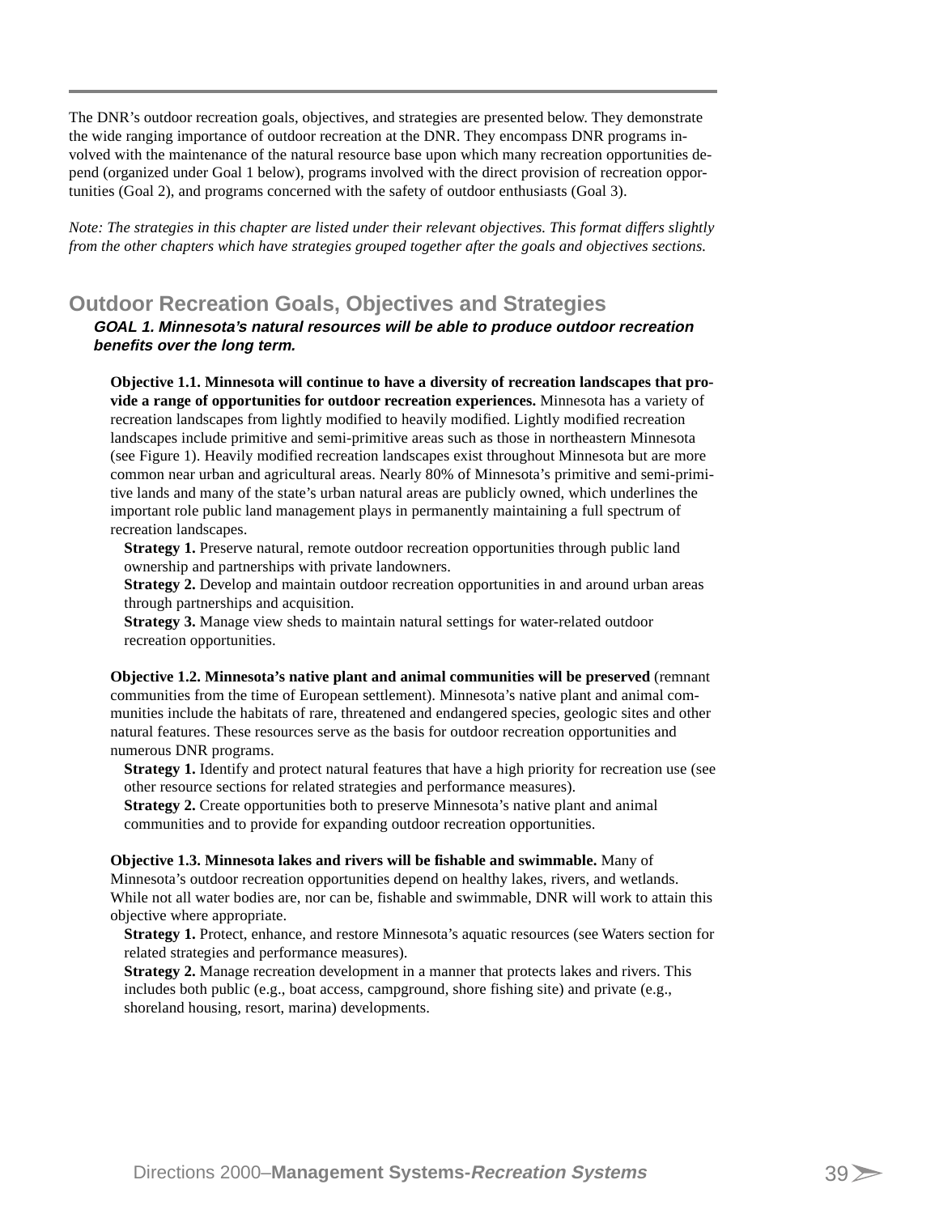The DNR's outdoor recreation goals, objectives, and strategies are presented below. They demonstrate the wide ranging importance of outdoor recreation at the DNR. They encompass DNR programs involved with the maintenance of the natural resource base upon which many recreation opportunities depend (organized under Goal 1 below), programs involved with the direct provision of recreation opportunities (Goal 2), and programs concerned with the safety of outdoor enthusiasts (Goal 3).

*Note: The strategies in this chapter are listed under their relevant objectives. This format differs slightly from the other chapters which have strategies grouped together after the goals and objectives sections.*

## Outdoor Recreation Goals, Objectives and Strategies

### *GOAL 1. Minnesota's natural resources will be able to produce outdoor recreation benefits over the long term.*

**Objective 1.1. Minnesota will continue to have a diversity of recreation landscapes that provide a range of opportunities for outdoor recreation experiences.** Minnesota has a variety of recreation landscapes from lightly modified to heavily modified. Lightly modified recreation landscapes include primitive and semi-primitive areas such as those in northeastern Minnesota (see Figure 1). Heavily modified recreation landscapes exist throughout Minnesota but are more common near urban and agricultural areas. Nearly 80% of Minnesota's primitive and semi-primitive lands and many of the state's urban natural areas are publicly owned, which underlines the important role public land management plays in permanently maintaining a full spectrum of recreation landscapes.

**Strategy 1.** Preserve natural, remote outdoor recreation opportunities through public land ownership and partnerships with private landowners.

**Strategy 2.** Develop and maintain outdoor recreation opportunities in and around urban areas through partnerships and acquisition.

**Strategy 3.** Manage view sheds to maintain natural settings for water-related outdoor recreation opportunities.

**Objective 1.2. Minnesota's native plant and animal communities will be preserved** (remnant communities from the time of European settlement). Minnesota's native plant and animal communities include the habitats of rare, threatened and endangered species, geologic sites and other natural features. These resources serve as the basis for outdoor recreation opportunities and numerous DNR programs.

**Strategy 1.** Identify and protect natural features that have a high priority for recreation use (see other resource sections for related strategies and performance measures).

**Strategy 2.** Create opportunities both to preserve Minnesota's native plant and animal communities and to provide for expanding outdoor recreation opportunities.

**Objective 1.3. Minnesota lakes and rivers will be fishable and swimmable.** Many of Minnesota's outdoor recreation opportunities depend on healthy lakes, rivers, and wetlands. While not all water bodies are, nor can be, fishable and swimmable, DNR will work to attain this objective where appropriate.

**Strategy 1.** Protect, enhance, and restore Minnesota's aquatic resources (see Waters section for related strategies and performance measures).

**Strategy 2.** Manage recreation development in a manner that protects lakes and rivers. This includes both public (e.g., boat access, campground, shore fishing site) and private (e.g., shoreland housing, resort, marina) developments.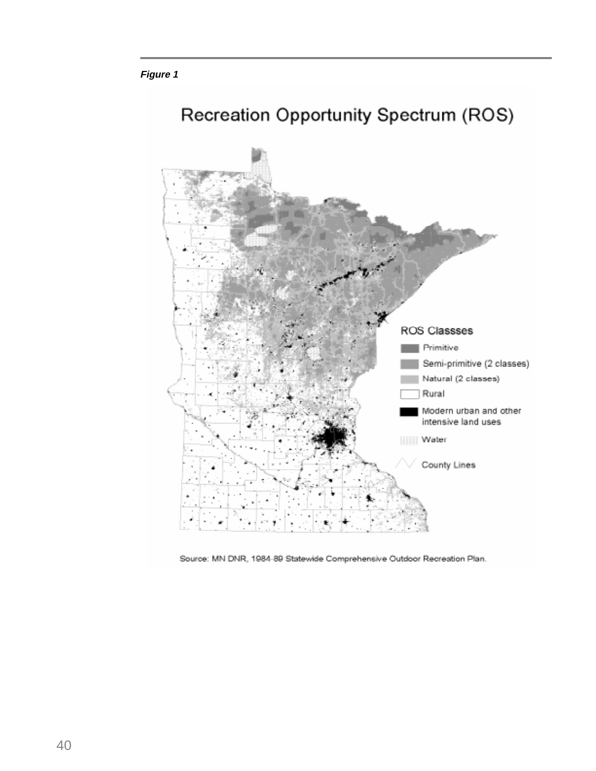***Figure 1***

Recreation Opportunity Spectrum (ROS)

ROS Classses

- Primitive
- Semi-primitive (2 classes)
- Natural (2 classes)
- Rural
- Modern urban and other intensive land uses
- Water
- County Lines

Source: MN DNR, 1984-89 Statewide Comprehensive Outdoor Recreation Plan.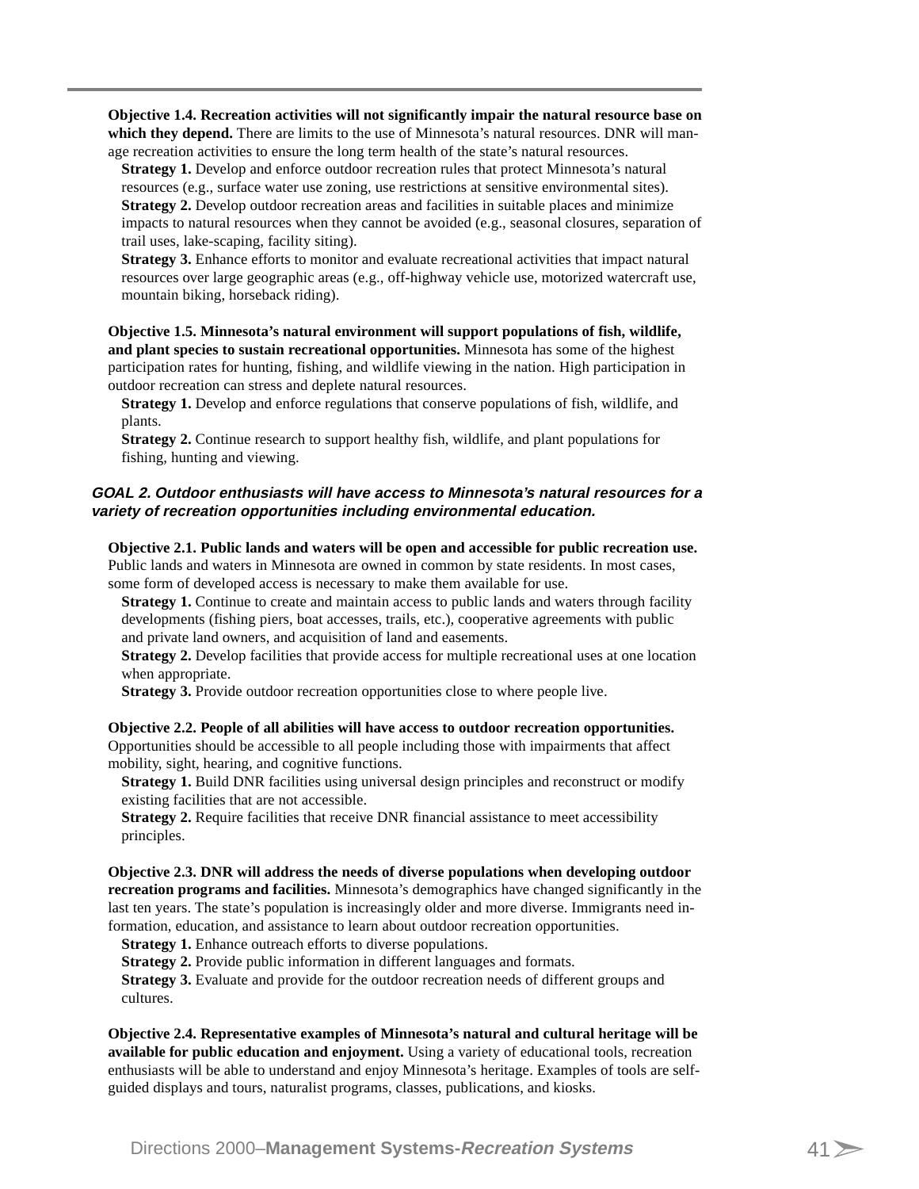**Objective 1.4. Recreation activities will not significantly impair the natural resource base on which they depend.** There are limits to the use of Minnesota's natural resources. DNR will manage recreation activities to ensure the long term health of the state's natural resources.

**Strategy 1.** Develop and enforce outdoor recreation rules that protect Minnesota's natural resources (e.g., surface water use zoning, use restrictions at sensitive environmental sites).

**Strategy 2.** Develop outdoor recreation areas and facilities in suitable places and minimize impacts to natural resources when they cannot be avoided (e.g., seasonal closures, separation of trail uses, lake-scaping, facility siting).

**Strategy 3.** Enhance efforts to monitor and evaluate recreational activities that impact natural resources over large geographic areas (e.g., off-highway vehicle use, motorized watercraft use, mountain biking, horseback riding).

**Objective 1.5. Minnesota's natural environment will support populations of fish, wildlife, and plant species to sustain recreational opportunities.** Minnesota has some of the highest participation rates for hunting, fishing, and wildlife viewing in the nation. High participation in outdoor recreation can stress and deplete natural resources.

**Strategy 1.** Develop and enforce regulations that conserve populations of fish, wildlife, and plants.

**Strategy 2.** Continue research to support healthy fish, wildlife, and plant populations for fishing, hunting and viewing.

## *GOAL 2. Outdoor enthusiasts will have access to Minnesota's natural resources for a variety of recreation opportunities including environmental education.*

**Objective 2.1. Public lands and waters will be open and accessible for public recreation use.** Public lands and waters in Minnesota are owned in common by state residents. In most cases, some form of developed access is necessary to make them available for use.

**Strategy 1.** Continue to create and maintain access to public lands and waters through facility developments (fishing piers, boat accesses, trails, etc.), cooperative agreements with public and private land owners, and acquisition of land and easements.

**Strategy 2.** Develop facilities that provide access for multiple recreational uses at one location when appropriate.

**Strategy 3.** Provide outdoor recreation opportunities close to where people live.

**Objective 2.2. People of all abilities will have access to outdoor recreation opportunities.** Opportunities should be accessible to all people including those with impairments that affect mobility, sight, hearing, and cognitive functions.

**Strategy 1.** Build DNR facilities using universal design principles and reconstruct or modify existing facilities that are not accessible.

**Strategy 2.** Require facilities that receive DNR financial assistance to meet accessibility principles.

**Objective 2.3. DNR will address the needs of diverse populations when developing outdoor recreation programs and facilities.** Minnesota's demographics have changed significantly in the last ten years. The state's population is increasingly older and more diverse. Immigrants need information, education, and assistance to learn about outdoor recreation opportunities.

**Strategy 1.** Enhance outreach efforts to diverse populations.

**Strategy 2.** Provide public information in different languages and formats.

**Strategy 3.** Evaluate and provide for the outdoor recreation needs of different groups and cultures.

**Objective 2.4. Representative examples of Minnesota's natural and cultural heritage will be available for public education and enjoyment.** Using a variety of educational tools, recreation enthusiasts will be able to understand and enjoy Minnesota's heritage. Examples of tools are self-guided displays and tours, naturalist programs, classes, publications, and kiosks.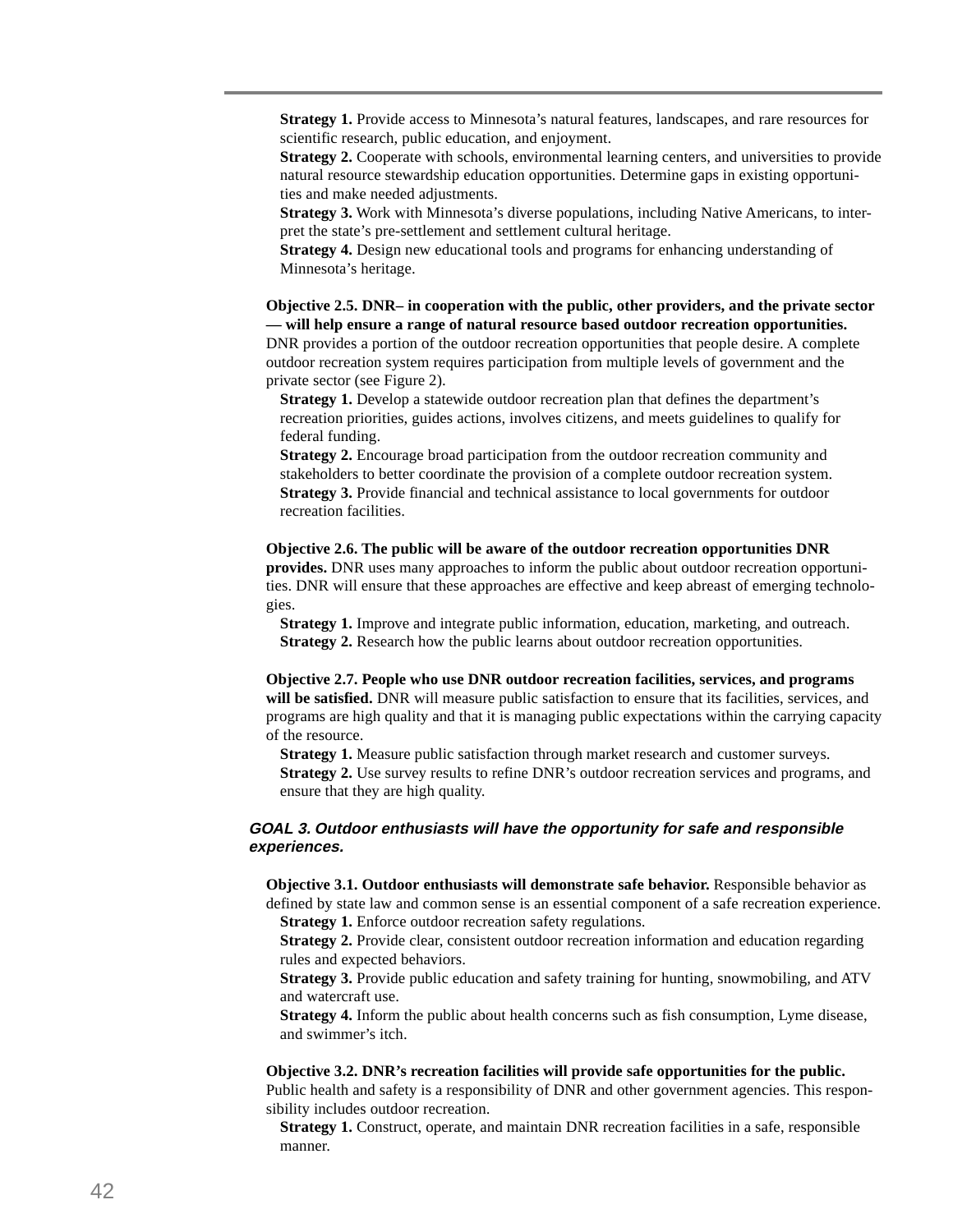**Strategy 1.** Provide access to Minnesota's natural features, landscapes, and rare resources for scientific research, public education, and enjoyment.

**Strategy 2.** Cooperate with schools, environmental learning centers, and universities to provide natural resource stewardship education opportunities. Determine gaps in existing opportunities and make needed adjustments.

**Strategy 3.** Work with Minnesota's diverse populations, including Native Americans, to interpret the state's pre-settlement and settlement cultural heritage.

**Strategy 4.** Design new educational tools and programs for enhancing understanding of Minnesota's heritage.

**Objective 2.5. DNR– in cooperation with the public, other providers, and the private sector — will help ensure a range of natural resource based outdoor recreation opportunities.** DNR provides a portion of the outdoor recreation opportunities that people desire. A complete outdoor recreation system requires participation from multiple levels of government and the private sector (see Figure 2).

**Strategy 1.** Develop a statewide outdoor recreation plan that defines the department's recreation priorities, guides actions, involves citizens, and meets guidelines to qualify for federal funding.

**Strategy 2.** Encourage broad participation from the outdoor recreation community and stakeholders to better coordinate the provision of a complete outdoor recreation system.

**Strategy 3.** Provide financial and technical assistance to local governments for outdoor recreation facilities.

**Objective 2.6. The public will be aware of the outdoor recreation opportunities DNR provides.** DNR uses many approaches to inform the public about outdoor recreation opportunities. DNR will ensure that these approaches are effective and keep abreast of emerging technologies.

**Strategy 1.** Improve and integrate public information, education, marketing, and outreach.

**Strategy 2.** Research how the public learns about outdoor recreation opportunities.

**Objective 2.7. People who use DNR outdoor recreation facilities, services, and programs will be satisfied.** DNR will measure public satisfaction to ensure that its facilities, services, and programs are high quality and that it is managing public expectations within the carrying capacity of the resource.

**Strategy 1.** Measure public satisfaction through market research and customer surveys.

**Strategy 2.** Use survey results to refine DNR's outdoor recreation services and programs, and ensure that they are high quality.

### *GOAL 3. Outdoor enthusiasts will have the opportunity for safe and responsible experiences.*

**Objective 3.1. Outdoor enthusiasts will demonstrate safe behavior.** Responsible behavior as defined by state law and common sense is an essential component of a safe recreation experience.

**Strategy 1.** Enforce outdoor recreation safety regulations.

**Strategy 2.** Provide clear, consistent outdoor recreation information and education regarding rules and expected behaviors.

**Strategy 3.** Provide public education and safety training for hunting, snowmobiling, and ATV and watercraft use.

**Strategy 4.** Inform the public about health concerns such as fish consumption, Lyme disease, and swimmer's itch.

**Objective 3.2. DNR's recreation facilities will provide safe opportunities for the public.** Public health and safety is a responsibility of DNR and other government agencies. This responsibility includes outdoor recreation.

**Strategy 1.** Construct, operate, and maintain DNR recreation facilities in a safe, responsible manner.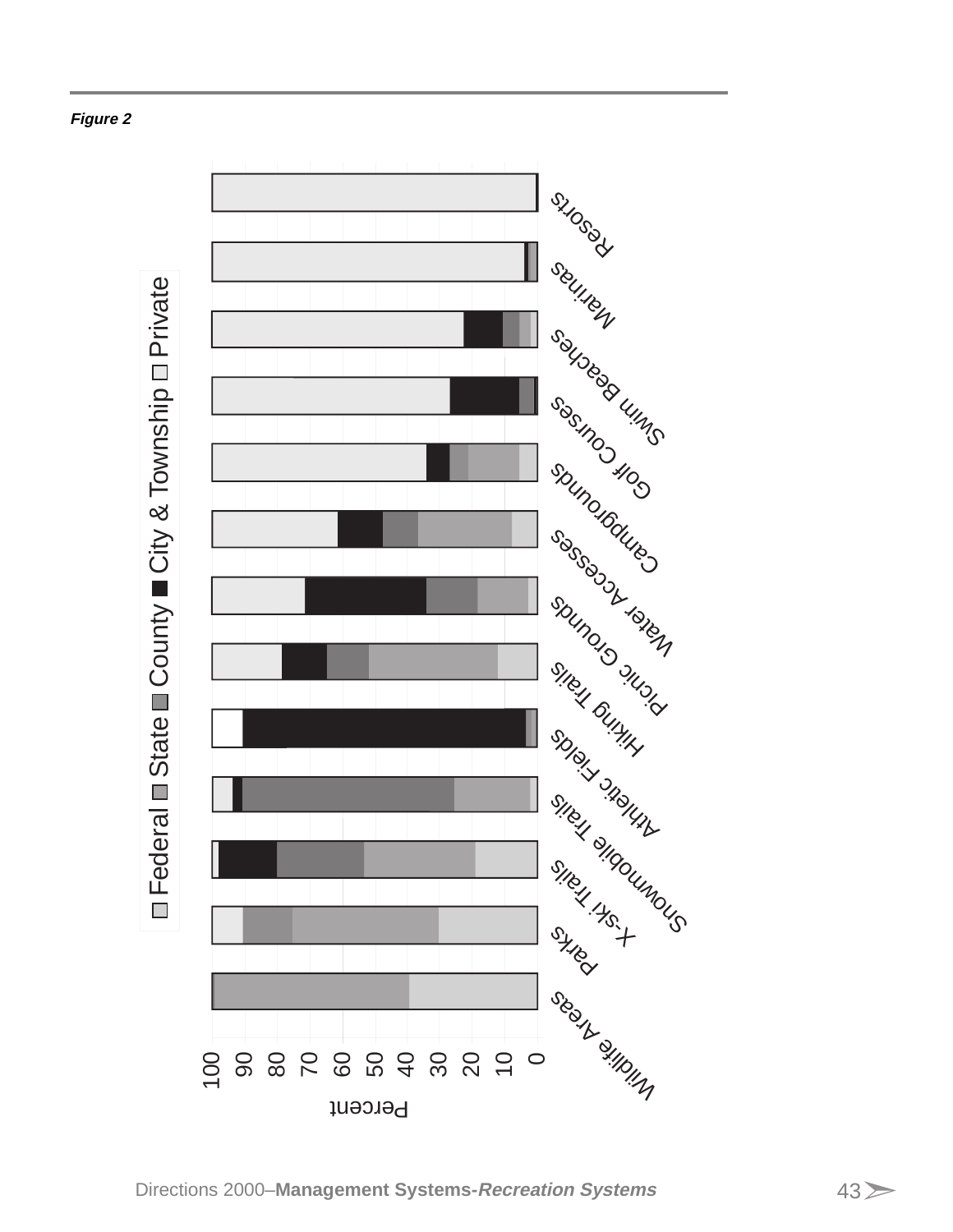*Figure 2*

Federal ■ State ■ County ■ City & Township ■ Private

Resorts

Marinas

Swim Beaches

Golf Courses

Campgrounds

Water Accesses

Picnic Grounds

Hiking Trails

Athletic Fields

Snowmobile Trails

X-ski Trails

Parks

Wildlife Areas

Percent

0 10 20 30 40 50 60 70 80 90 100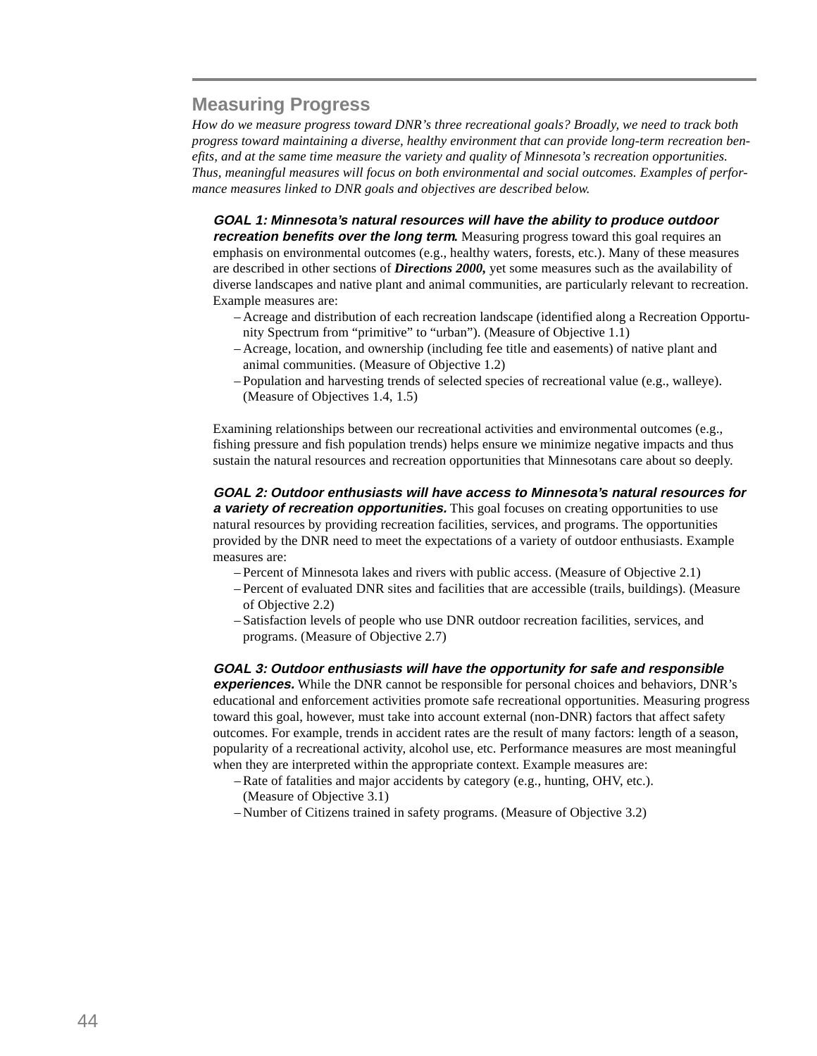## Measuring Progress

*How do we measure progress toward DNR's three recreational goals? Broadly, we need to track both progress toward maintaining a diverse, healthy environment that can provide long-term recreation benefits, and at the same time measure the variety and quality of Minnesota's recreation opportunities. Thus, meaningful measures will focus on both environmental and social outcomes. Examples of performance measures linked to DNR goals and objectives are described below.*

***GOAL 1: Minnesota's natural resources will have the ability to produce outdoor recreation benefits over the long term.*** Measuring progress toward this goal requires an emphasis on environmental outcomes (e.g., healthy waters, forests, etc.). Many of these measures are described in other sections of ***Directions 2000,*** yet some measures such as the availability of diverse landscapes and native plant and animal communities, are particularly relevant to recreation. Example measures are:

- Acreage and distribution of each recreation landscape (identified along a Recreation Opportunity Spectrum from "primitive" to "urban"). (Measure of Objective 1.1)
- Acreage, location, and ownership (including fee title and easements) of native plant and animal communities. (Measure of Objective 1.2)
- Population and harvesting trends of selected species of recreational value (e.g., walleye). (Measure of Objectives 1.4, 1.5)

Examining relationships between our recreational activities and environmental outcomes (e.g., fishing pressure and fish population trends) helps ensure we minimize negative impacts and thus sustain the natural resources and recreation opportunities that Minnesotans care about so deeply.

***GOAL 2: Outdoor enthusiasts will have access to Minnesota's natural resources for a variety of recreation opportunities.*** This goal focuses on creating opportunities to use natural resources by providing recreation facilities, services, and programs. The opportunities provided by the DNR need to meet the expectations of a variety of outdoor enthusiasts. Example measures are:

- Percent of Minnesota lakes and rivers with public access. (Measure of Objective 2.1)
- Percent of evaluated DNR sites and facilities that are accessible (trails, buildings). (Measure of Objective 2.2)
- Satisfaction levels of people who use DNR outdoor recreation facilities, services, and programs. (Measure of Objective 2.7)

***GOAL 3: Outdoor enthusiasts will have the opportunity for safe and responsible experiences.*** While the DNR cannot be responsible for personal choices and behaviors, DNR's educational and enforcement activities promote safe recreational opportunities. Measuring progress toward this goal, however, must take into account external (non-DNR) factors that affect safety outcomes. For example, trends in accident rates are the result of many factors: length of a season, popularity of a recreational activity, alcohol use, etc. Performance measures are most meaningful when they are interpreted within the appropriate context. Example measures are:

- Rate of fatalities and major accidents by category (e.g., hunting, OHV, etc.). (Measure of Objective 3.1)
- Number of Citizens trained in safety programs. (Measure of Objective 3.2)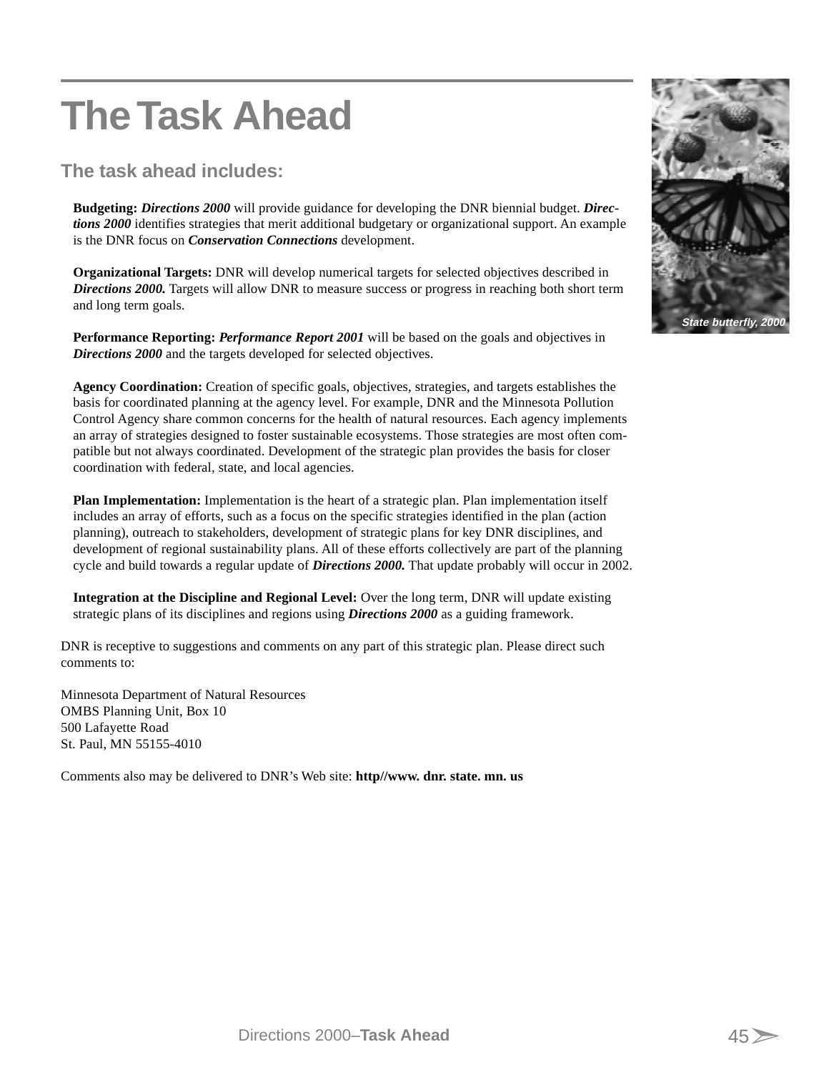# The Task Ahead

## The task ahead includes:

**Budgeting:** ***Directions 2000*** will provide guidance for developing the DNR biennial budget. ***Directions 2000*** identifies strategies that merit additional budgetary or organizational support. An example is the DNR focus on ***Conservation Connections*** development.

**Organizational Targets:** DNR will develop numerical targets for selected objectives described in ***Directions 2000.*** Targets will allow DNR to measure success or progress in reaching both short term and long term goals.

**Performance Reporting:** ***Performance Report 2001*** will be based on the goals and objectives in ***Directions 2000*** and the targets developed for selected objectives.

**Agency Coordination:** Creation of specific goals, objectives, strategies, and targets establishes the basis for coordinated planning at the agency level. For example, DNR and the Minnesota Pollution Control Agency share common concerns for the health of natural resources. Each agency implements an array of strategies designed to foster sustainable ecosystems. Those strategies are most often compatible but not always coordinated. Development of the strategic plan provides the basis for closer coordination with federal, state, and local agencies.

**Plan Implementation:** Implementation is the heart of a strategic plan. Plan implementation itself includes an array of efforts, such as a focus on the specific strategies identified in the plan (action planning), outreach to stakeholders, development of strategic plans for key DNR disciplines, and development of regional sustainability plans. All of these efforts collectively are part of the planning cycle and build towards a regular update of ***Directions 2000.*** That update probably will occur in 2002.

**Integration at the Discipline and Regional Level:** Over the long term, DNR will update existing strategic plans of its disciplines and regions using ***Directions 2000*** as a guiding framework.

*State butterfly, 2000*

DNR is receptive to suggestions and comments on any part of this strategic plan. Please direct such comments to:

Minnesota Department of Natural Resources
OMBS Planning Unit, Box 10
500 Lafayette Road
St. Paul, MN 55155-4010

Comments also may be delivered to DNR's Web site: **http//www. dnr. state. mn. us**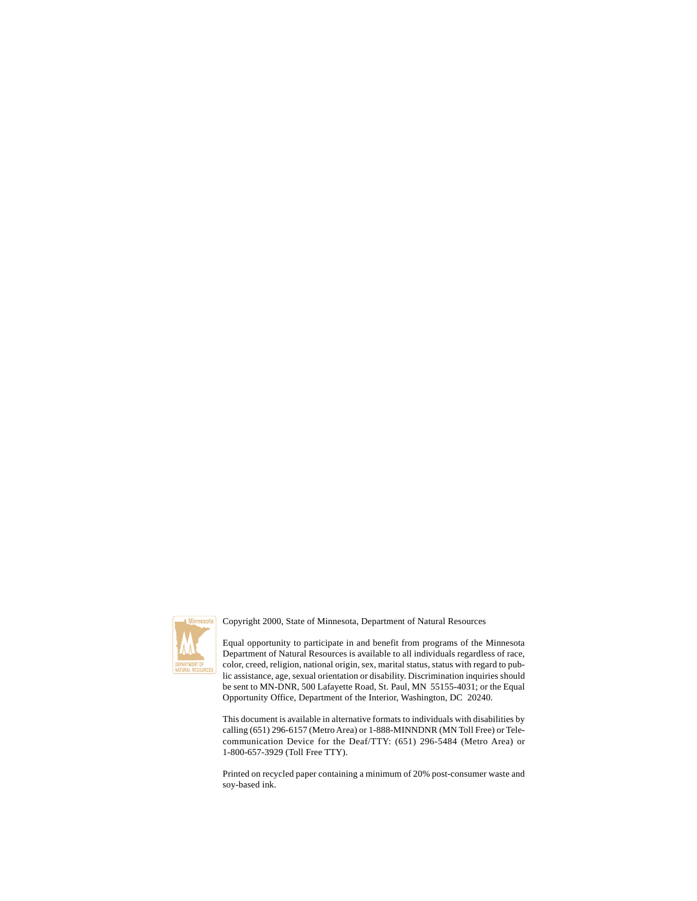Copyright 2000, State of Minnesota, Department of Natural Resources

Equal opportunity to participate in and benefit from programs of the Minnesota Department of Natural Resources is available to all individuals regardless of race, color, creed, religion, national origin, sex, marital status, status with regard to public assistance, age, sexual orientation or disability. Discrimination inquiries should be sent to MN-DNR, 500 Lafayette Road, St. Paul, MN 55155-4031; or the Equal Opportunity Office, Department of the Interior, Washington, DC 20240.

This document is available in alternative formats to individuals with disabilities by calling (651) 296-6157 (Metro Area) or 1-888-MINNDNR (MN Toll Free) or Telecommunication Device for the Deaf/TTY: (651) 296-5484 (Metro Area) or 1-800-657-3929 (Toll Free TTY).

Printed on recycled paper containing a minimum of 20% post-consumer waste and soy-based ink.